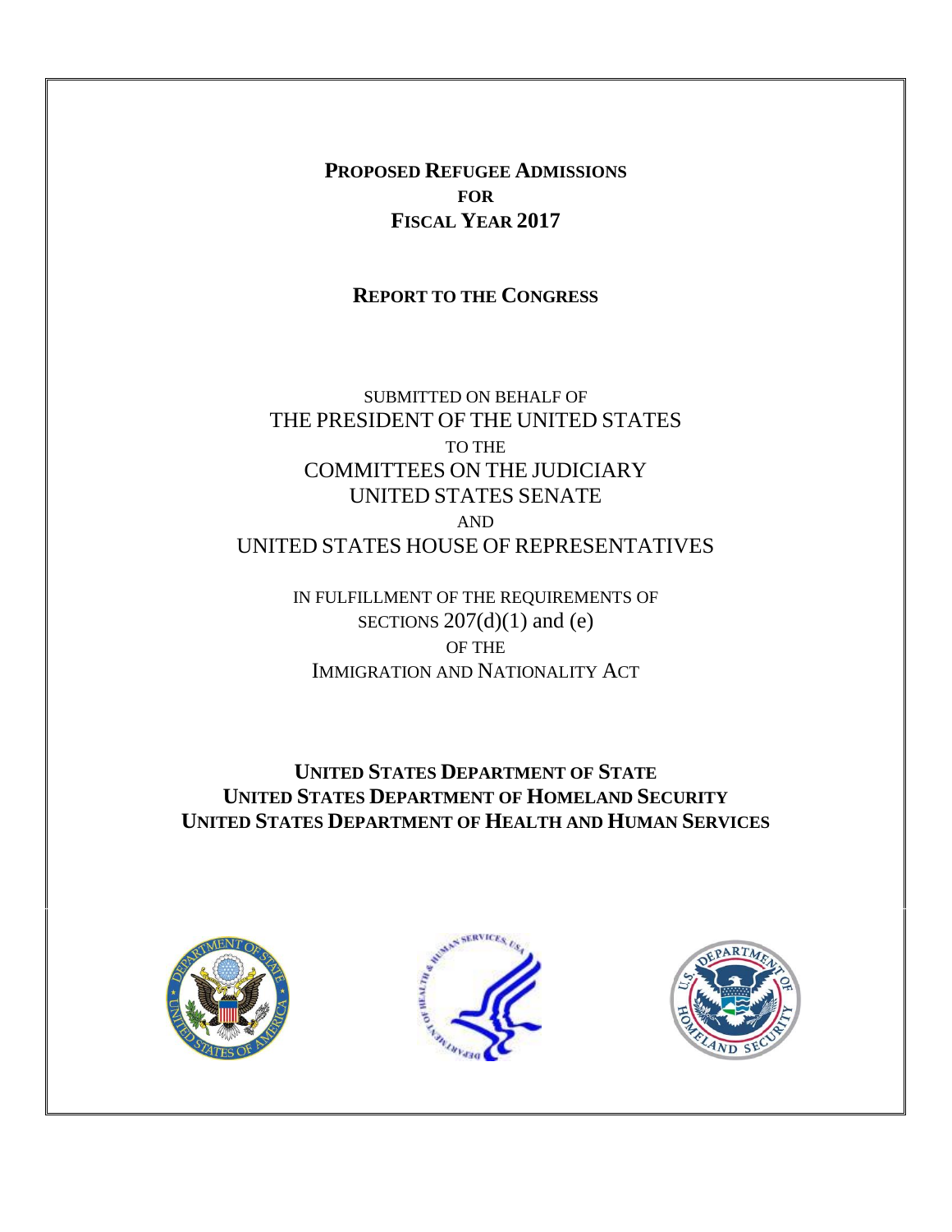# PROPOSED REFUGEE ADMISSIONS FOR FISCAL YEAR 2017

## REPORT TO THE CONGRESS

SUBMITTED ON BEHALF OF
THE PRESIDENT OF THE UNITED STATES
TO THE
COMMITTEES ON THE JUDICIARY
UNITED STATES SENATE
AND
UNITED STATES HOUSE OF REPRESENTATIVES

IN FULFILLMENT OF THE REQUIREMENTS OF
SECTIONS 207(d)(1) and (e)
OF THE
IMMIGRATION AND NATIONALITY ACT

**UNITED STATES DEPARTMENT OF STATE**
**UNITED STATES DEPARTMENT OF HOMELAND SECURITY**
**UNITED STATES DEPARTMENT OF HEALTH AND HUMAN SERVICES**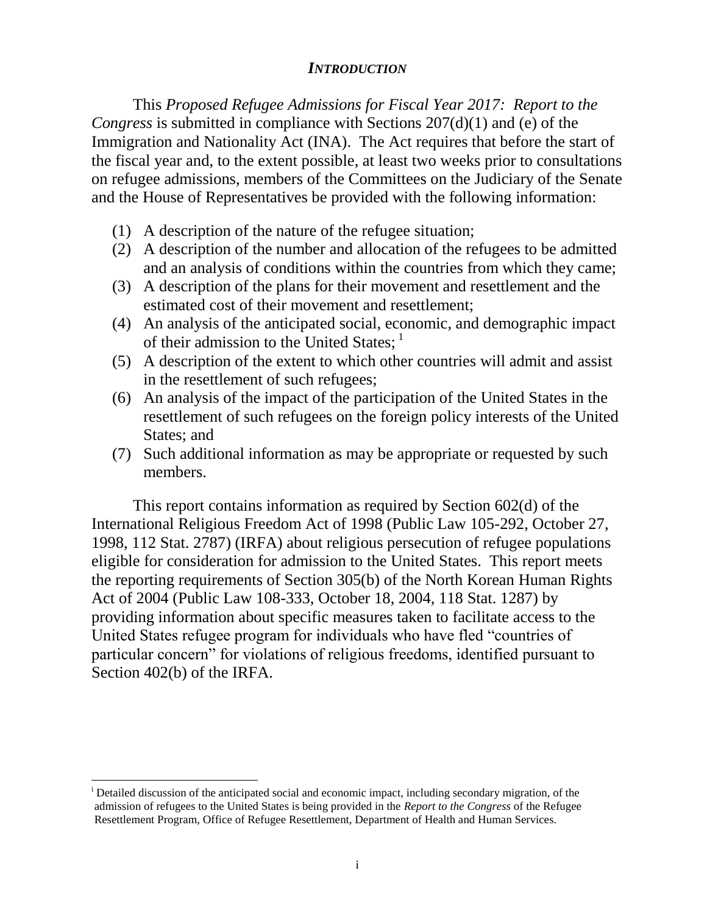## *INTRODUCTION*

This *Proposed Refugee Admissions for Fiscal Year 2017: Report to the Congress* is submitted in compliance with Sections 207(d)(1) and (e) of the Immigration and Nationality Act (INA). The Act requires that before the start of the fiscal year and, to the extent possible, at least two weeks prior to consultations on refugee admissions, members of the Committees on the Judiciary of the Senate and the House of Representatives be provided with the following information:

(1) A description of the nature of the refugee situation;
(2) A description of the number and allocation of the refugees to be admitted and an analysis of conditions within the countries from which they came;
(3) A description of the plans for their movement and resettlement and the estimated cost of their movement and resettlement;
(4) An analysis of the anticipated social, economic, and demographic impact of their admission to the United States; [1]
(5) A description of the extent to which other countries will admit and assist in the resettlement of such refugees;
(6) An analysis of the impact of the participation of the United States in the resettlement of such refugees on the foreign policy interests of the United States; and
(7) Such additional information as may be appropriate or requested by such members.

This report contains information as required by Section 602(d) of the International Religious Freedom Act of 1998 (Public Law 105-292, October 27, 1998, 112 Stat. 2787) (IRFA) about religious persecution of refugee populations eligible for consideration for admission to the United States. This report meets the reporting requirements of Section 305(b) of the North Korean Human Rights Act of 2004 (Public Law 108-333, October 18, 2004, 118 Stat. 1287) by providing information about specific measures taken to facilitate access to the United States refugee program for individuals who have fled "countries of particular concern" for violations of religious freedoms, identified pursuant to Section 402(b) of the IRFA.

[i] Detailed discussion of the anticipated social and economic impact, including secondary migration, of the admission of refugees to the United States is being provided in the *Report to the Congress* of the Refugee Resettlement Program, Office of Refugee Resettlement, Department of Health and Human Services.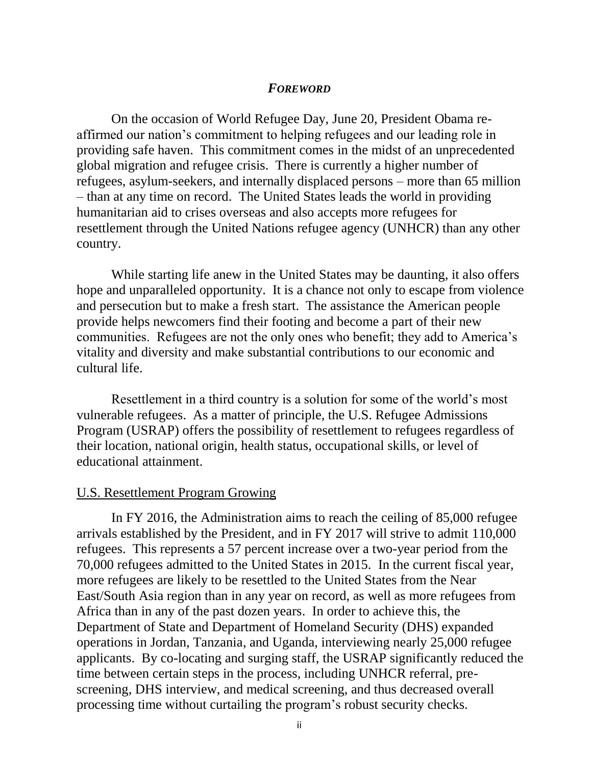## *FOREWORD*

On the occasion of World Refugee Day, June 20, President Obama re-affirmed our nation's commitment to helping refugees and our leading role in providing safe haven. This commitment comes in the midst of an unprecedented global migration and refugee crisis. There is currently a higher number of refugees, asylum-seekers, and internally displaced persons – more than 65 million – than at any time on record. The United States leads the world in providing humanitarian aid to crises overseas and also accepts more refugees for resettlement through the United Nations refugee agency (UNHCR) than any other country.

While starting life anew in the United States may be daunting, it also offers hope and unparalleled opportunity. It is a chance not only to escape from violence and persecution but to make a fresh start. The assistance the American people provide helps newcomers find their footing and become a part of their new communities. Refugees are not the only ones who benefit; they add to America's vitality and diversity and make substantial contributions to our economic and cultural life.

Resettlement in a third country is a solution for some of the world's most vulnerable refugees. As a matter of principle, the U.S. Refugee Admissions Program (USRAP) offers the possibility of resettlement to refugees regardless of their location, national origin, health status, occupational skills, or level of educational attainment.

### U.S. Resettlement Program Growing

In FY 2016, the Administration aims to reach the ceiling of 85,000 refugee arrivals established by the President, and in FY 2017 will strive to admit 110,000 refugees. This represents a 57 percent increase over a two-year period from the 70,000 refugees admitted to the United States in 2015. In the current fiscal year, more refugees are likely to be resettled to the United States from the Near East/South Asia region than in any year on record, as well as more refugees from Africa than in any of the past dozen years. In order to achieve this, the Department of State and Department of Homeland Security (DHS) expanded operations in Jordan, Tanzania, and Uganda, interviewing nearly 25,000 refugee applicants. By co-locating and surging staff, the USRAP significantly reduced the time between certain steps in the process, including UNHCR referral, pre-screening, DHS interview, and medical screening, and thus decreased overall processing time without curtailing the program's robust security checks.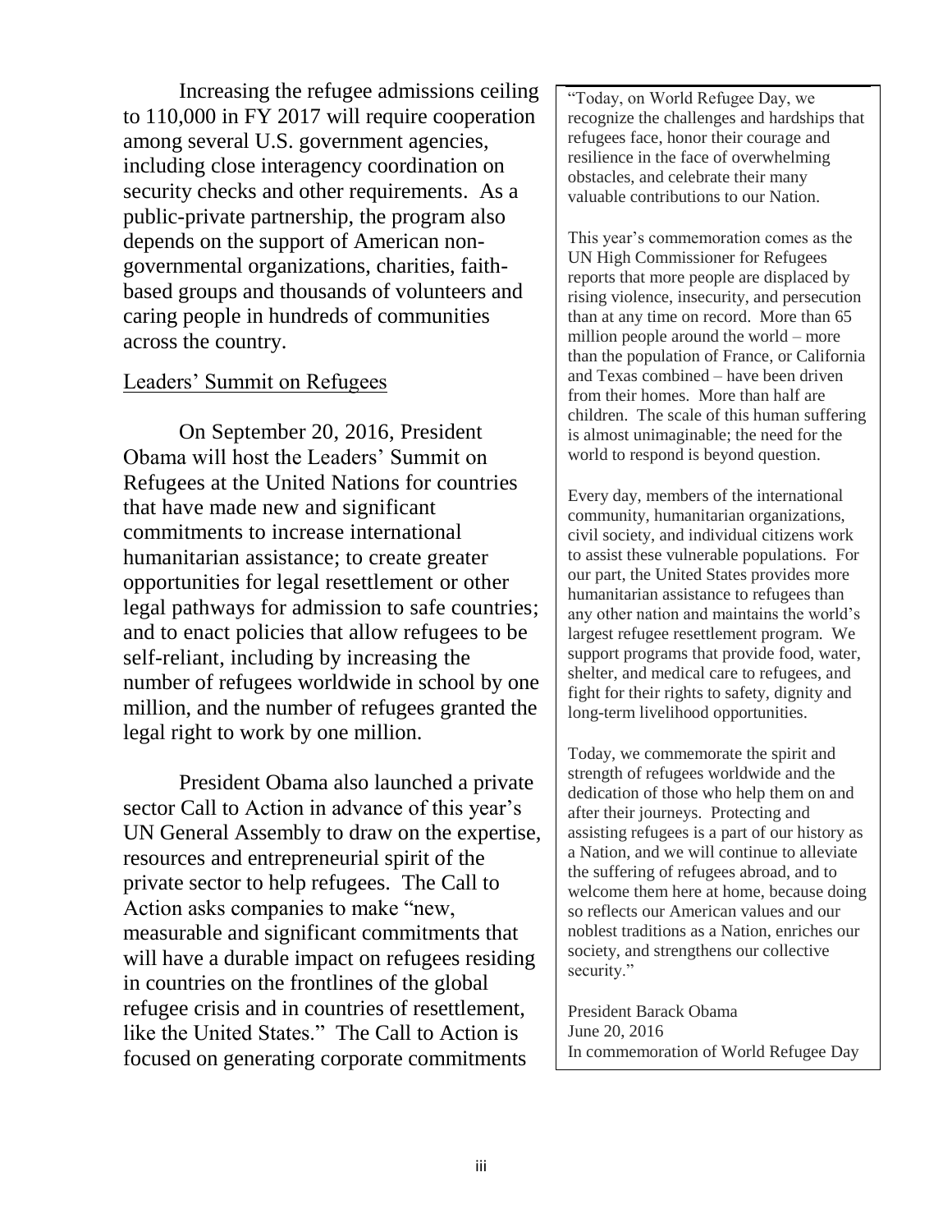Increasing the refugee admissions ceiling to 110,000 in FY 2017 will require cooperation among several U.S. government agencies, including close interagency coordination on security checks and other requirements. As a public-private partnership, the program also depends on the support of American non-governmental organizations, charities, faith-based groups and thousands of volunteers and caring people in hundreds of communities across the country.

## Leaders' Summit on Refugees

On September 20, 2016, President Obama will host the Leaders' Summit on Refugees at the United Nations for countries that have made new and significant commitments to increase international humanitarian assistance; to create greater opportunities for legal resettlement or other legal pathways for admission to safe countries; and to enact policies that allow refugees to be self-reliant, including by increasing the number of refugees worldwide in school by one million, and the number of refugees granted the legal right to work by one million.

President Obama also launched a private sector Call to Action in advance of this year's UN General Assembly to draw on the expertise, resources and entrepreneurial spirit of the private sector to help refugees. The Call to Action asks companies to make "new, measurable and significant commitments that will have a durable impact on refugees residing in countries on the frontlines of the global refugee crisis and in countries of resettlement, like the United States." The Call to Action is focused on generating corporate commitments

> "Today, on World Refugee Day, we recognize the challenges and hardships that refugees face, honor their courage and resilience in the face of overwhelming obstacles, and celebrate their many valuable contributions to our Nation.
>
> This year's commemoration comes as the UN High Commissioner for Refugees reports that more people are displaced by rising violence, insecurity, and persecution than at any time on record. More than 65 million people around the world – more than the population of France, or California and Texas combined – have been driven from their homes. More than half are children. The scale of this human suffering is almost unimaginable; the need for the world to respond is beyond question.
>
> Every day, members of the international community, humanitarian organizations, civil society, and individual citizens work to assist these vulnerable populations. For our part, the United States provides more humanitarian assistance to refugees than any other nation and maintains the world's largest refugee resettlement program. We support programs that provide food, water, shelter, and medical care to refugees, and fight for their rights to safety, dignity and long-term livelihood opportunities.
>
> Today, we commemorate the spirit and strength of refugees worldwide and the dedication of those who help them on and after their journeys. Protecting and assisting refugees is a part of our history as a Nation, and we will continue to alleviate the suffering of refugees abroad, and to welcome them here at home, because doing so reflects our American values and our noblest traditions as a Nation, enriches our society, and strengthens our collective security."
>
> President Barack Obama
> June 20, 2016
> In commemoration of World Refugee Day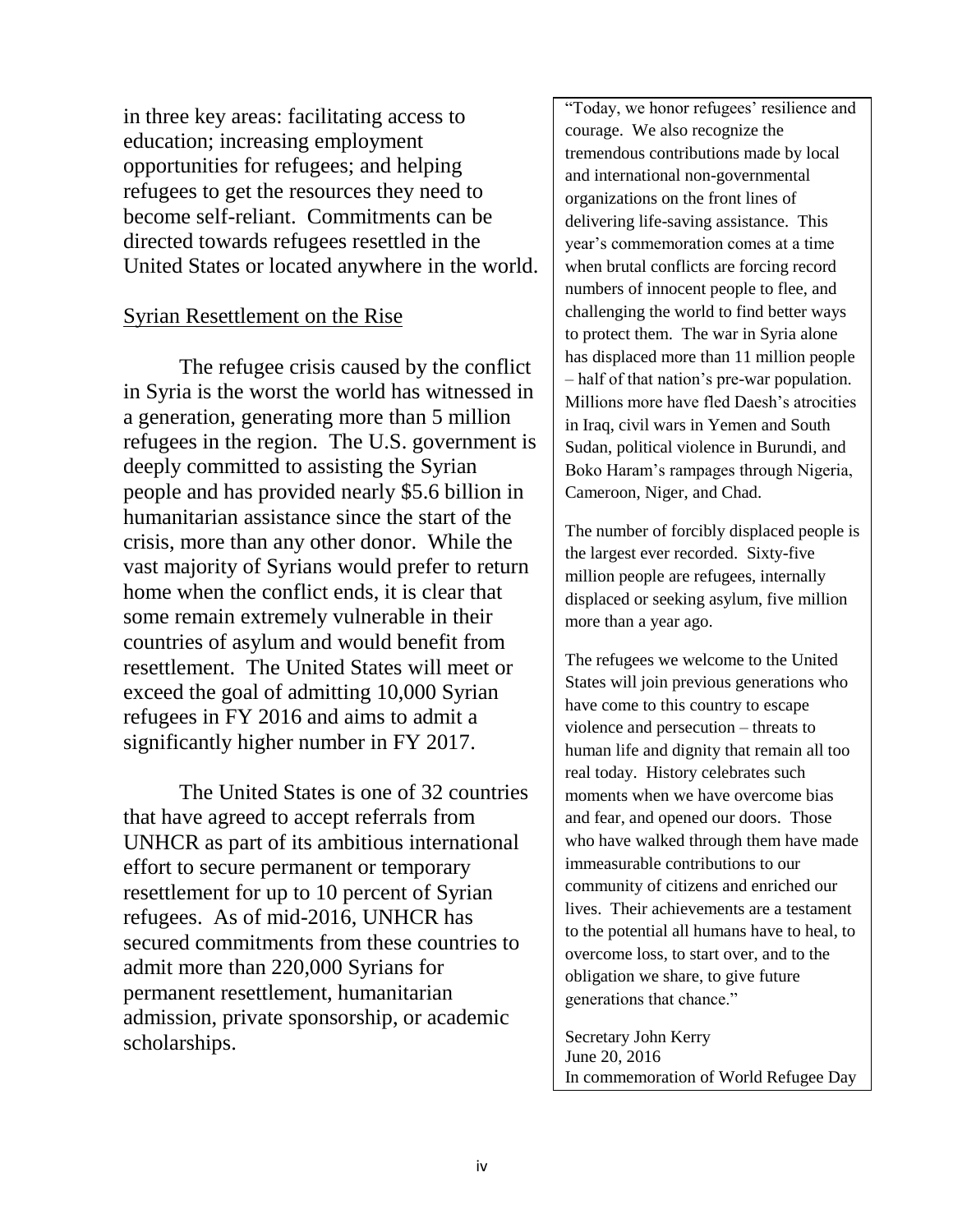in three key areas: facilitating access to education; increasing employment opportunities for refugees; and helping refugees to get the resources they need to become self-reliant. Commitments can be directed towards refugees resettled in the United States or located anywhere in the world.

## Syrian Resettlement on the Rise

The refugee crisis caused by the conflict in Syria is the worst the world has witnessed in a generation, generating more than 5 million refugees in the region. The U.S. government is deeply committed to assisting the Syrian people and has provided nearly $5.6 billion in humanitarian assistance since the start of the crisis, more than any other donor. While the vast majority of Syrians would prefer to return home when the conflict ends, it is clear that some remain extremely vulnerable in their countries of asylum and would benefit from resettlement. The United States will meet or exceed the goal of admitting 10,000 Syrian refugees in FY 2016 and aims to admit a significantly higher number in FY 2017.

The United States is one of 32 countries that have agreed to accept referrals from UNHCR as part of its ambitious international effort to secure permanent or temporary resettlement for up to 10 percent of Syrian refugees. As of mid-2016, UNHCR has secured commitments from these countries to admit more than 220,000 Syrians for permanent resettlement, humanitarian admission, private sponsorship, or academic scholarships.

> "Today, we honor refugees' resilience and courage. We also recognize the tremendous contributions made by local and international non-governmental organizations on the front lines of delivering life-saving assistance. This year's commemoration comes at a time when brutal conflicts are forcing record numbers of innocent people to flee, and challenging the world to find better ways to protect them. The war in Syria alone has displaced more than 11 million people – half of that nation's pre-war population. Millions more have fled Daesh's atrocities in Iraq, civil wars in Yemen and South Sudan, political violence in Burundi, and Boko Haram's rampages through Nigeria, Cameroon, Niger, and Chad.
>
> The number of forcibly displaced people is the largest ever recorded. Sixty-five million people are refugees, internally displaced or seeking asylum, five million more than a year ago.
>
> The refugees we welcome to the United States will join previous generations who have come to this country to escape violence and persecution – threats to human life and dignity that remain all too real today. History celebrates such moments when we have overcome bias and fear, and opened our doors. Those who have walked through them have made immeasurable contributions to our community of citizens and enriched our lives. Their achievements are a testament to the potential all humans have to heal, to overcome loss, to start over, and to the obligation we share, to give future generations that chance."
>
> Secretary John Kerry
> June 20, 2016
> In commemoration of World Refugee Day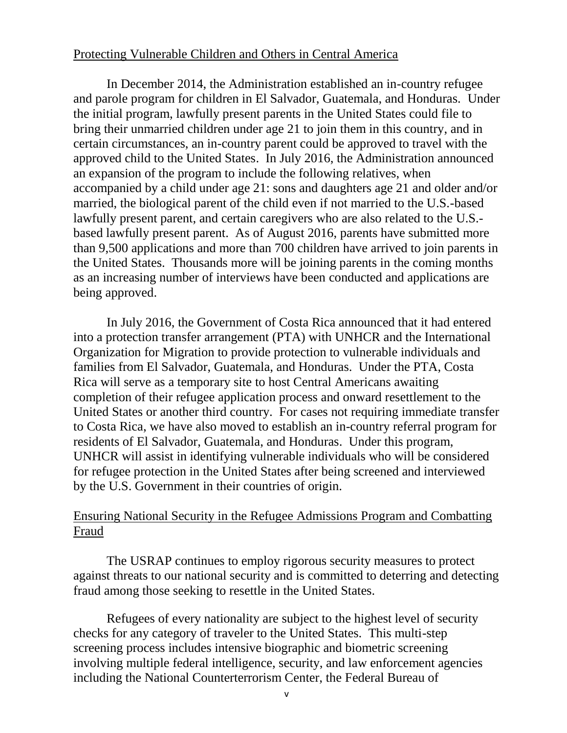Protecting Vulnerable Children and Others in Central America

In December 2014, the Administration established an in-country refugee and parole program for children in El Salvador, Guatemala, and Honduras. Under the initial program, lawfully present parents in the United States could file to bring their unmarried children under age 21 to join them in this country, and in certain circumstances, an in-country parent could be approved to travel with the approved child to the United States. In July 2016, the Administration announced an expansion of the program to include the following relatives, when accompanied by a child under age 21: sons and daughters age 21 and older and/or married, the biological parent of the child even if not married to the U.S.-based lawfully present parent, and certain caregivers who are also related to the U.S.-based lawfully present parent. As of August 2016, parents have submitted more than 9,500 applications and more than 700 children have arrived to join parents in the United States. Thousands more will be joining parents in the coming months as an increasing number of interviews have been conducted and applications are being approved.

In July 2016, the Government of Costa Rica announced that it had entered into a protection transfer arrangement (PTA) with UNHCR and the International Organization for Migration to provide protection to vulnerable individuals and families from El Salvador, Guatemala, and Honduras. Under the PTA, Costa Rica will serve as a temporary site to host Central Americans awaiting completion of their refugee application process and onward resettlement to the United States or another third country. For cases not requiring immediate transfer to Costa Rica, we have also moved to establish an in-country referral program for residents of El Salvador, Guatemala, and Honduras. Under this program, UNHCR will assist in identifying vulnerable individuals who will be considered for refugee protection in the United States after being screened and interviewed by the U.S. Government in their countries of origin.

Ensuring National Security in the Refugee Admissions Program and Combatting Fraud

The USRAP continues to employ rigorous security measures to protect against threats to our national security and is committed to deterring and detecting fraud among those seeking to resettle in the United States.

Refugees of every nationality are subject to the highest level of security checks for any category of traveler to the United States. This multi-step screening process includes intensive biographic and biometric screening involving multiple federal intelligence, security, and law enforcement agencies including the National Counterterrorism Center, the Federal Bureau of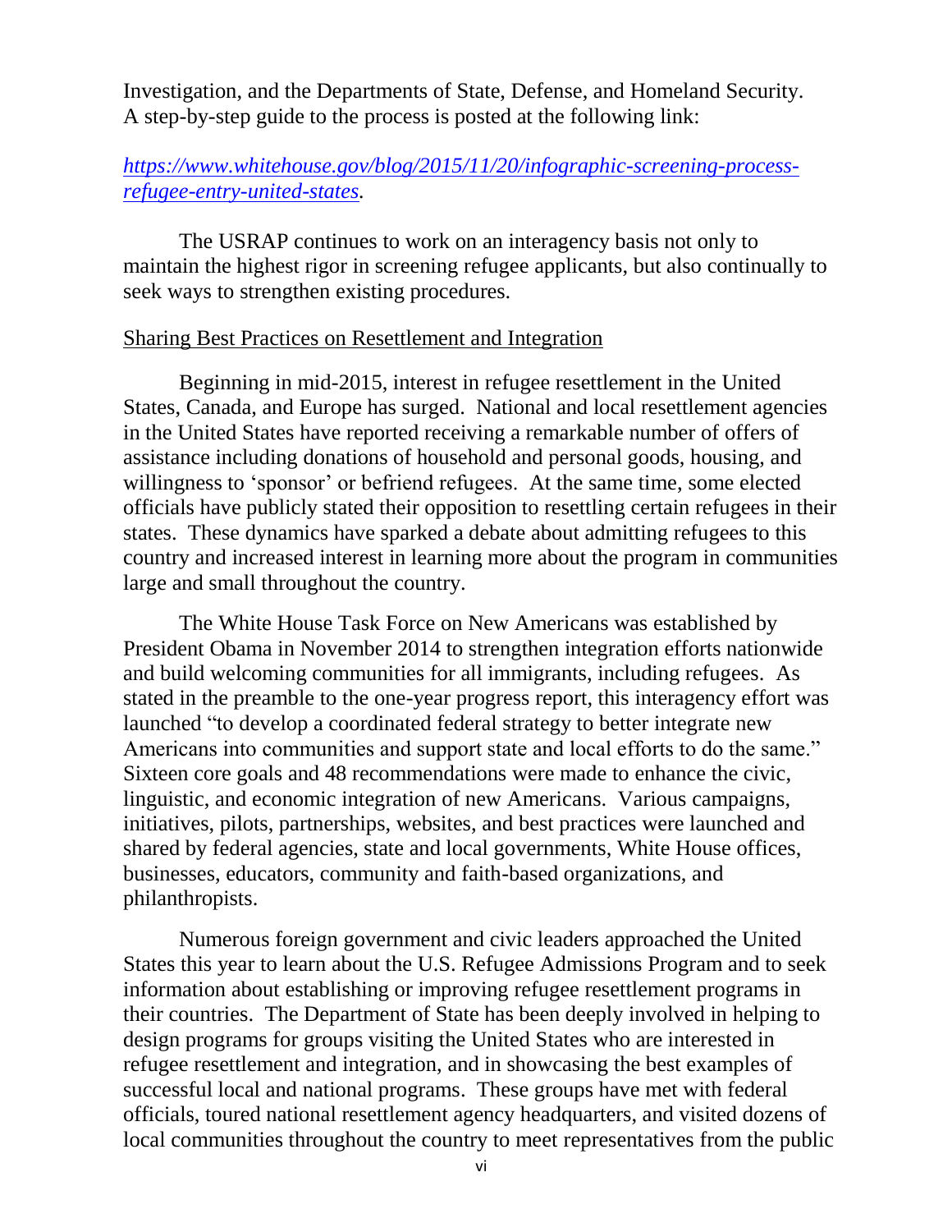Investigation, and the Departments of State, Defense, and Homeland Security. A step-by-step guide to the process is posted at the following link:

*https://www.whitehouse.gov/blog/2015/11/20/infographic-screening-process-refugee-entry-united-states.*

The USRAP continues to work on an interagency basis not only to maintain the highest rigor in screening refugee applicants, but also continually to seek ways to strengthen existing procedures.

Sharing Best Practices on Resettlement and Integration

Beginning in mid-2015, interest in refugee resettlement in the United States, Canada, and Europe has surged. National and local resettlement agencies in the United States have reported receiving a remarkable number of offers of assistance including donations of household and personal goods, housing, and willingness to 'sponsor' or befriend refugees. At the same time, some elected officials have publicly stated their opposition to resettling certain refugees in their states. These dynamics have sparked a debate about admitting refugees to this country and increased interest in learning more about the program in communities large and small throughout the country.

The White House Task Force on New Americans was established by President Obama in November 2014 to strengthen integration efforts nationwide and build welcoming communities for all immigrants, including refugees. As stated in the preamble to the one-year progress report, this interagency effort was launched "to develop a coordinated federal strategy to better integrate new Americans into communities and support state and local efforts to do the same." Sixteen core goals and 48 recommendations were made to enhance the civic, linguistic, and economic integration of new Americans. Various campaigns, initiatives, pilots, partnerships, websites, and best practices were launched and shared by federal agencies, state and local governments, White House offices, businesses, educators, community and faith-based organizations, and philanthropists.

Numerous foreign government and civic leaders approached the United States this year to learn about the U.S. Refugee Admissions Program and to seek information about establishing or improving refugee resettlement programs in their countries. The Department of State has been deeply involved in helping to design programs for groups visiting the United States who are interested in refugee resettlement and integration, and in showcasing the best examples of successful local and national programs. These groups have met with federal officials, toured national resettlement agency headquarters, and visited dozens of local communities throughout the country to meet representatives from the public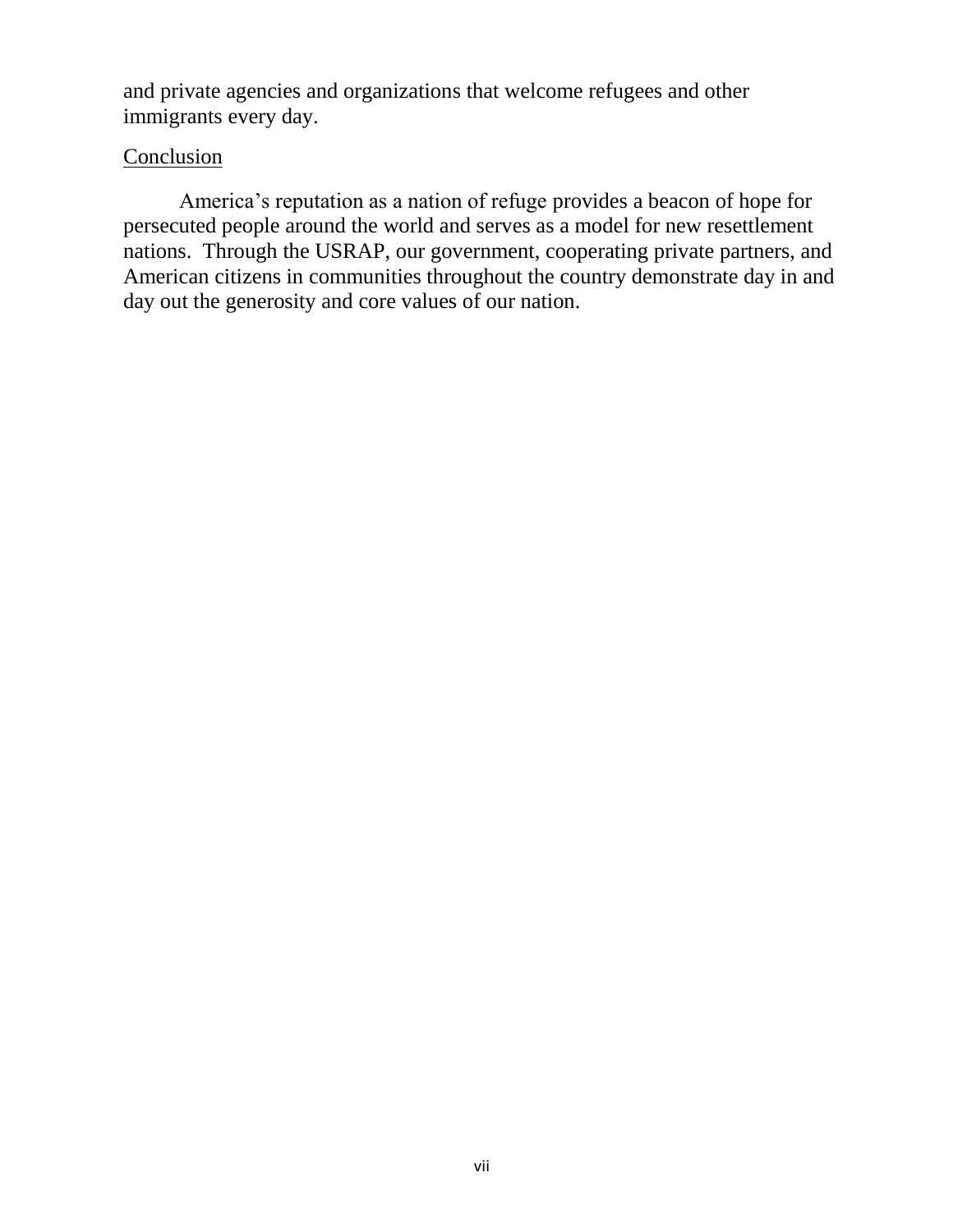and private agencies and organizations that welcome refugees and other immigrants every day.

## Conclusion

America's reputation as a nation of refuge provides a beacon of hope for persecuted people around the world and serves as a model for new resettlement nations. Through the USRAP, our government, cooperating private partners, and American citizens in communities throughout the country demonstrate day in and day out the generosity and core values of our nation.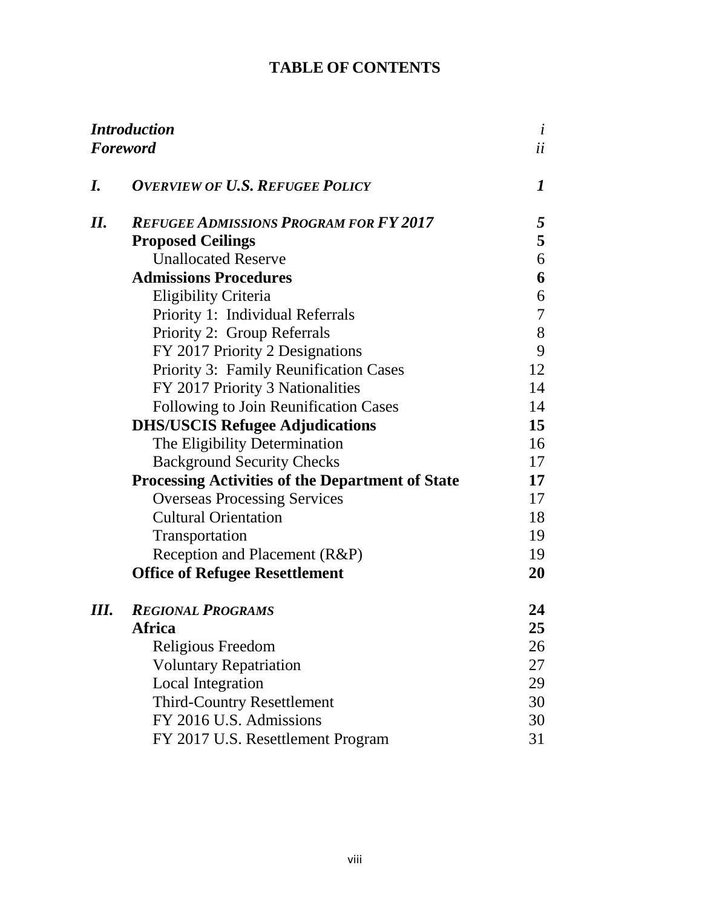# TABLE OF CONTENTS

| | | |
|---|---|---|
| ***Introduction*** | | *i* |
| ***Foreword*** | | *ii* |
| ***I.*** | ***Overview of U.S. Refugee Policy*** | ***1*** |
| ***II.*** | ***Refugee Admissions Program for FY 2017*** | ***5*** |
| | **Proposed Ceilings** | **5** |
| | Unallocated Reserve | 6 |
| | **Admissions Procedures** | **6** |
| | Eligibility Criteria | 6 |
| | Priority 1: Individual Referrals | 7 |
| | Priority 2: Group Referrals | 8 |
| | FY 2017 Priority 2 Designations | 9 |
| | Priority 3: Family Reunification Cases | 12 |
| | FY 2017 Priority 3 Nationalities | 14 |
| | Following to Join Reunification Cases | 14 |
| | **DHS/USCIS Refugee Adjudications** | **15** |
| | The Eligibility Determination | 16 |
| | Background Security Checks | 17 |
| | **Processing Activities of the Department of State** | **17** |
| | Overseas Processing Services | 17 |
| | Cultural Orientation | 18 |
| | Transportation | 19 |
| | Reception and Placement (R&P) | 19 |
| | **Office of Refugee Resettlement** | **20** |
| ***III.*** | ***Regional Programs*** | **24** |
| | **Africa** | **25** |
| | Religious Freedom | 26 |
| | Voluntary Repatriation | 27 |
| | Local Integration | 29 |
| | Third-Country Resettlement | 30 |
| | FY 2016 U.S. Admissions | 30 |
| | FY 2017 U.S. Resettlement Program | 31 |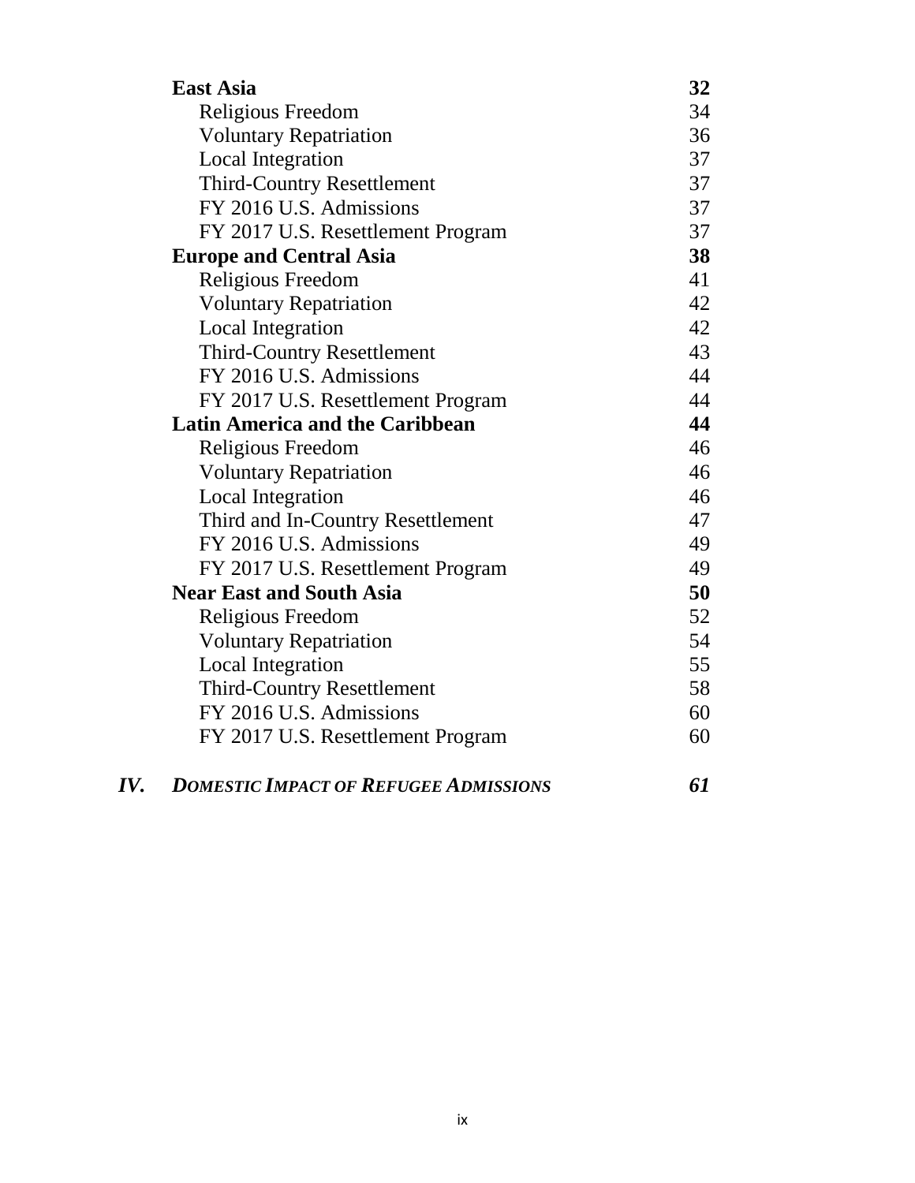| | | |
|---|---|---|
| | **East Asia** | **32** |
| | Religious Freedom | 34 |
| | Voluntary Repatriation | 36 |
| | Local Integration | 37 |
| | Third-Country Resettlement | 37 |
| | FY 2016 U.S. Admissions | 37 |
| | FY 2017 U.S. Resettlement Program | 37 |
| | **Europe and Central Asia** | **38** |
| | Religious Freedom | 41 |
| | Voluntary Repatriation | 42 |
| | Local Integration | 42 |
| | Third-Country Resettlement | 43 |
| | FY 2016 U.S. Admissions | 44 |
| | FY 2017 U.S. Resettlement Program | 44 |
| | **Latin America and the Caribbean** | **44** |
| | Religious Freedom | 46 |
| | Voluntary Repatriation | 46 |
| | Local Integration | 46 |
| | Third and In-Country Resettlement | 47 |
| | FY 2016 U.S. Admissions | 49 |
| | FY 2017 U.S. Resettlement Program | 49 |
| | **Near East and South Asia** | **50** |
| | Religious Freedom | 52 |
| | Voluntary Repatriation | 54 |
| | Local Integration | 55 |
| | Third-Country Resettlement | 58 |
| | FY 2016 U.S. Admissions | 60 |
| | FY 2017 U.S. Resettlement Program | 60 |
| ***IV.*** | ***DOMESTIC IMPACT OF REFUGEE ADMISSIONS*** | ***61*** |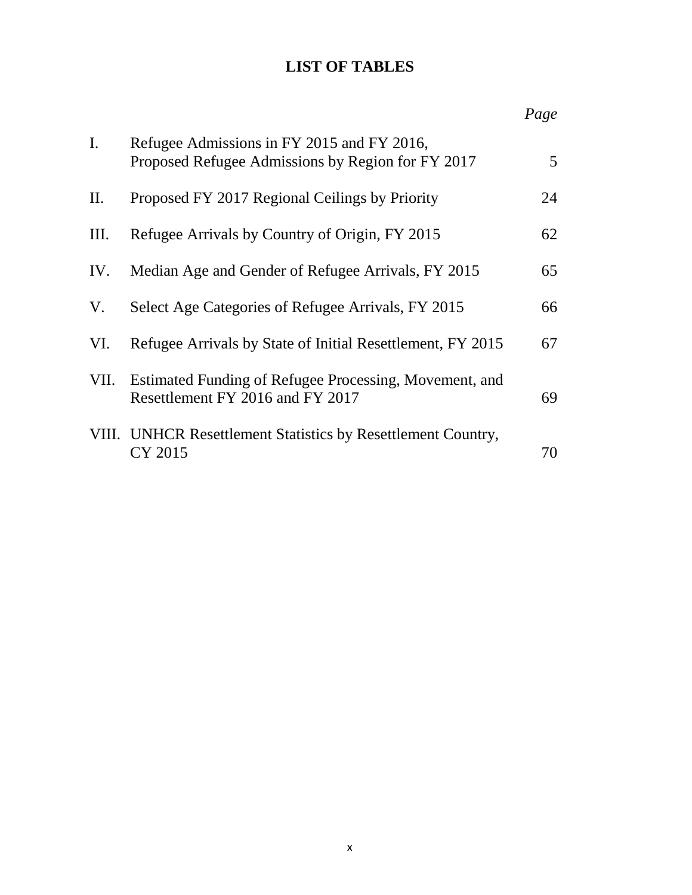# LIST OF TABLES

| | | *Page* |
|---|---|---|
| I. | Refugee Admissions in FY 2015 and FY 2016, Proposed Refugee Admissions by Region for FY 2017 | 5 |
| II. | Proposed FY 2017 Regional Ceilings by Priority | 24 |
| III. | Refugee Arrivals by Country of Origin, FY 2015 | 62 |
| IV. | Median Age and Gender of Refugee Arrivals, FY 2015 | 65 |
| V. | Select Age Categories of Refugee Arrivals, FY 2015 | 66 |
| VI. | Refugee Arrivals by State of Initial Resettlement, FY 2015 | 67 |
| VII. | Estimated Funding of Refugee Processing, Movement, and Resettlement FY 2016 and FY 2017 | 69 |
| VIII. | UNHCR Resettlement Statistics by Resettlement Country, CY 2015 | 70 |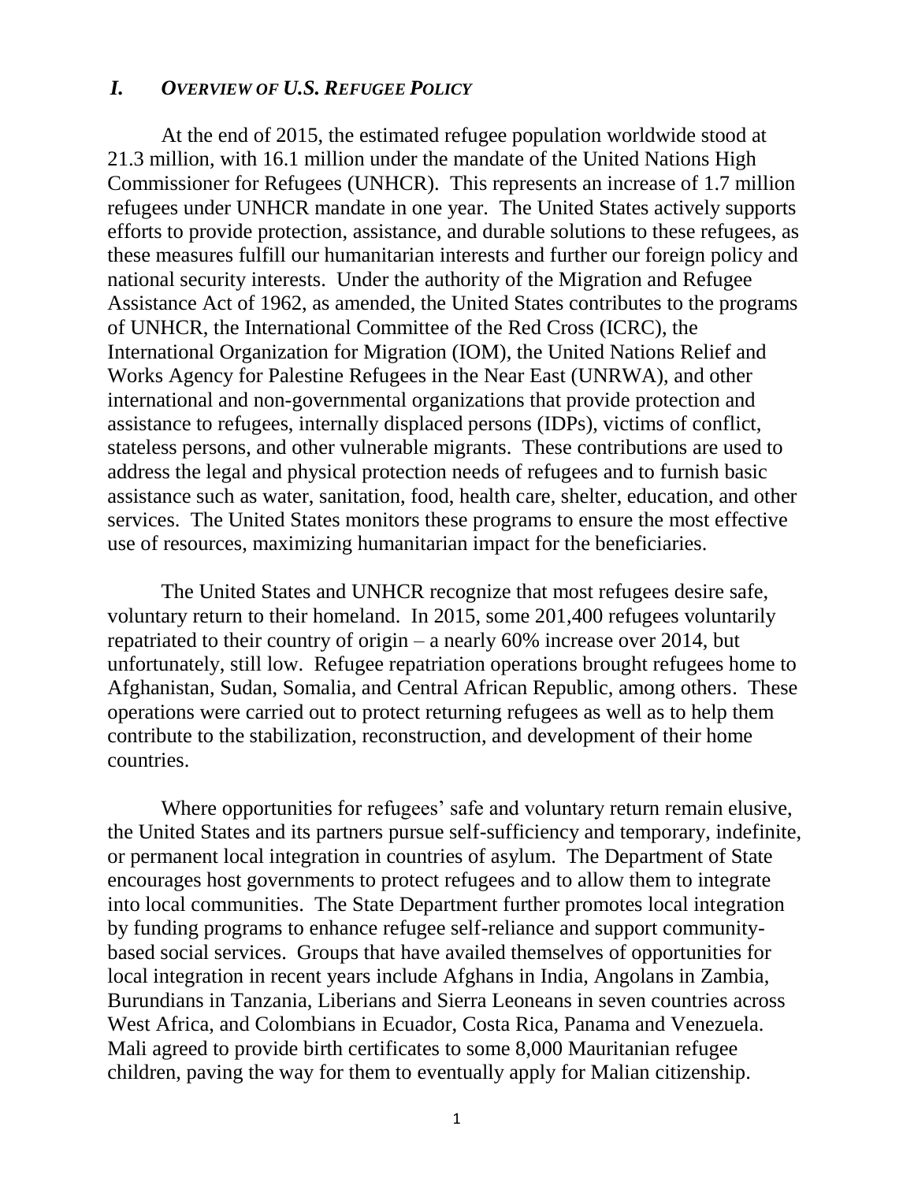## *I. OVERVIEW OF U.S. REFUGEE POLICY*

At the end of 2015, the estimated refugee population worldwide stood at 21.3 million, with 16.1 million under the mandate of the United Nations High Commissioner for Refugees (UNHCR). This represents an increase of 1.7 million refugees under UNHCR mandate in one year. The United States actively supports efforts to provide protection, assistance, and durable solutions to these refugees, as these measures fulfill our humanitarian interests and further our foreign policy and national security interests. Under the authority of the Migration and Refugee Assistance Act of 1962, as amended, the United States contributes to the programs of UNHCR, the International Committee of the Red Cross (ICRC), the International Organization for Migration (IOM), the United Nations Relief and Works Agency for Palestine Refugees in the Near East (UNRWA), and other international and non-governmental organizations that provide protection and assistance to refugees, internally displaced persons (IDPs), victims of conflict, stateless persons, and other vulnerable migrants. These contributions are used to address the legal and physical protection needs of refugees and to furnish basic assistance such as water, sanitation, food, health care, shelter, education, and other services. The United States monitors these programs to ensure the most effective use of resources, maximizing humanitarian impact for the beneficiaries.

The United States and UNHCR recognize that most refugees desire safe, voluntary return to their homeland. In 2015, some 201,400 refugees voluntarily repatriated to their country of origin – a nearly 60% increase over 2014, but unfortunately, still low. Refugee repatriation operations brought refugees home to Afghanistan, Sudan, Somalia, and Central African Republic, among others. These operations were carried out to protect returning refugees as well as to help them contribute to the stabilization, reconstruction, and development of their home countries.

Where opportunities for refugees' safe and voluntary return remain elusive, the United States and its partners pursue self-sufficiency and temporary, indefinite, or permanent local integration in countries of asylum. The Department of State encourages host governments to protect refugees and to allow them to integrate into local communities. The State Department further promotes local integration by funding programs to enhance refugee self-reliance and support community-based social services. Groups that have availed themselves of opportunities for local integration in recent years include Afghans in India, Angolans in Zambia, Burundians in Tanzania, Liberians and Sierra Leoneans in seven countries across West Africa, and Colombians in Ecuador, Costa Rica, Panama and Venezuela. Mali agreed to provide birth certificates to some 8,000 Mauritanian refugee children, paving the way for them to eventually apply for Malian citizenship.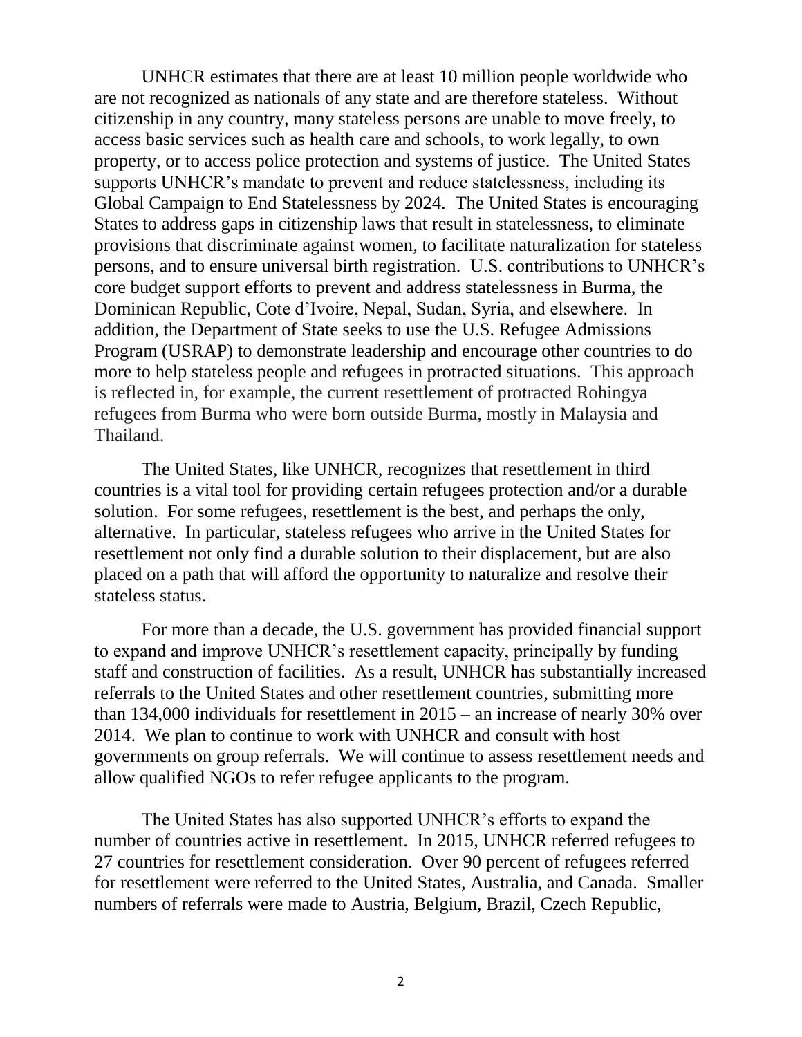UNHCR estimates that there are at least 10 million people worldwide who are not recognized as nationals of any state and are therefore stateless. Without citizenship in any country, many stateless persons are unable to move freely, to access basic services such as health care and schools, to work legally, to own property, or to access police protection and systems of justice. The United States supports UNHCR's mandate to prevent and reduce statelessness, including its Global Campaign to End Statelessness by 2024. The United States is encouraging States to address gaps in citizenship laws that result in statelessness, to eliminate provisions that discriminate against women, to facilitate naturalization for stateless persons, and to ensure universal birth registration. U.S. contributions to UNHCR's core budget support efforts to prevent and address statelessness in Burma, the Dominican Republic, Cote d'Ivoire, Nepal, Sudan, Syria, and elsewhere. In addition, the Department of State seeks to use the U.S. Refugee Admissions Program (USRAP) to demonstrate leadership and encourage other countries to do more to help stateless people and refugees in protracted situations. This approach is reflected in, for example, the current resettlement of protracted Rohingya refugees from Burma who were born outside Burma, mostly in Malaysia and Thailand.

The United States, like UNHCR, recognizes that resettlement in third countries is a vital tool for providing certain refugees protection and/or a durable solution. For some refugees, resettlement is the best, and perhaps the only, alternative. In particular, stateless refugees who arrive in the United States for resettlement not only find a durable solution to their displacement, but are also placed on a path that will afford the opportunity to naturalize and resolve their stateless status.

For more than a decade, the U.S. government has provided financial support to expand and improve UNHCR's resettlement capacity, principally by funding staff and construction of facilities. As a result, UNHCR has substantially increased referrals to the United States and other resettlement countries, submitting more than 134,000 individuals for resettlement in 2015 – an increase of nearly 30% over 2014. We plan to continue to work with UNHCR and consult with host governments on group referrals. We will continue to assess resettlement needs and allow qualified NGOs to refer refugee applicants to the program.

The United States has also supported UNHCR's efforts to expand the number of countries active in resettlement. In 2015, UNHCR referred refugees to 27 countries for resettlement consideration. Over 90 percent of refugees referred for resettlement were referred to the United States, Australia, and Canada. Smaller numbers of referrals were made to Austria, Belgium, Brazil, Czech Republic,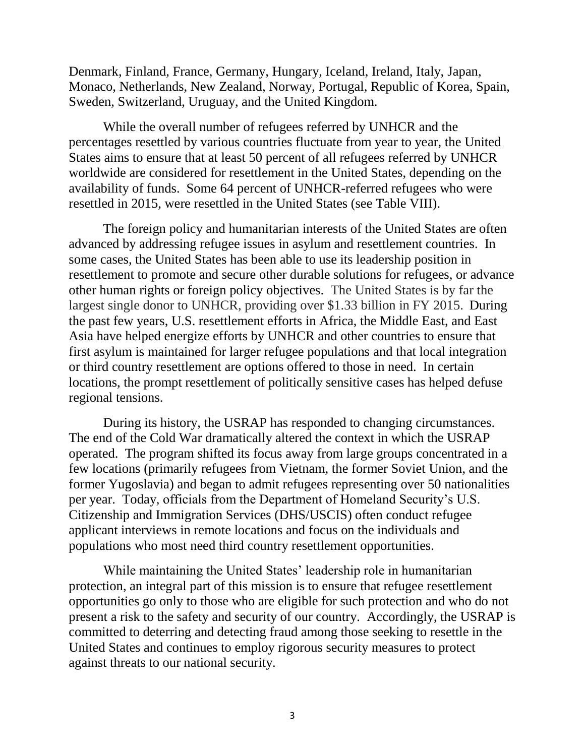Denmark, Finland, France, Germany, Hungary, Iceland, Ireland, Italy, Japan, Monaco, Netherlands, New Zealand, Norway, Portugal, Republic of Korea, Spain, Sweden, Switzerland, Uruguay, and the United Kingdom.

While the overall number of refugees referred by UNHCR and the percentages resettled by various countries fluctuate from year to year, the United States aims to ensure that at least 50 percent of all refugees referred by UNHCR worldwide are considered for resettlement in the United States, depending on the availability of funds. Some 64 percent of UNHCR-referred refugees who were resettled in 2015, were resettled in the United States (see Table VIII).

The foreign policy and humanitarian interests of the United States are often advanced by addressing refugee issues in asylum and resettlement countries. In some cases, the United States has been able to use its leadership position in resettlement to promote and secure other durable solutions for refugees, or advance other human rights or foreign policy objectives. The United States is by far the largest single donor to UNHCR, providing over $1.33 billion in FY 2015. During the past few years, U.S. resettlement efforts in Africa, the Middle East, and East Asia have helped energize efforts by UNHCR and other countries to ensure that first asylum is maintained for larger refugee populations and that local integration or third country resettlement are options offered to those in need. In certain locations, the prompt resettlement of politically sensitive cases has helped defuse regional tensions.

During its history, the USRAP has responded to changing circumstances. The end of the Cold War dramatically altered the context in which the USRAP operated. The program shifted its focus away from large groups concentrated in a few locations (primarily refugees from Vietnam, the former Soviet Union, and the former Yugoslavia) and began to admit refugees representing over 50 nationalities per year. Today, officials from the Department of Homeland Security's U.S. Citizenship and Immigration Services (DHS/USCIS) often conduct refugee applicant interviews in remote locations and focus on the individuals and populations who most need third country resettlement opportunities.

While maintaining the United States' leadership role in humanitarian protection, an integral part of this mission is to ensure that refugee resettlement opportunities go only to those who are eligible for such protection and who do not present a risk to the safety and security of our country. Accordingly, the USRAP is committed to deterring and detecting fraud among those seeking to resettle in the United States and continues to employ rigorous security measures to protect against threats to our national security.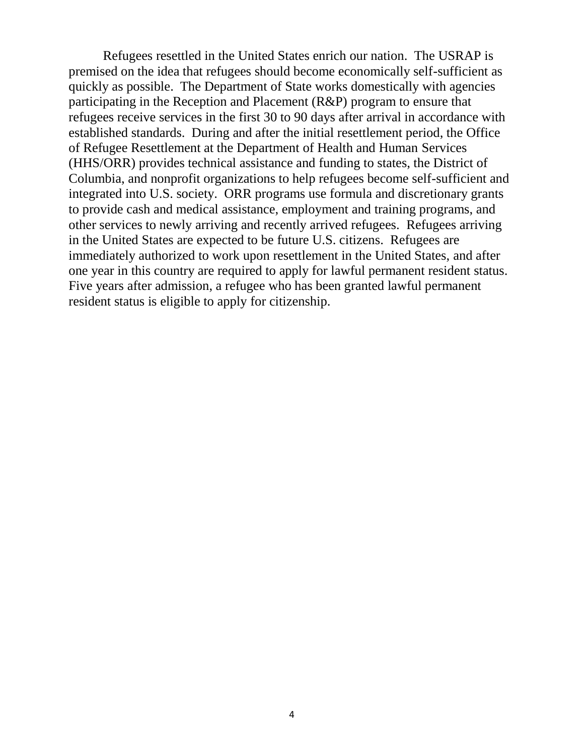Refugees resettled in the United States enrich our nation. The USRAP is premised on the idea that refugees should become economically self-sufficient as quickly as possible. The Department of State works domestically with agencies participating in the Reception and Placement (R&P) program to ensure that refugees receive services in the first 30 to 90 days after arrival in accordance with established standards. During and after the initial resettlement period, the Office of Refugee Resettlement at the Department of Health and Human Services (HHS/ORR) provides technical assistance and funding to states, the District of Columbia, and nonprofit organizations to help refugees become self-sufficient and integrated into U.S. society. ORR programs use formula and discretionary grants to provide cash and medical assistance, employment and training programs, and other services to newly arriving and recently arrived refugees. Refugees arriving in the United States are expected to be future U.S. citizens. Refugees are immediately authorized to work upon resettlement in the United States, and after one year in this country are required to apply for lawful permanent resident status. Five years after admission, a refugee who has been granted lawful permanent resident status is eligible to apply for citizenship.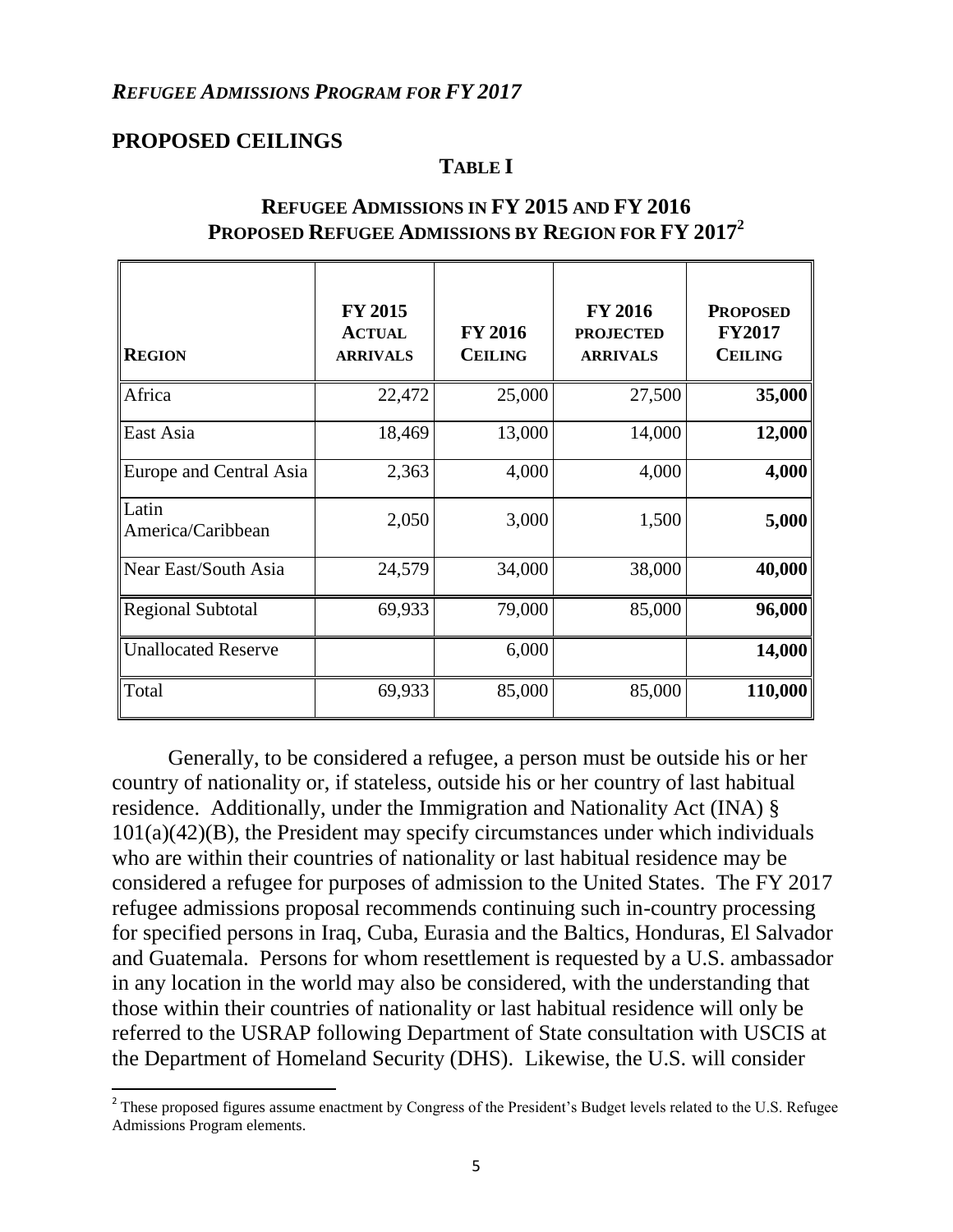*REFUGEE ADMISSIONS PROGRAM FOR FY 2017*

## PROPOSED CEILINGS

### TABLE I

### REFUGEE ADMISSIONS IN FY 2015 AND FY 2016 PROPOSED REFUGEE ADMISSIONS BY REGION FOR FY 2017[2]

| REGION | FY 2015 ACTUAL ARRIVALS | FY 2016 CEILING | FY 2016 PROJECTED ARRIVALS | PROPOSED FY2017 CEILING |
|---|---|---|---|---|
| Africa | 22,472 | 25,000 | 27,500 | **35,000** |
| East Asia | 18,469 | 13,000 | 14,000 | **12,000** |
| Europe and Central Asia | 2,363 | 4,000 | 4,000 | **4,000** |
| Latin America/Caribbean | 2,050 | 3,000 | 1,500 | **5,000** |
| Near East/South Asia | 24,579 | 34,000 | 38,000 | **40,000** |
| Regional Subtotal | 69,933 | 79,000 | 85,000 | **96,000** |
| Unallocated Reserve | | 6,000 | | **14,000** |
| Total | 69,933 | 85,000 | 85,000 | **110,000** |

Generally, to be considered a refugee, a person must be outside his or her country of nationality or, if stateless, outside his or her country of last habitual residence. Additionally, under the Immigration and Nationality Act (INA) § 101(a)(42)(B), the President may specify circumstances under which individuals who are within their countries of nationality or last habitual residence may be considered a refugee for purposes of admission to the United States. The FY 2017 refugee admissions proposal recommends continuing such in-country processing for specified persons in Iraq, Cuba, Eurasia and the Baltics, Honduras, El Salvador and Guatemala. Persons for whom resettlement is requested by a U.S. ambassador in any location in the world may also be considered, with the understanding that those within their countries of nationality or last habitual residence will only be referred to the USRAP following Department of State consultation with USCIS at the Department of Homeland Security (DHS). Likewise, the U.S. will consider

[2] These proposed figures assume enactment by Congress of the President's Budget levels related to the U.S. Refugee Admissions Program elements.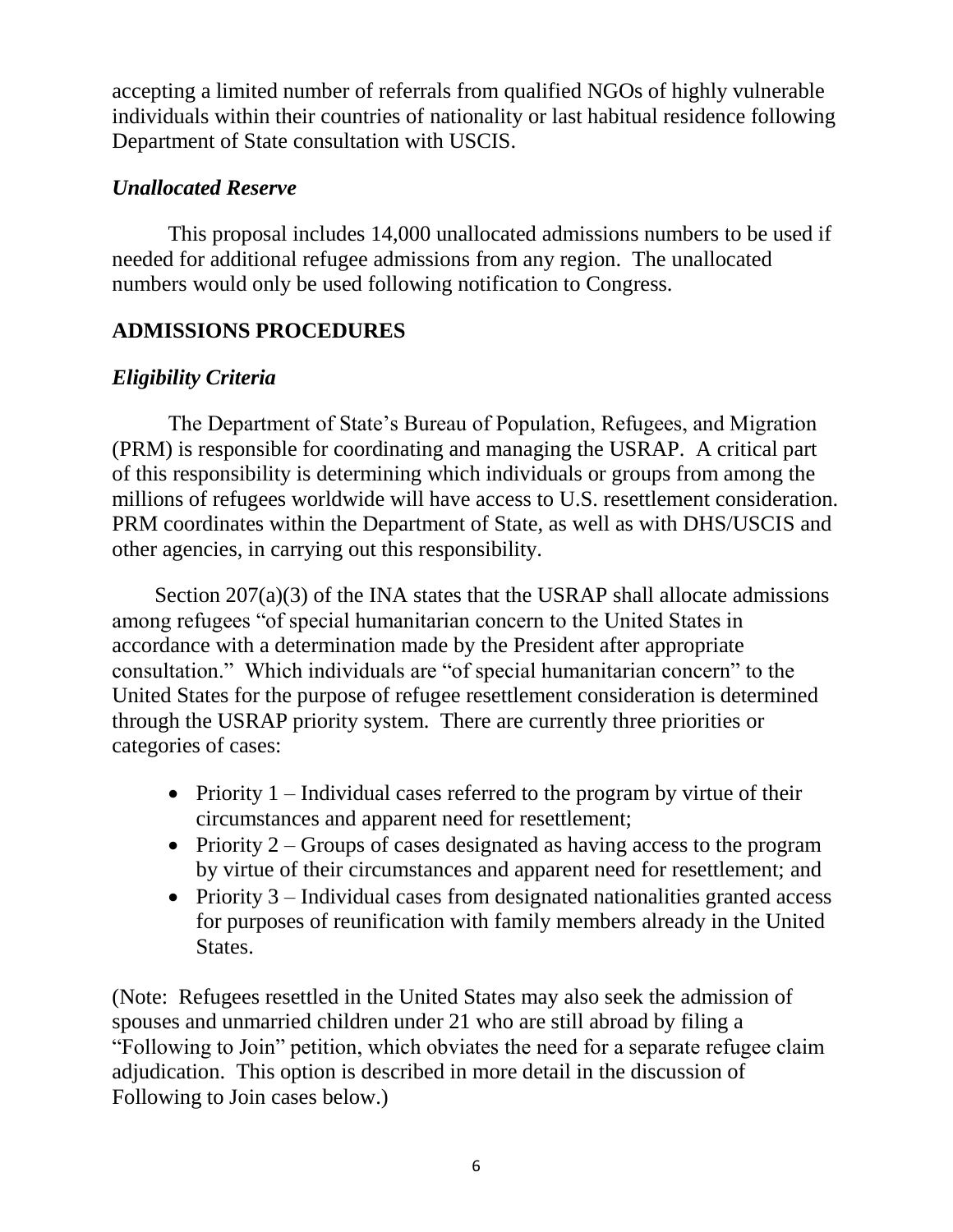accepting a limited number of referrals from qualified NGOs of highly vulnerable individuals within their countries of nationality or last habitual residence following Department of State consultation with USCIS.

### *Unallocated Reserve*

This proposal includes 14,000 unallocated admissions numbers to be used if needed for additional refugee admissions from any region. The unallocated numbers would only be used following notification to Congress.

## ADMISSIONS PROCEDURES

### *Eligibility Criteria*

The Department of State's Bureau of Population, Refugees, and Migration (PRM) is responsible for coordinating and managing the USRAP. A critical part of this responsibility is determining which individuals or groups from among the millions of refugees worldwide will have access to U.S. resettlement consideration. PRM coordinates within the Department of State, as well as with DHS/USCIS and other agencies, in carrying out this responsibility.

Section 207(a)(3) of the INA states that the USRAP shall allocate admissions among refugees "of special humanitarian concern to the United States in accordance with a determination made by the President after appropriate consultation." Which individuals are "of special humanitarian concern" to the United States for the purpose of refugee resettlement consideration is determined through the USRAP priority system. There are currently three priorities or categories of cases:

- Priority 1 – Individual cases referred to the program by virtue of their circumstances and apparent need for resettlement;
- Priority 2 – Groups of cases designated as having access to the program by virtue of their circumstances and apparent need for resettlement; and
- Priority 3 – Individual cases from designated nationalities granted access for purposes of reunification with family members already in the United States.

(Note: Refugees resettled in the United States may also seek the admission of spouses and unmarried children under 21 who are still abroad by filing a "Following to Join" petition, which obviates the need for a separate refugee claim adjudication. This option is described in more detail in the discussion of Following to Join cases below.)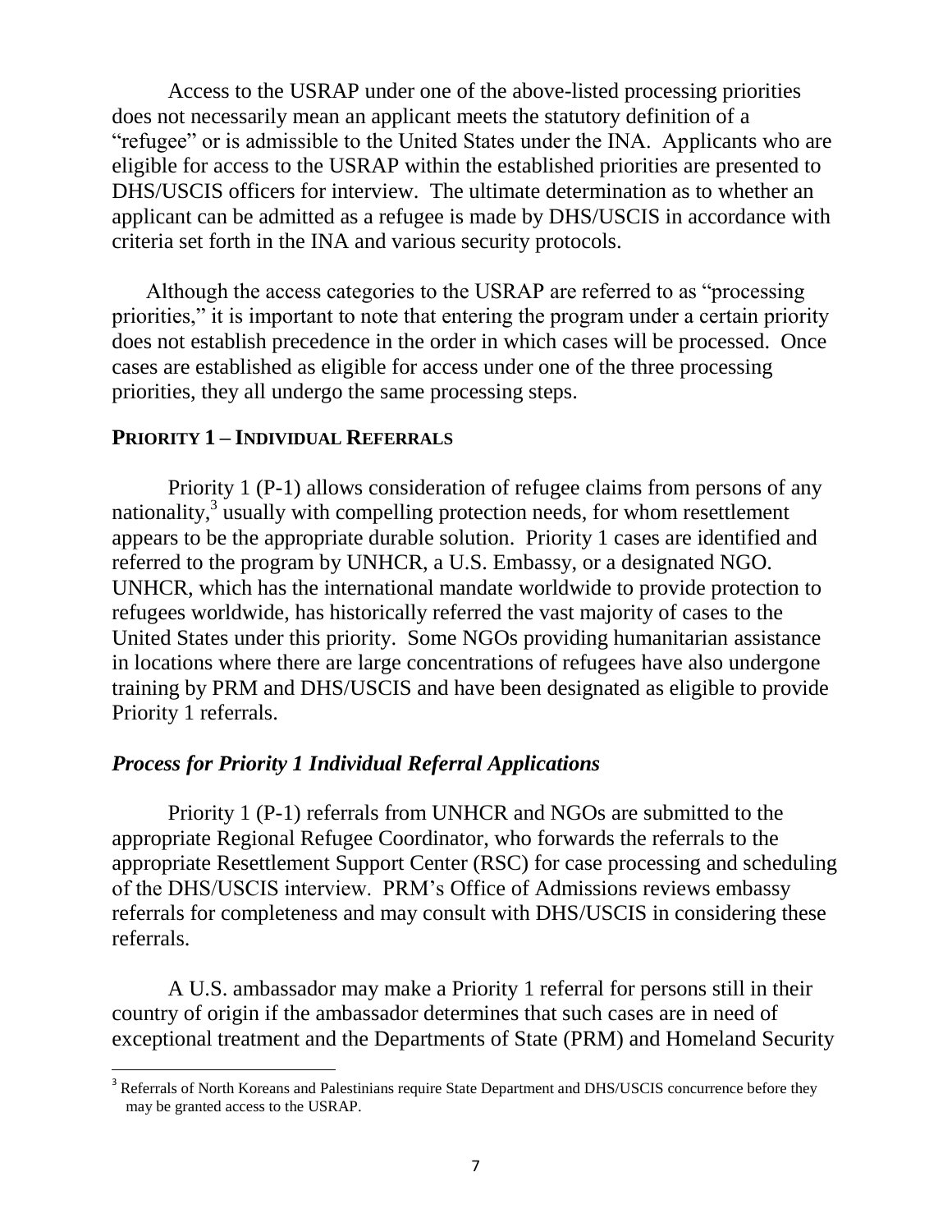Access to the USRAP under one of the above-listed processing priorities does not necessarily mean an applicant meets the statutory definition of a "refugee" or is admissible to the United States under the INA. Applicants who are eligible for access to the USRAP within the established priorities are presented to DHS/USCIS officers for interview. The ultimate determination as to whether an applicant can be admitted as a refugee is made by DHS/USCIS in accordance with criteria set forth in the INA and various security protocols.

Although the access categories to the USRAP are referred to as "processing priorities," it is important to note that entering the program under a certain priority does not establish precedence in the order in which cases will be processed. Once cases are established as eligible for access under one of the three processing priorities, they all undergo the same processing steps.

## PRIORITY 1 – INDIVIDUAL REFERRALS

Priority 1 (P-1) allows consideration of refugee claims from persons of any nationality,[3] usually with compelling protection needs, for whom resettlement appears to be the appropriate durable solution. Priority 1 cases are identified and referred to the program by UNHCR, a U.S. Embassy, or a designated NGO. UNHCR, which has the international mandate worldwide to provide protection to refugees worldwide, has historically referred the vast majority of cases to the United States under this priority. Some NGOs providing humanitarian assistance in locations where there are large concentrations of refugees have also undergone training by PRM and DHS/USCIS and have been designated as eligible to provide Priority 1 referrals.

### *Process for Priority 1 Individual Referral Applications*

Priority 1 (P-1) referrals from UNHCR and NGOs are submitted to the appropriate Regional Refugee Coordinator, who forwards the referrals to the appropriate Resettlement Support Center (RSC) for case processing and scheduling of the DHS/USCIS interview. PRM's Office of Admissions reviews embassy referrals for completeness and may consult with DHS/USCIS in considering these referrals.

A U.S. ambassador may make a Priority 1 referral for persons still in their country of origin if the ambassador determines that such cases are in need of exceptional treatment and the Departments of State (PRM) and Homeland Security

[3] Referrals of North Koreans and Palestinians require State Department and DHS/USCIS concurrence before they may be granted access to the USRAP.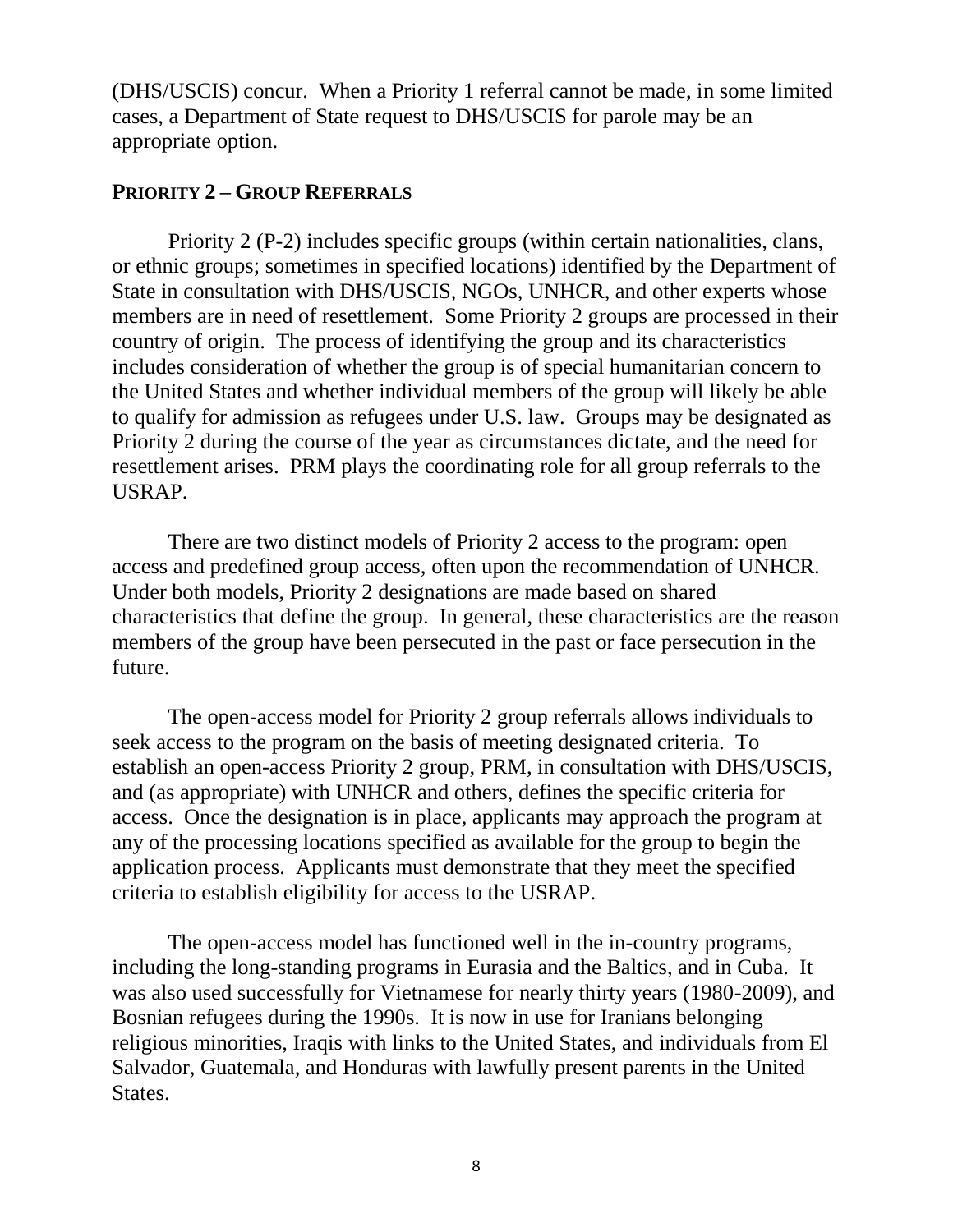(DHS/USCIS) concur. When a Priority 1 referral cannot be made, in some limited cases, a Department of State request to DHS/USCIS for parole may be an appropriate option.

### PRIORITY 2 – GROUP REFERRALS

Priority 2 (P-2) includes specific groups (within certain nationalities, clans, or ethnic groups; sometimes in specified locations) identified by the Department of State in consultation with DHS/USCIS, NGOs, UNHCR, and other experts whose members are in need of resettlement. Some Priority 2 groups are processed in their country of origin. The process of identifying the group and its characteristics includes consideration of whether the group is of special humanitarian concern to the United States and whether individual members of the group will likely be able to qualify for admission as refugees under U.S. law. Groups may be designated as Priority 2 during the course of the year as circumstances dictate, and the need for resettlement arises. PRM plays the coordinating role for all group referrals to the USRAP.

There are two distinct models of Priority 2 access to the program: open access and predefined group access, often upon the recommendation of UNHCR. Under both models, Priority 2 designations are made based on shared characteristics that define the group. In general, these characteristics are the reason members of the group have been persecuted in the past or face persecution in the future.

The open-access model for Priority 2 group referrals allows individuals to seek access to the program on the basis of meeting designated criteria. To establish an open-access Priority 2 group, PRM, in consultation with DHS/USCIS, and (as appropriate) with UNHCR and others, defines the specific criteria for access. Once the designation is in place, applicants may approach the program at any of the processing locations specified as available for the group to begin the application process. Applicants must demonstrate that they meet the specified criteria to establish eligibility for access to the USRAP.

The open-access model has functioned well in the in-country programs, including the long-standing programs in Eurasia and the Baltics, and in Cuba. It was also used successfully for Vietnamese for nearly thirty years (1980-2009), and Bosnian refugees during the 1990s. It is now in use for Iranians belonging religious minorities, Iraqis with links to the United States, and individuals from El Salvador, Guatemala, and Honduras with lawfully present parents in the United States.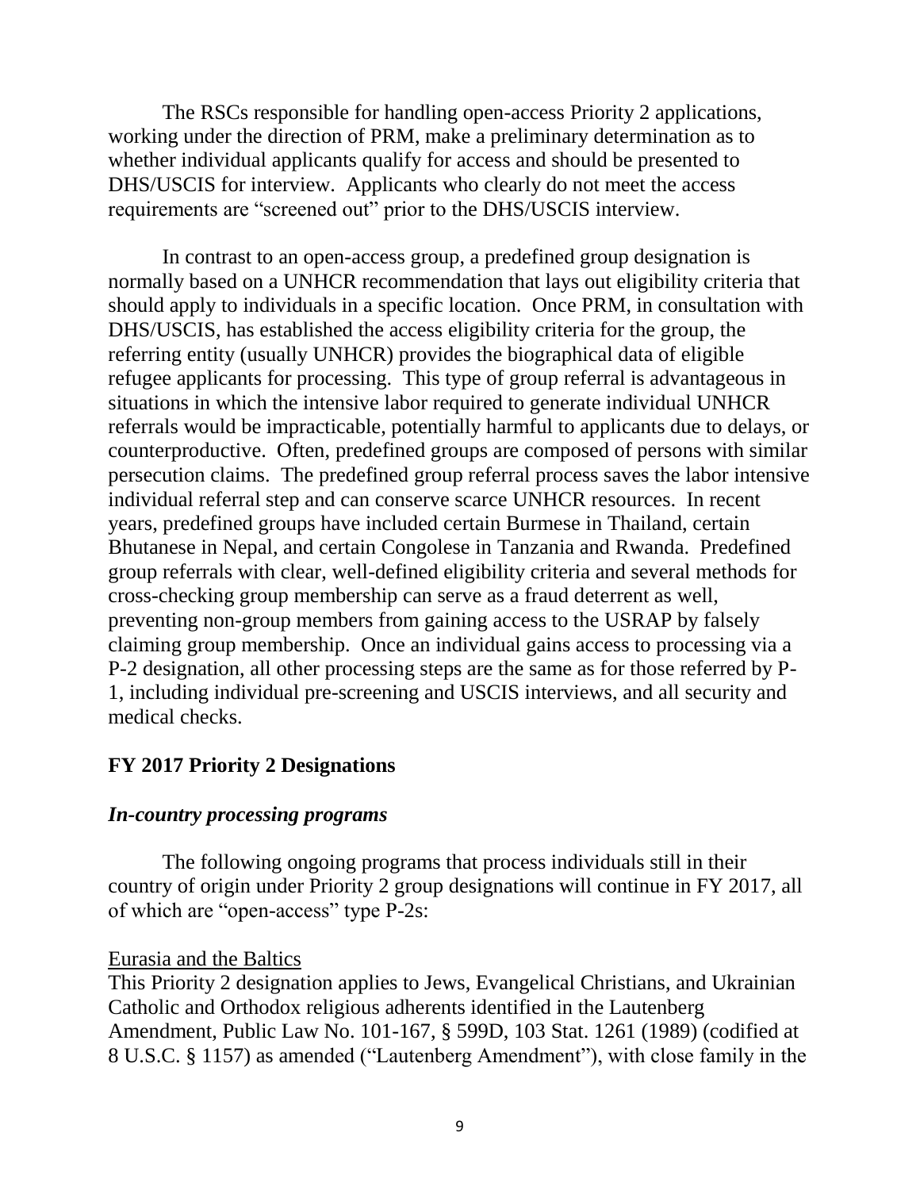The RSCs responsible for handling open-access Priority 2 applications, working under the direction of PRM, make a preliminary determination as to whether individual applicants qualify for access and should be presented to DHS/USCIS for interview. Applicants who clearly do not meet the access requirements are "screened out" prior to the DHS/USCIS interview.

In contrast to an open-access group, a predefined group designation is normally based on a UNHCR recommendation that lays out eligibility criteria that should apply to individuals in a specific location. Once PRM, in consultation with DHS/USCIS, has established the access eligibility criteria for the group, the referring entity (usually UNHCR) provides the biographical data of eligible refugee applicants for processing. This type of group referral is advantageous in situations in which the intensive labor required to generate individual UNHCR referrals would be impracticable, potentially harmful to applicants due to delays, or counterproductive. Often, predefined groups are composed of persons with similar persecution claims. The predefined group referral process saves the labor intensive individual referral step and can conserve scarce UNHCR resources. In recent years, predefined groups have included certain Burmese in Thailand, certain Bhutanese in Nepal, and certain Congolese in Tanzania and Rwanda. Predefined group referrals with clear, well-defined eligibility criteria and several methods for cross-checking group membership can serve as a fraud deterrent as well, preventing non-group members from gaining access to the USRAP by falsely claiming group membership. Once an individual gains access to processing via a P-2 designation, all other processing steps are the same as for those referred by P-1, including individual pre-screening and USCIS interviews, and all security and medical checks.

## FY 2017 Priority 2 Designations

### *In-country processing programs*

The following ongoing programs that process individuals still in their country of origin under Priority 2 group designations will continue in FY 2017, all of which are "open-access" type P-2s:

<u>Eurasia and the Baltics</u>

This Priority 2 designation applies to Jews, Evangelical Christians, and Ukrainian Catholic and Orthodox religious adherents identified in the Lautenberg Amendment, Public Law No. 101-167, § 599D, 103 Stat. 1261 (1989) (codified at 8 U.S.C. § 1157) as amended ("Lautenberg Amendment"), with close family in the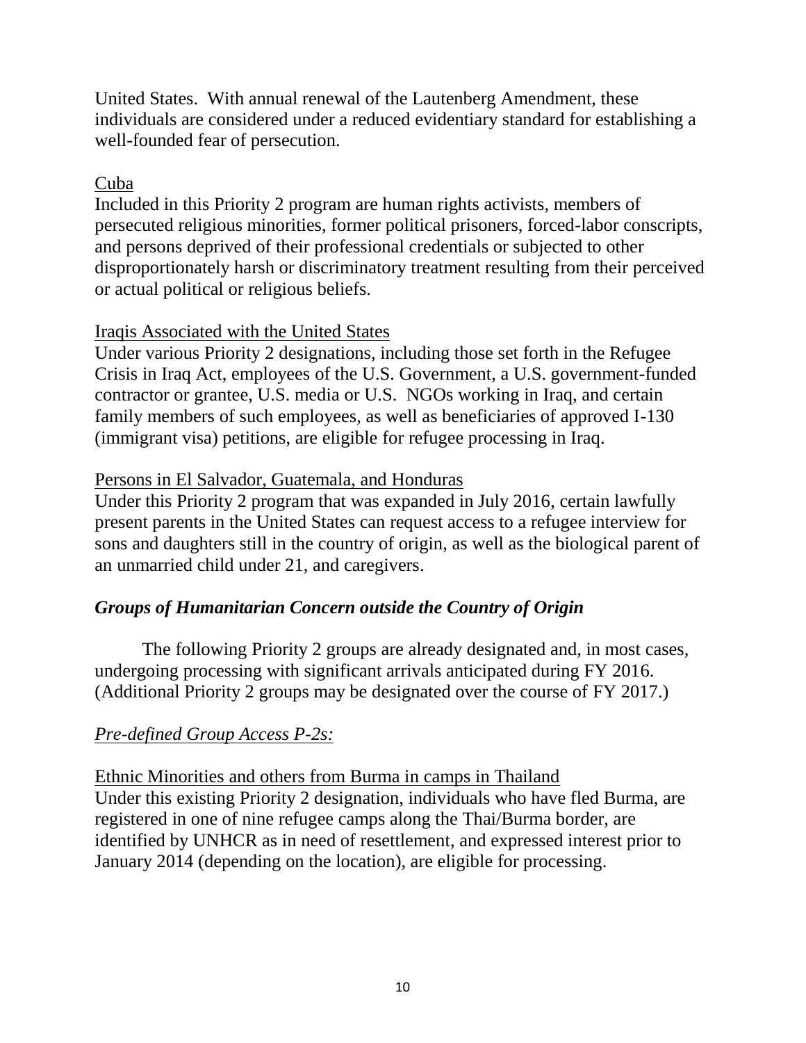United States. With annual renewal of the Lautenberg Amendment, these individuals are considered under a reduced evidentiary standard for establishing a well-founded fear of persecution.

Cuba

Included in this Priority 2 program are human rights activists, members of persecuted religious minorities, former political prisoners, forced-labor conscripts, and persons deprived of their professional credentials or subjected to other disproportionately harsh or discriminatory treatment resulting from their perceived or actual political or religious beliefs.

Iraqis Associated with the United States

Under various Priority 2 designations, including those set forth in the Refugee Crisis in Iraq Act, employees of the U.S. Government, a U.S. government-funded contractor or grantee, U.S. media or U.S. NGOs working in Iraq, and certain family members of such employees, as well as beneficiaries of approved I-130 (immigrant visa) petitions, are eligible for refugee processing in Iraq.

Persons in El Salvador, Guatemala, and Honduras

Under this Priority 2 program that was expanded in July 2016, certain lawfully present parents in the United States can request access to a refugee interview for sons and daughters still in the country of origin, as well as the biological parent of an unmarried child under 21, and caregivers.

### *Groups of Humanitarian Concern outside the Country of Origin*

The following Priority 2 groups are already designated and, in most cases, undergoing processing with significant arrivals anticipated during FY 2016. (Additional Priority 2 groups may be designated over the course of FY 2017.)

*Pre-defined Group Access P-2s:*

Ethnic Minorities and others from Burma in camps in Thailand

Under this existing Priority 2 designation, individuals who have fled Burma, are registered in one of nine refugee camps along the Thai/Burma border, are identified by UNHCR as in need of resettlement, and expressed interest prior to January 2014 (depending on the location), are eligible for processing.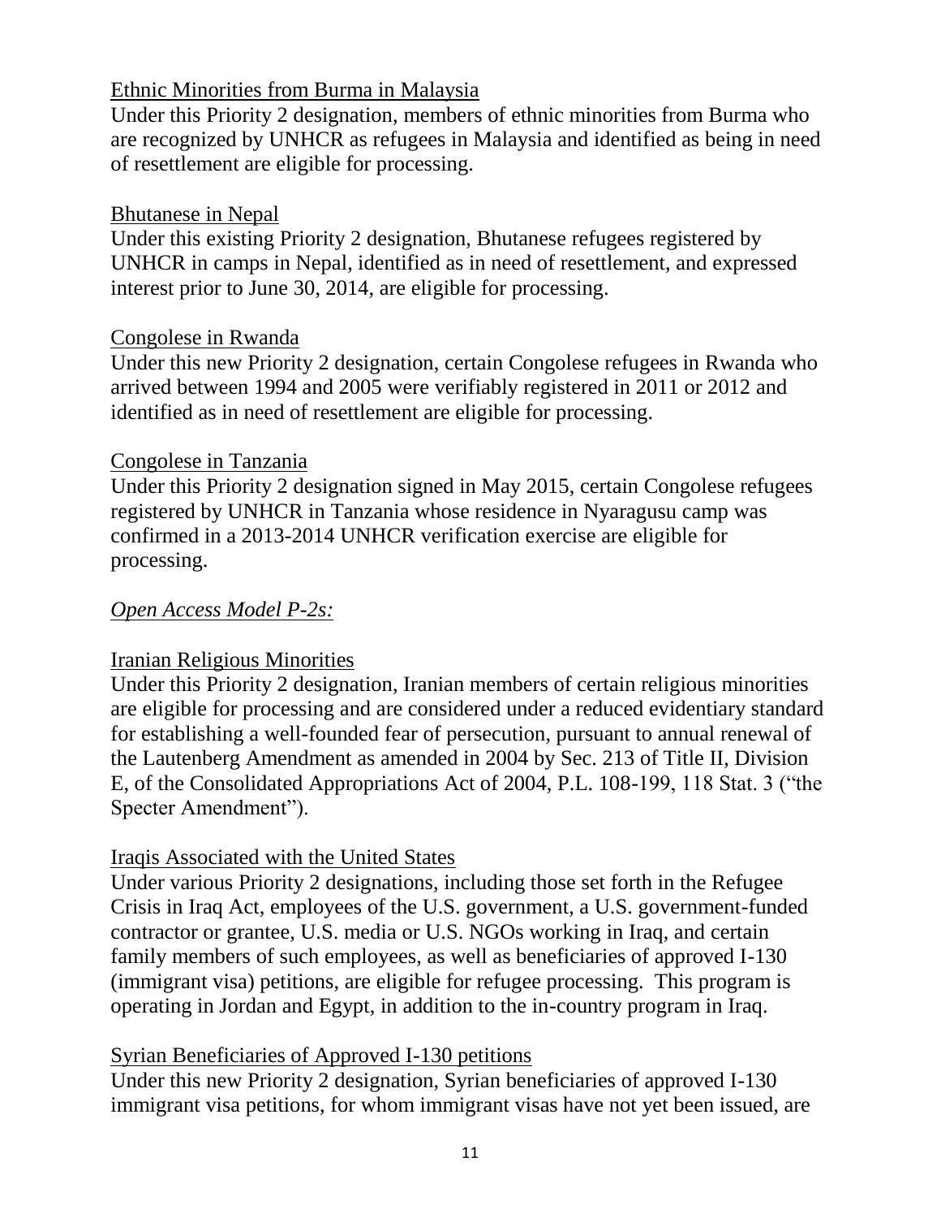Ethnic Minorities from Burma in Malaysia

Under this Priority 2 designation, members of ethnic minorities from Burma who are recognized by UNHCR as refugees in Malaysia and identified as being in need of resettlement are eligible for processing.

Bhutanese in Nepal

Under this existing Priority 2 designation, Bhutanese refugees registered by UNHCR in camps in Nepal, identified as in need of resettlement, and expressed interest prior to June 30, 2014, are eligible for processing.

Congolese in Rwanda

Under this new Priority 2 designation, certain Congolese refugees in Rwanda who arrived between 1994 and 2005 were verifiably registered in 2011 or 2012 and identified as in need of resettlement are eligible for processing.

Congolese in Tanzania

Under this Priority 2 designation signed in May 2015, certain Congolese refugees registered by UNHCR in Tanzania whose residence in Nyaragusu camp was confirmed in a 2013-2014 UNHCR verification exercise are eligible for processing.

*Open Access Model P-2s:*

Iranian Religious Minorities

Under this Priority 2 designation, Iranian members of certain religious minorities are eligible for processing and are considered under a reduced evidentiary standard for establishing a well-founded fear of persecution, pursuant to annual renewal of the Lautenberg Amendment as amended in 2004 by Sec. 213 of Title II, Division E, of the Consolidated Appropriations Act of 2004, P.L. 108-199, 118 Stat. 3 ("the Specter Amendment").

Iraqis Associated with the United States

Under various Priority 2 designations, including those set forth in the Refugee Crisis in Iraq Act, employees of the U.S. government, a U.S. government-funded contractor or grantee, U.S. media or U.S. NGOs working in Iraq, and certain family members of such employees, as well as beneficiaries of approved I-130 (immigrant visa) petitions, are eligible for refugee processing. This program is operating in Jordan and Egypt, in addition to the in-country program in Iraq.

Syrian Beneficiaries of Approved I-130 petitions

Under this new Priority 2 designation, Syrian beneficiaries of approved I-130 immigrant visa petitions, for whom immigrant visas have not yet been issued, are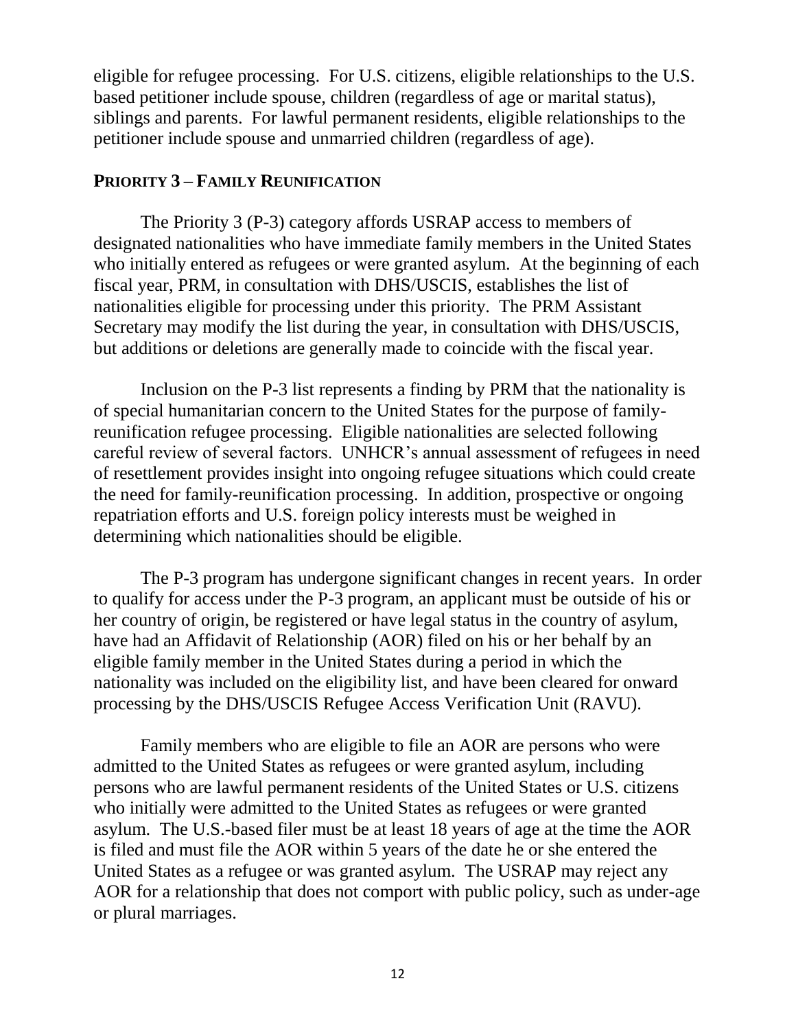eligible for refugee processing. For U.S. citizens, eligible relationships to the U.S. based petitioner include spouse, children (regardless of age or marital status), siblings and parents. For lawful permanent residents, eligible relationships to the petitioner include spouse and unmarried children (regardless of age).

### PRIORITY 3 – FAMILY REUNIFICATION

The Priority 3 (P-3) category affords USRAP access to members of designated nationalities who have immediate family members in the United States who initially entered as refugees or were granted asylum. At the beginning of each fiscal year, PRM, in consultation with DHS/USCIS, establishes the list of nationalities eligible for processing under this priority. The PRM Assistant Secretary may modify the list during the year, in consultation with DHS/USCIS, but additions or deletions are generally made to coincide with the fiscal year.

Inclusion on the P-3 list represents a finding by PRM that the nationality is of special humanitarian concern to the United States for the purpose of family-reunification refugee processing. Eligible nationalities are selected following careful review of several factors. UNHCR's annual assessment of refugees in need of resettlement provides insight into ongoing refugee situations which could create the need for family-reunification processing. In addition, prospective or ongoing repatriation efforts and U.S. foreign policy interests must be weighed in determining which nationalities should be eligible.

The P-3 program has undergone significant changes in recent years. In order to qualify for access under the P-3 program, an applicant must be outside of his or her country of origin, be registered or have legal status in the country of asylum, have had an Affidavit of Relationship (AOR) filed on his or her behalf by an eligible family member in the United States during a period in which the nationality was included on the eligibility list, and have been cleared for onward processing by the DHS/USCIS Refugee Access Verification Unit (RAVU).

Family members who are eligible to file an AOR are persons who were admitted to the United States as refugees or were granted asylum, including persons who are lawful permanent residents of the United States or U.S. citizens who initially were admitted to the United States as refugees or were granted asylum. The U.S.-based filer must be at least 18 years of age at the time the AOR is filed and must file the AOR within 5 years of the date he or she entered the United States as a refugee or was granted asylum. The USRAP may reject any AOR for a relationship that does not comport with public policy, such as under-age or plural marriages.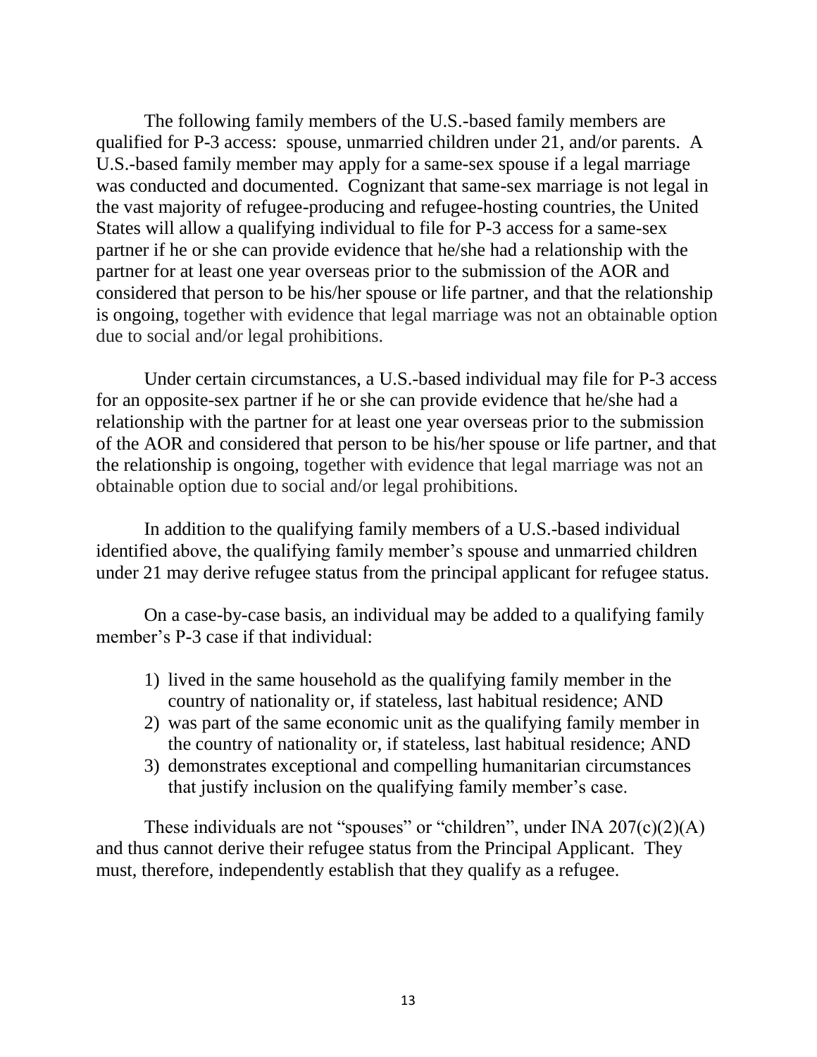The following family members of the U.S.-based family members are qualified for P-3 access: spouse, unmarried children under 21, and/or parents. A U.S.-based family member may apply for a same-sex spouse if a legal marriage was conducted and documented. Cognizant that same-sex marriage is not legal in the vast majority of refugee-producing and refugee-hosting countries, the United States will allow a qualifying individual to file for P-3 access for a same-sex partner if he or she can provide evidence that he/she had a relationship with the partner for at least one year overseas prior to the submission of the AOR and considered that person to be his/her spouse or life partner, and that the relationship is ongoing, together with evidence that legal marriage was not an obtainable option due to social and/or legal prohibitions.

Under certain circumstances, a U.S.-based individual may file for P-3 access for an opposite-sex partner if he or she can provide evidence that he/she had a relationship with the partner for at least one year overseas prior to the submission of the AOR and considered that person to be his/her spouse or life partner, and that the relationship is ongoing, together with evidence that legal marriage was not an obtainable option due to social and/or legal prohibitions.

In addition to the qualifying family members of a U.S.-based individual identified above, the qualifying family member's spouse and unmarried children under 21 may derive refugee status from the principal applicant for refugee status.

On a case-by-case basis, an individual may be added to a qualifying family member's P-3 case if that individual:

1) lived in the same household as the qualifying family member in the country of nationality or, if stateless, last habitual residence; AND
2) was part of the same economic unit as the qualifying family member in the country of nationality or, if stateless, last habitual residence; AND
3) demonstrates exceptional and compelling humanitarian circumstances that justify inclusion on the qualifying family member's case.

These individuals are not "spouses" or "children", under INA 207(c)(2)(A) and thus cannot derive their refugee status from the Principal Applicant. They must, therefore, independently establish that they qualify as a refugee.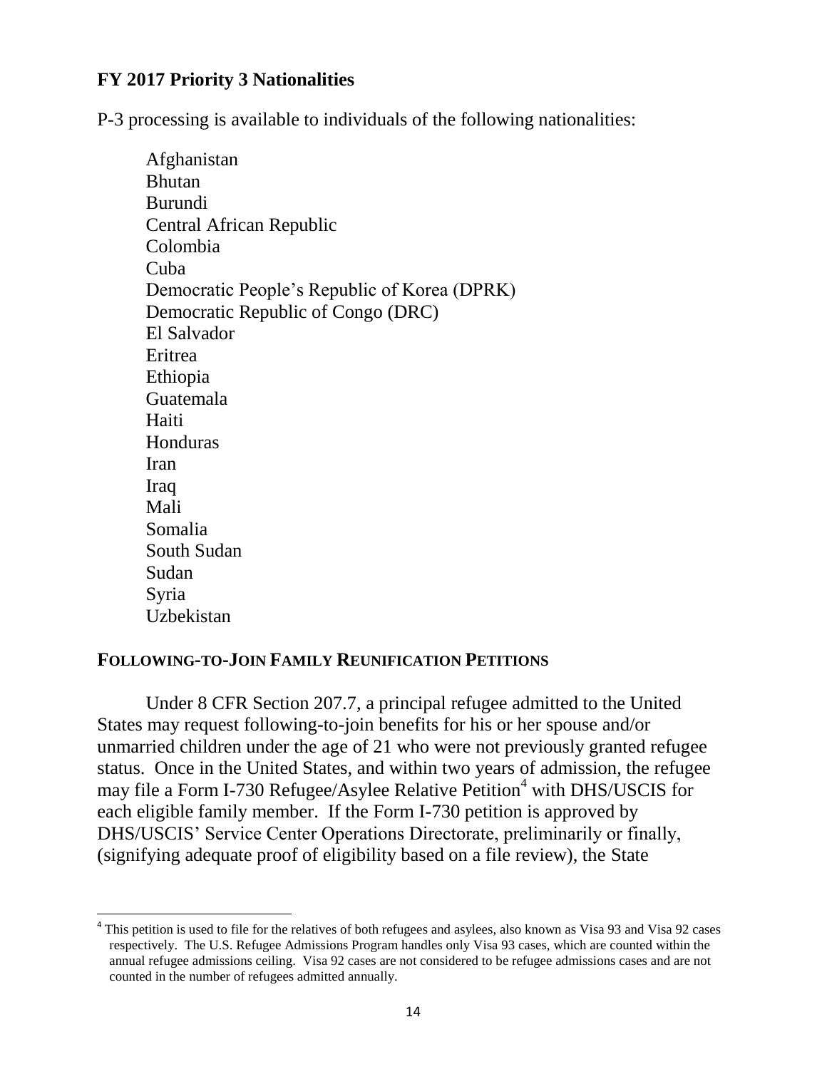## FY 2017 Priority 3 Nationalities

P-3 processing is available to individuals of the following nationalities:

Afghanistan
Bhutan
Burundi
Central African Republic
Colombia
Cuba
Democratic People's Republic of Korea (DPRK)
Democratic Republic of Congo (DRC)
El Salvador
Eritrea
Ethiopia
Guatemala
Haiti
Honduras
Iran
Iraq
Mali
Somalia
South Sudan
Sudan
Syria
Uzbekistan

## FOLLOWING-TO-JOIN FAMILY REUNIFICATION PETITIONS

Under 8 CFR Section 207.7, a principal refugee admitted to the United States may request following-to-join benefits for his or her spouse and/or unmarried children under the age of 21 who were not previously granted refugee status. Once in the United States, and within two years of admission, the refugee may file a Form I-730 Refugee/Asylee Relative Petition[4] with DHS/USCIS for each eligible family member. If the Form I-730 petition is approved by DHS/USCIS' Service Center Operations Directorate, preliminarily or finally, (signifying adequate proof of eligibility based on a file review), the State

[4] This petition is used to file for the relatives of both refugees and asylees, also known as Visa 93 and Visa 92 cases respectively. The U.S. Refugee Admissions Program handles only Visa 93 cases, which are counted within the annual refugee admissions ceiling. Visa 92 cases are not considered to be refugee admissions cases and are not counted in the number of refugees admitted annually.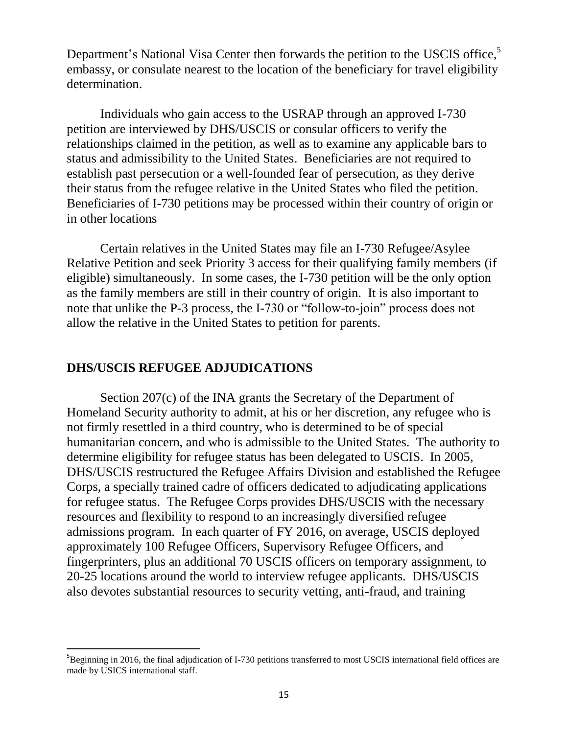Department's National Visa Center then forwards the petition to the USCIS office,[5] embassy, or consulate nearest to the location of the beneficiary for travel eligibility determination.

Individuals who gain access to the USRAP through an approved I-730 petition are interviewed by DHS/USCIS or consular officers to verify the relationships claimed in the petition, as well as to examine any applicable bars to status and admissibility to the United States. Beneficiaries are not required to establish past persecution or a well-founded fear of persecution, as they derive their status from the refugee relative in the United States who filed the petition. Beneficiaries of I-730 petitions may be processed within their country of origin or in other locations

Certain relatives in the United States may file an I-730 Refugee/Asylee Relative Petition and seek Priority 3 access for their qualifying family members (if eligible) simultaneously. In some cases, the I-730 petition will be the only option as the family members are still in their country of origin. It is also important to note that unlike the P-3 process, the I-730 or "follow-to-join" process does not allow the relative in the United States to petition for parents.

## DHS/USCIS REFUGEE ADJUDICATIONS

Section 207(c) of the INA grants the Secretary of the Department of Homeland Security authority to admit, at his or her discretion, any refugee who is not firmly resettled in a third country, who is determined to be of special humanitarian concern, and who is admissible to the United States. The authority to determine eligibility for refugee status has been delegated to USCIS. In 2005, DHS/USCIS restructured the Refugee Affairs Division and established the Refugee Corps, a specially trained cadre of officers dedicated to adjudicating applications for refugee status. The Refugee Corps provides DHS/USCIS with the necessary resources and flexibility to respond to an increasingly diversified refugee admissions program. In each quarter of FY 2016, on average, USCIS deployed approximately 100 Refugee Officers, Supervisory Refugee Officers, and fingerprinters, plus an additional 70 USCIS officers on temporary assignment, to 20-25 locations around the world to interview refugee applicants. DHS/USCIS also devotes substantial resources to security vetting, anti-fraud, and training

[5] Beginning in 2016, the final adjudication of I-730 petitions transferred to most USCIS international field offices are made by USICS international staff.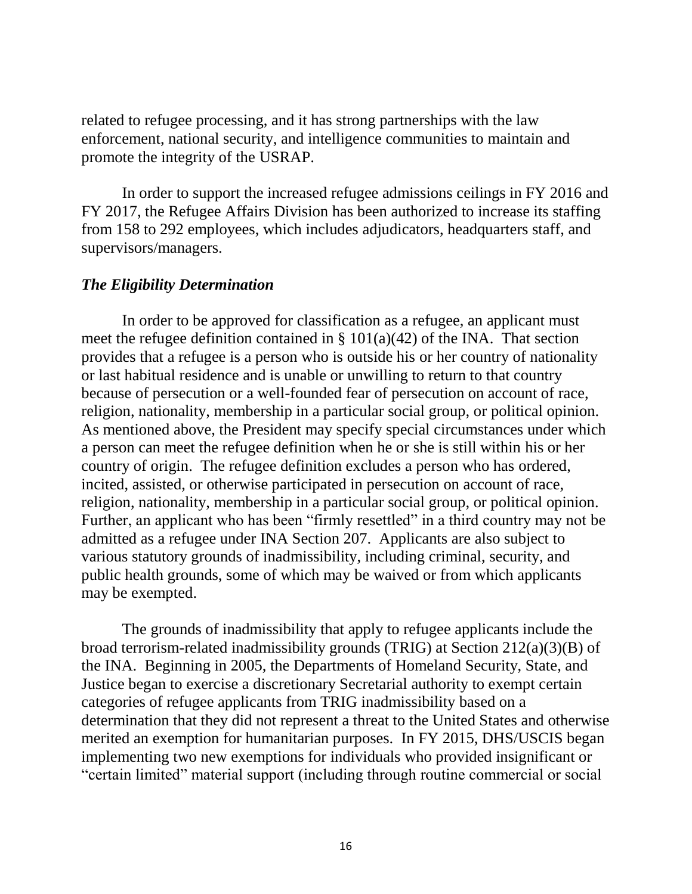related to refugee processing, and it has strong partnerships with the law enforcement, national security, and intelligence communities to maintain and promote the integrity of the USRAP.

In order to support the increased refugee admissions ceilings in FY 2016 and FY 2017, the Refugee Affairs Division has been authorized to increase its staffing from 158 to 292 employees, which includes adjudicators, headquarters staff, and supervisors/managers.

***The Eligibility Determination***

In order to be approved for classification as a refugee, an applicant must meet the refugee definition contained in § 101(a)(42) of the INA. That section provides that a refugee is a person who is outside his or her country of nationality or last habitual residence and is unable or unwilling to return to that country because of persecution or a well-founded fear of persecution on account of race, religion, nationality, membership in a particular social group, or political opinion. As mentioned above, the President may specify special circumstances under which a person can meet the refugee definition when he or she is still within his or her country of origin. The refugee definition excludes a person who has ordered, incited, assisted, or otherwise participated in persecution on account of race, religion, nationality, membership in a particular social group, or political opinion. Further, an applicant who has been "firmly resettled" in a third country may not be admitted as a refugee under INA Section 207. Applicants are also subject to various statutory grounds of inadmissibility, including criminal, security, and public health grounds, some of which may be waived or from which applicants may be exempted.

The grounds of inadmissibility that apply to refugee applicants include the broad terrorism-related inadmissibility grounds (TRIG) at Section 212(a)(3)(B) of the INA. Beginning in 2005, the Departments of Homeland Security, State, and Justice began to exercise a discretionary Secretarial authority to exempt certain categories of refugee applicants from TRIG inadmissibility based on a determination that they did not represent a threat to the United States and otherwise merited an exemption for humanitarian purposes. In FY 2015, DHS/USCIS began implementing two new exemptions for individuals who provided insignificant or "certain limited" material support (including through routine commercial or social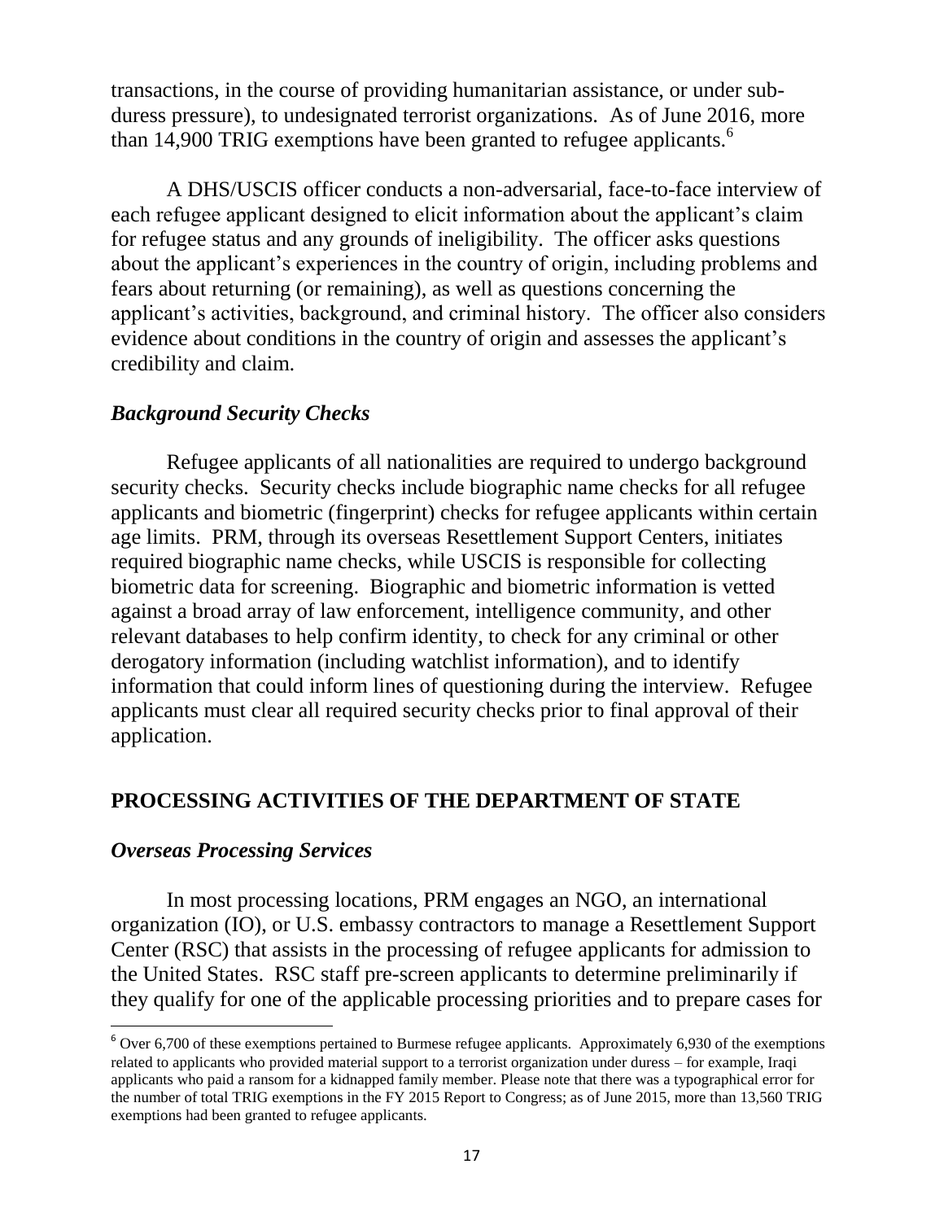transactions, in the course of providing humanitarian assistance, or under sub-duress pressure), to undesignated terrorist organizations. As of June 2016, more than 14,900 TRIG exemptions have been granted to refugee applicants.[6]

A DHS/USCIS officer conducts a non-adversarial, face-to-face interview of each refugee applicant designed to elicit information about the applicant's claim for refugee status and any grounds of ineligibility. The officer asks questions about the applicant's experiences in the country of origin, including problems and fears about returning (or remaining), as well as questions concerning the applicant's activities, background, and criminal history. The officer also considers evidence about conditions in the country of origin and assesses the applicant's credibility and claim.

### *Background Security Checks*

Refugee applicants of all nationalities are required to undergo background security checks. Security checks include biographic name checks for all refugee applicants and biometric (fingerprint) checks for refugee applicants within certain age limits. PRM, through its overseas Resettlement Support Centers, initiates required biographic name checks, while USCIS is responsible for collecting biometric data for screening. Biographic and biometric information is vetted against a broad array of law enforcement, intelligence community, and other relevant databases to help confirm identity, to check for any criminal or other derogatory information (including watchlist information), and to identify information that could inform lines of questioning during the interview. Refugee applicants must clear all required security checks prior to final approval of their application.

## PROCESSING ACTIVITIES OF THE DEPARTMENT OF STATE

### *Overseas Processing Services*

In most processing locations, PRM engages an NGO, an international organization (IO), or U.S. embassy contractors to manage a Resettlement Support Center (RSC) that assists in the processing of refugee applicants for admission to the United States. RSC staff pre-screen applicants to determine preliminarily if they qualify for one of the applicable processing priorities and to prepare cases for

---

[6] Over 6,700 of these exemptions pertained to Burmese refugee applicants. Approximately 6,930 of the exemptions related to applicants who provided material support to a terrorist organization under duress – for example, Iraqi applicants who paid a ransom for a kidnapped family member. Please note that there was a typographical error for the number of total TRIG exemptions in the FY 2015 Report to Congress; as of June 2015, more than 13,560 TRIG exemptions had been granted to refugee applicants.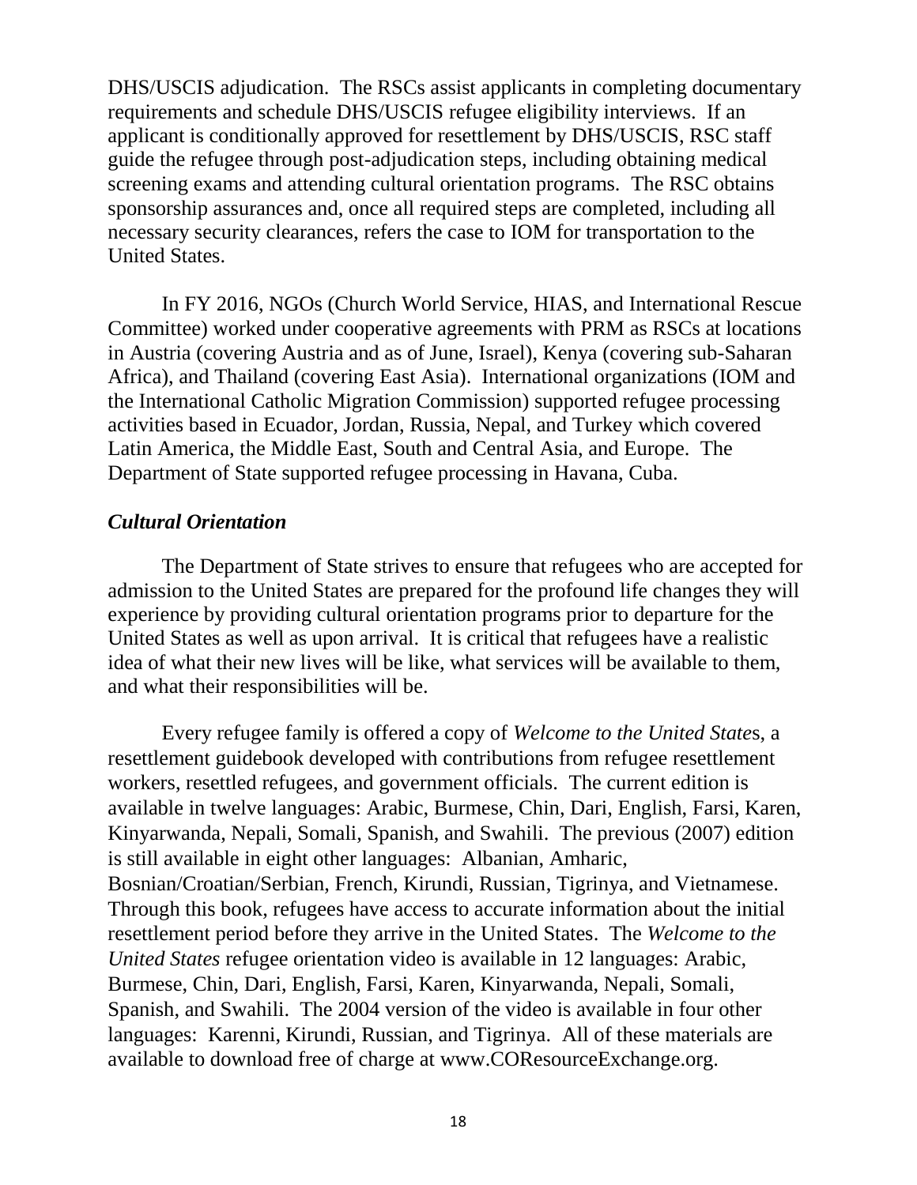DHS/USCIS adjudication. The RSCs assist applicants in completing documentary requirements and schedule DHS/USCIS refugee eligibility interviews. If an applicant is conditionally approved for resettlement by DHS/USCIS, RSC staff guide the refugee through post-adjudication steps, including obtaining medical screening exams and attending cultural orientation programs. The RSC obtains sponsorship assurances and, once all required steps are completed, including all necessary security clearances, refers the case to IOM for transportation to the United States.

In FY 2016, NGOs (Church World Service, HIAS, and International Rescue Committee) worked under cooperative agreements with PRM as RSCs at locations in Austria (covering Austria and as of June, Israel), Kenya (covering sub-Saharan Africa), and Thailand (covering East Asia). International organizations (IOM and the International Catholic Migration Commission) supported refugee processing activities based in Ecuador, Jordan, Russia, Nepal, and Turkey which covered Latin America, the Middle East, South and Central Asia, and Europe. The Department of State supported refugee processing in Havana, Cuba.

### *Cultural Orientation*

The Department of State strives to ensure that refugees who are accepted for admission to the United States are prepared for the profound life changes they will experience by providing cultural orientation programs prior to departure for the United States as well as upon arrival. It is critical that refugees have a realistic idea of what their new lives will be like, what services will be available to them, and what their responsibilities will be.

Every refugee family is offered a copy of *Welcome to the United State*s, a resettlement guidebook developed with contributions from refugee resettlement workers, resettled refugees, and government officials. The current edition is available in twelve languages: Arabic, Burmese, Chin, Dari, English, Farsi, Karen, Kinyarwanda, Nepali, Somali, Spanish, and Swahili. The previous (2007) edition is still available in eight other languages: Albanian, Amharic, Bosnian/Croatian/Serbian, French, Kirundi, Russian, Tigrinya, and Vietnamese. Through this book, refugees have access to accurate information about the initial resettlement period before they arrive in the United States. The *Welcome to the United States* refugee orientation video is available in 12 languages: Arabic, Burmese, Chin, Dari, English, Farsi, Karen, Kinyarwanda, Nepali, Somali, Spanish, and Swahili. The 2004 version of the video is available in four other languages: Karenni, Kirundi, Russian, and Tigrinya. All of these materials are available to download free of charge at www.COResourceExchange.org.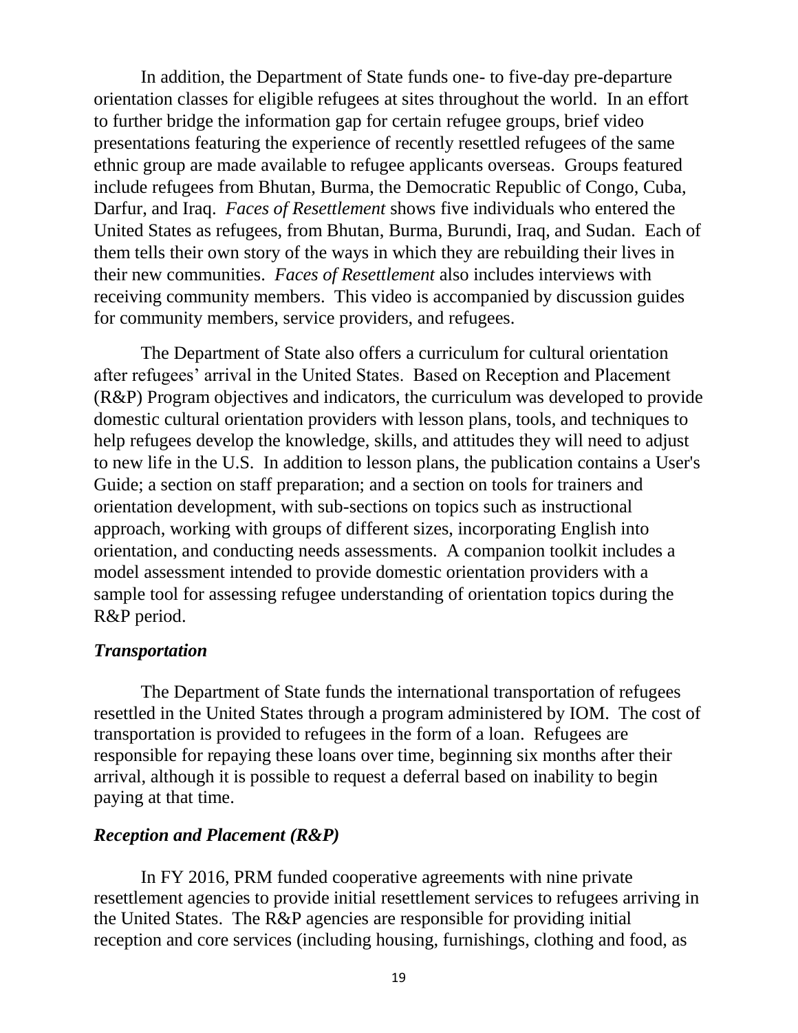In addition, the Department of State funds one- to five-day pre-departure orientation classes for eligible refugees at sites throughout the world. In an effort to further bridge the information gap for certain refugee groups, brief video presentations featuring the experience of recently resettled refugees of the same ethnic group are made available to refugee applicants overseas. Groups featured include refugees from Bhutan, Burma, the Democratic Republic of Congo, Cuba, Darfur, and Iraq. *Faces of Resettlement* shows five individuals who entered the United States as refugees, from Bhutan, Burma, Burundi, Iraq, and Sudan. Each of them tells their own story of the ways in which they are rebuilding their lives in their new communities. *Faces of Resettlement* also includes interviews with receiving community members. This video is accompanied by discussion guides for community members, service providers, and refugees.

The Department of State also offers a curriculum for cultural orientation after refugees' arrival in the United States. Based on Reception and Placement (R&P) Program objectives and indicators, the curriculum was developed to provide domestic cultural orientation providers with lesson plans, tools, and techniques to help refugees develop the knowledge, skills, and attitudes they will need to adjust to new life in the U.S. In addition to lesson plans, the publication contains a User's Guide; a section on staff preparation; and a section on tools for trainers and orientation development, with sub-sections on topics such as instructional approach, working with groups of different sizes, incorporating English into orientation, and conducting needs assessments. A companion toolkit includes a model assessment intended to provide domestic orientation providers with a sample tool for assessing refugee understanding of orientation topics during the R&P period.

### *Transportation*

The Department of State funds the international transportation of refugees resettled in the United States through a program administered by IOM. The cost of transportation is provided to refugees in the form of a loan. Refugees are responsible for repaying these loans over time, beginning six months after their arrival, although it is possible to request a deferral based on inability to begin paying at that time.

### *Reception and Placement (R&P)*

In FY 2016, PRM funded cooperative agreements with nine private resettlement agencies to provide initial resettlement services to refugees arriving in the United States. The R&P agencies are responsible for providing initial reception and core services (including housing, furnishings, clothing and food, as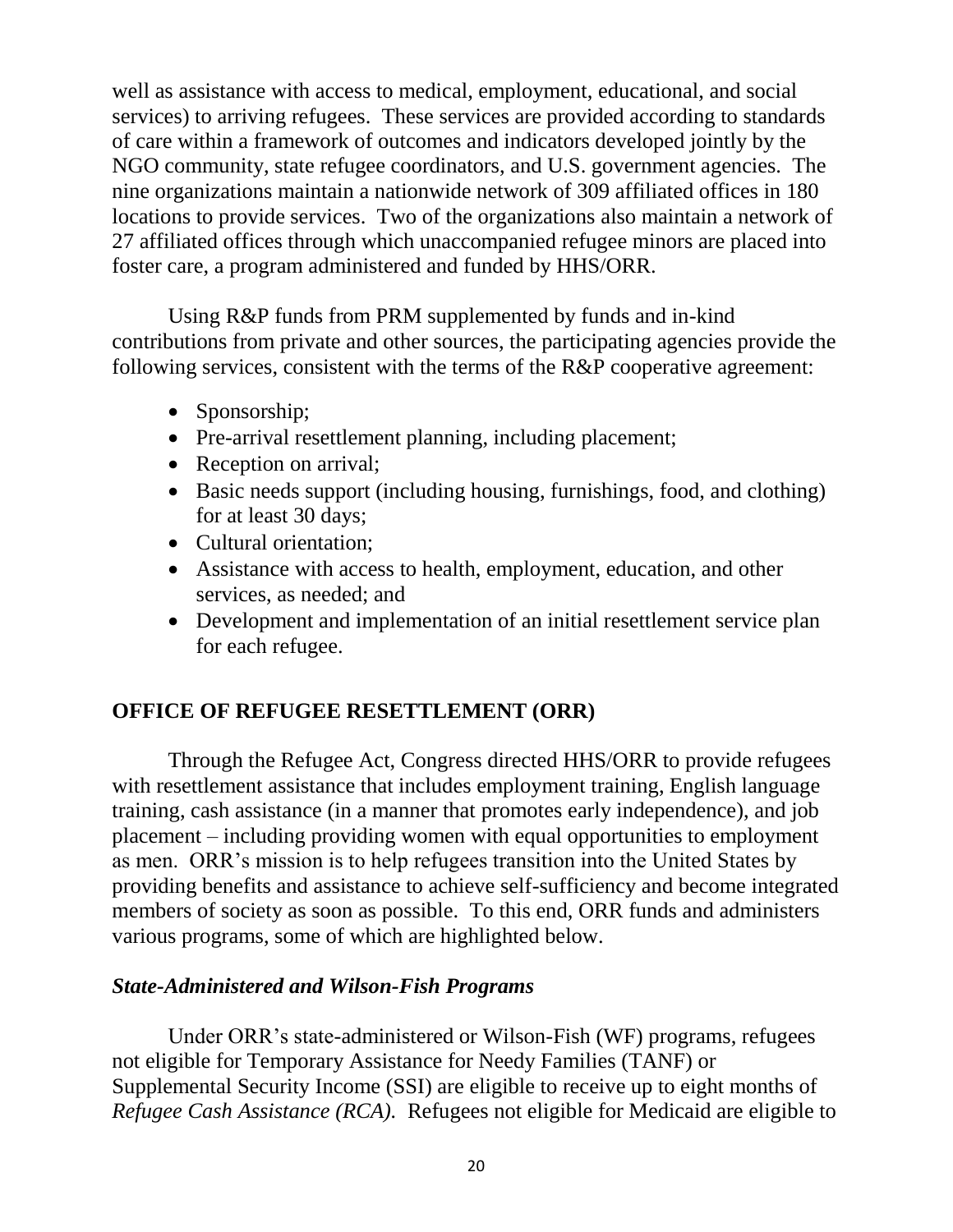well as assistance with access to medical, employment, educational, and social services) to arriving refugees. These services are provided according to standards of care within a framework of outcomes and indicators developed jointly by the NGO community, state refugee coordinators, and U.S. government agencies. The nine organizations maintain a nationwide network of 309 affiliated offices in 180 locations to provide services. Two of the organizations also maintain a network of 27 affiliated offices through which unaccompanied refugee minors are placed into foster care, a program administered and funded by HHS/ORR.

Using R&P funds from PRM supplemented by funds and in-kind contributions from private and other sources, the participating agencies provide the following services, consistent with the terms of the R&P cooperative agreement:

- Sponsorship;
- Pre-arrival resettlement planning, including placement;
- Reception on arrival;
- Basic needs support (including housing, furnishings, food, and clothing) for at least 30 days;
- Cultural orientation;
- Assistance with access to health, employment, education, and other services, as needed; and
- Development and implementation of an initial resettlement service plan for each refugee.

## OFFICE OF REFUGEE RESETTLEMENT (ORR)

Through the Refugee Act, Congress directed HHS/ORR to provide refugees with resettlement assistance that includes employment training, English language training, cash assistance (in a manner that promotes early independence), and job placement – including providing women with equal opportunities to employment as men. ORR's mission is to help refugees transition into the United States by providing benefits and assistance to achieve self-sufficiency and become integrated members of society as soon as possible. To this end, ORR funds and administers various programs, some of which are highlighted below.

### *State-Administered and Wilson-Fish Programs*

Under ORR's state-administered or Wilson-Fish (WF) programs, refugees not eligible for Temporary Assistance for Needy Families (TANF) or Supplemental Security Income (SSI) are eligible to receive up to eight months of *Refugee Cash Assistance (RCA).* Refugees not eligible for Medicaid are eligible to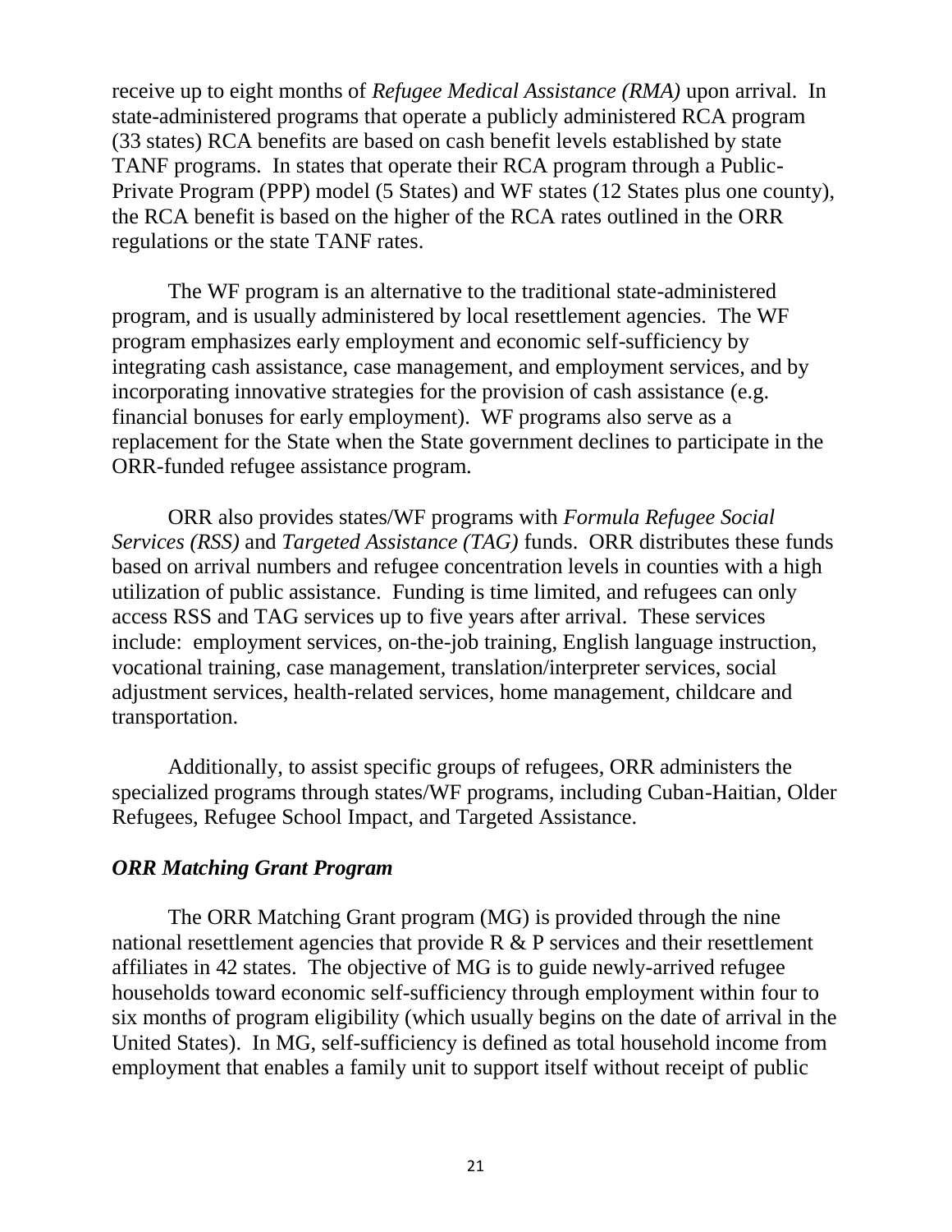receive up to eight months of *Refugee Medical Assistance (RMA)* upon arrival. In state-administered programs that operate a publicly administered RCA program (33 states) RCA benefits are based on cash benefit levels established by state TANF programs. In states that operate their RCA program through a Public-Private Program (PPP) model (5 States) and WF states (12 States plus one county), the RCA benefit is based on the higher of the RCA rates outlined in the ORR regulations or the state TANF rates.

The WF program is an alternative to the traditional state-administered program, and is usually administered by local resettlement agencies. The WF program emphasizes early employment and economic self-sufficiency by integrating cash assistance, case management, and employment services, and by incorporating innovative strategies for the provision of cash assistance (e.g. financial bonuses for early employment). WF programs also serve as a replacement for the State when the State government declines to participate in the ORR-funded refugee assistance program.

ORR also provides states/WF programs with *Formula Refugee Social Services (RSS)* and *Targeted Assistance (TAG)* funds. ORR distributes these funds based on arrival numbers and refugee concentration levels in counties with a high utilization of public assistance. Funding is time limited, and refugees can only access RSS and TAG services up to five years after arrival. These services include: employment services, on-the-job training, English language instruction, vocational training, case management, translation/interpreter services, social adjustment services, health-related services, home management, childcare and transportation.

Additionally, to assist specific groups of refugees, ORR administers the specialized programs through states/WF programs, including Cuban-Haitian, Older Refugees, Refugee School Impact, and Targeted Assistance.

### *ORR Matching Grant Program*

The ORR Matching Grant program (MG) is provided through the nine national resettlement agencies that provide R & P services and their resettlement affiliates in 42 states. The objective of MG is to guide newly-arrived refugee households toward economic self-sufficiency through employment within four to six months of program eligibility (which usually begins on the date of arrival in the United States). In MG, self-sufficiency is defined as total household income from employment that enables a family unit to support itself without receipt of public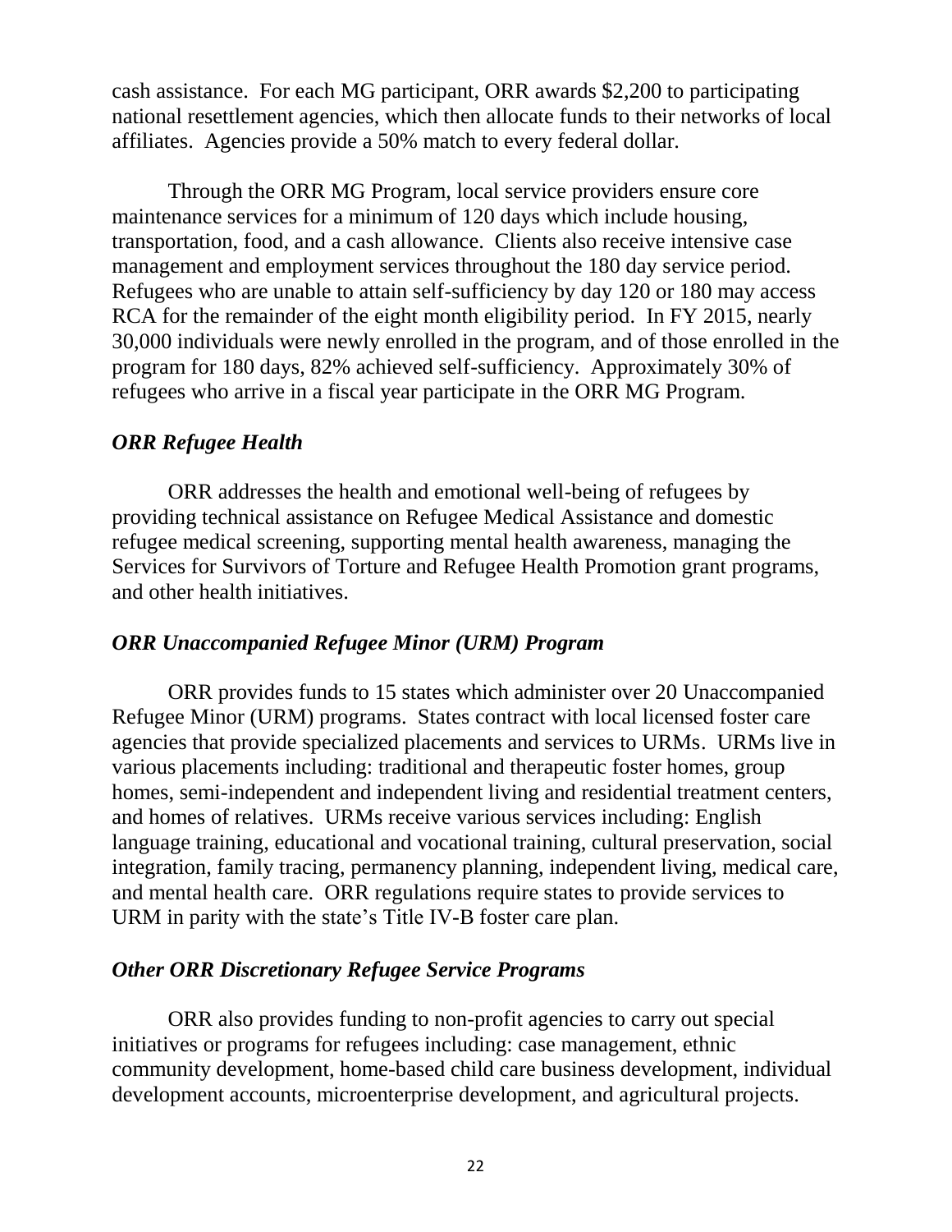cash assistance. For each MG participant, ORR awards $2,200 to participating national resettlement agencies, which then allocate funds to their networks of local affiliates. Agencies provide a 50% match to every federal dollar.

Through the ORR MG Program, local service providers ensure core maintenance services for a minimum of 120 days which include housing, transportation, food, and a cash allowance. Clients also receive intensive case management and employment services throughout the 180 day service period. Refugees who are unable to attain self-sufficiency by day 120 or 180 may access RCA for the remainder of the eight month eligibility period. In FY 2015, nearly 30,000 individuals were newly enrolled in the program, and of those enrolled in the program for 180 days, 82% achieved self-sufficiency. Approximately 30% of refugees who arrive in a fiscal year participate in the ORR MG Program.

### *ORR Refugee Health*

ORR addresses the health and emotional well-being of refugees by providing technical assistance on Refugee Medical Assistance and domestic refugee medical screening, supporting mental health awareness, managing the Services for Survivors of Torture and Refugee Health Promotion grant programs, and other health initiatives.

### *ORR Unaccompanied Refugee Minor (URM) Program*

ORR provides funds to 15 states which administer over 20 Unaccompanied Refugee Minor (URM) programs. States contract with local licensed foster care agencies that provide specialized placements and services to URMs. URMs live in various placements including: traditional and therapeutic foster homes, group homes, semi-independent and independent living and residential treatment centers, and homes of relatives. URMs receive various services including: English language training, educational and vocational training, cultural preservation, social integration, family tracing, permanency planning, independent living, medical care, and mental health care. ORR regulations require states to provide services to URM in parity with the state's Title IV-B foster care plan.

### *Other ORR Discretionary Refugee Service Programs*

ORR also provides funding to non-profit agencies to carry out special initiatives or programs for refugees including: case management, ethnic community development, home-based child care business development, individual development accounts, microenterprise development, and agricultural projects.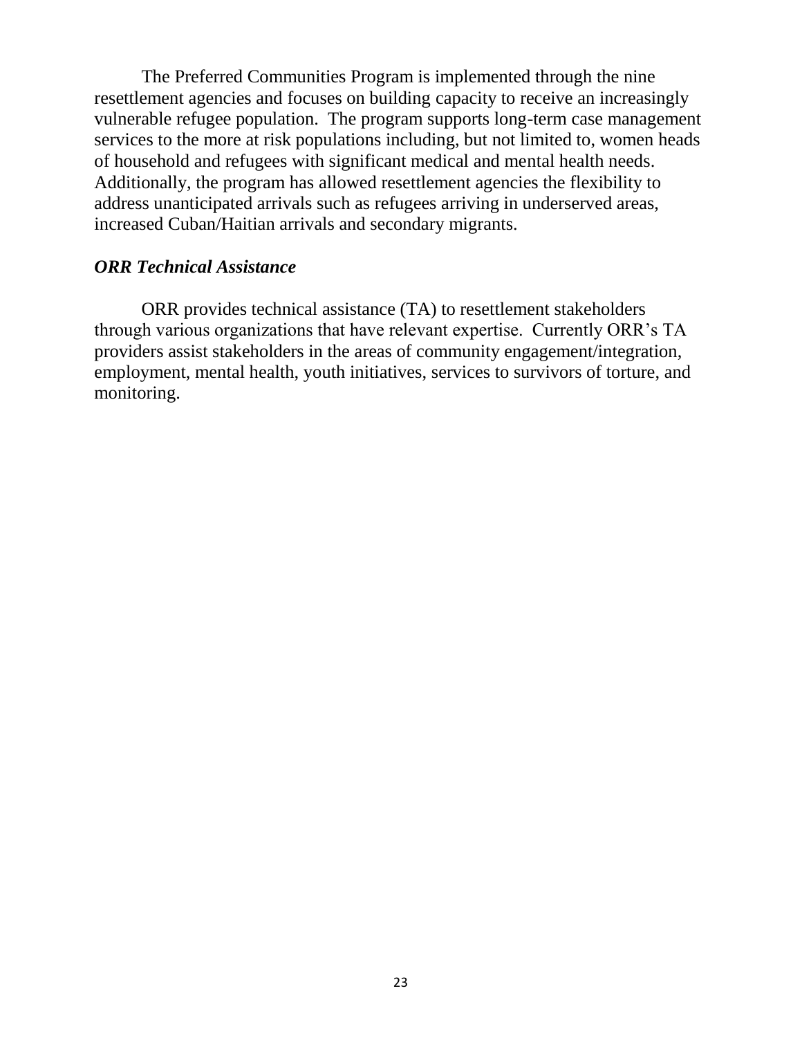The Preferred Communities Program is implemented through the nine resettlement agencies and focuses on building capacity to receive an increasingly vulnerable refugee population. The program supports long-term case management services to the more at risk populations including, but not limited to, women heads of household and refugees with significant medical and mental health needs. Additionally, the program has allowed resettlement agencies the flexibility to address unanticipated arrivals such as refugees arriving in underserved areas, increased Cuban/Haitian arrivals and secondary migrants.

### *ORR Technical Assistance*

ORR provides technical assistance (TA) to resettlement stakeholders through various organizations that have relevant expertise. Currently ORR's TA providers assist stakeholders in the areas of community engagement/integration, employment, mental health, youth initiatives, services to survivors of torture, and monitoring.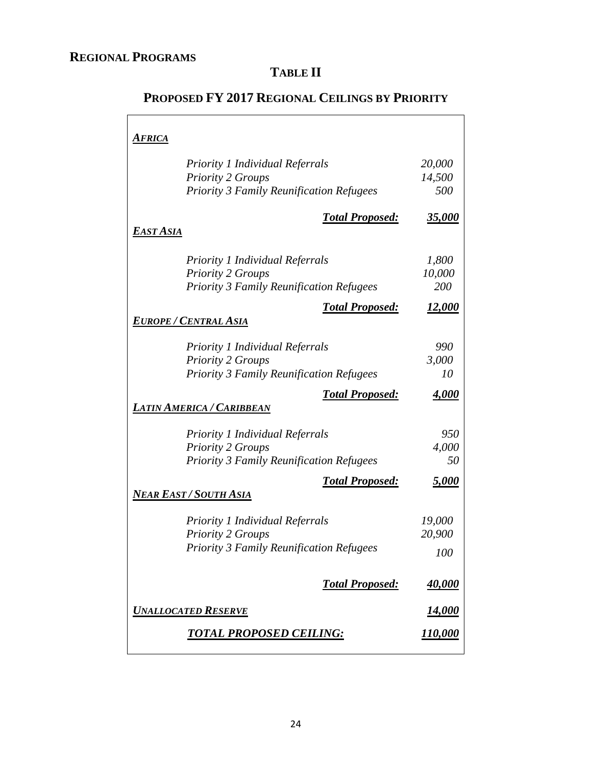## REGIONAL PROGRAMS

### TABLE II

### PROPOSED FY 2017 REGIONAL CEILINGS BY PRIORITY

| | |
|---|---|
| ***Africa*** | |
| *Priority 1 Individual Referrals* | *20,000* |
| *Priority 2 Groups* | *14,500* |
| *Priority 3 Family Reunification Refugees* | *500* |
| ***Total Proposed:*** | ***35,000*** |
| ***East Asia*** | |
| *Priority 1 Individual Referrals* | *1,800* |
| *Priority 2 Groups* | *10,000* |
| *Priority 3 Family Reunification Refugees* | *200* |
| ***Total Proposed:*** | ***12,000*** |
| ***Europe / Central Asia*** | |
| *Priority 1 Individual Referrals* | *990* |
| *Priority 2 Groups* | *3,000* |
| *Priority 3 Family Reunification Refugees* | *10* |
| ***Total Proposed:*** | ***4,000*** |
| ***Latin America / Caribbean*** | |
| *Priority 1 Individual Referrals* | *950* |
| *Priority 2 Groups* | *4,000* |
| *Priority 3 Family Reunification Refugees* | *50* |
| ***Total Proposed:*** | ***5,000*** |
| ***Near East / South Asia*** | |
| *Priority 1 Individual Referrals* | *19,000* |
| *Priority 2 Groups* | *20,900* |
| *Priority 3 Family Reunification Refugees* | *100* |
| ***Total Proposed:*** | ***40,000*** |
| ***Unallocated Reserve*** | ***14,000*** |
| ***TOTAL PROPOSED CEILING:*** | ***110,000*** |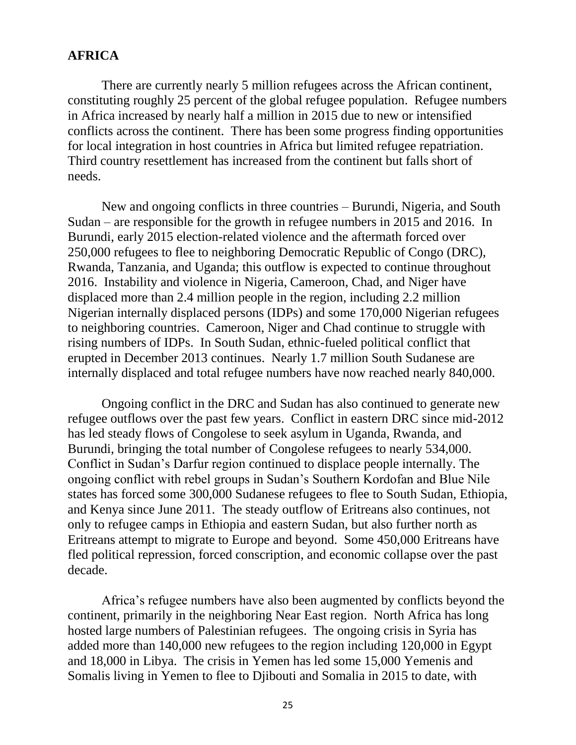## AFRICA

There are currently nearly 5 million refugees across the African continent, constituting roughly 25 percent of the global refugee population. Refugee numbers in Africa increased by nearly half a million in 2015 due to new or intensified conflicts across the continent. There has been some progress finding opportunities for local integration in host countries in Africa but limited refugee repatriation. Third country resettlement has increased from the continent but falls short of needs.

New and ongoing conflicts in three countries – Burundi, Nigeria, and South Sudan – are responsible for the growth in refugee numbers in 2015 and 2016. In Burundi, early 2015 election-related violence and the aftermath forced over 250,000 refugees to flee to neighboring Democratic Republic of Congo (DRC), Rwanda, Tanzania, and Uganda; this outflow is expected to continue throughout 2016. Instability and violence in Nigeria, Cameroon, Chad, and Niger have displaced more than 2.4 million people in the region, including 2.2 million Nigerian internally displaced persons (IDPs) and some 170,000 Nigerian refugees to neighboring countries. Cameroon, Niger and Chad continue to struggle with rising numbers of IDPs. In South Sudan, ethnic-fueled political conflict that erupted in December 2013 continues. Nearly 1.7 million South Sudanese are internally displaced and total refugee numbers have now reached nearly 840,000.

Ongoing conflict in the DRC and Sudan has also continued to generate new refugee outflows over the past few years. Conflict in eastern DRC since mid-2012 has led steady flows of Congolese to seek asylum in Uganda, Rwanda, and Burundi, bringing the total number of Congolese refugees to nearly 534,000. Conflict in Sudan's Darfur region continued to displace people internally. The ongoing conflict with rebel groups in Sudan's Southern Kordofan and Blue Nile states has forced some 300,000 Sudanese refugees to flee to South Sudan, Ethiopia, and Kenya since June 2011. The steady outflow of Eritreans also continues, not only to refugee camps in Ethiopia and eastern Sudan, but also further north as Eritreans attempt to migrate to Europe and beyond. Some 450,000 Eritreans have fled political repression, forced conscription, and economic collapse over the past decade.

Africa's refugee numbers have also been augmented by conflicts beyond the continent, primarily in the neighboring Near East region. North Africa has long hosted large numbers of Palestinian refugees. The ongoing crisis in Syria has added more than 140,000 new refugees to the region including 120,000 in Egypt and 18,000 in Libya. The crisis in Yemen has led some 15,000 Yemenis and Somalis living in Yemen to flee to Djibouti and Somalia in 2015 to date, with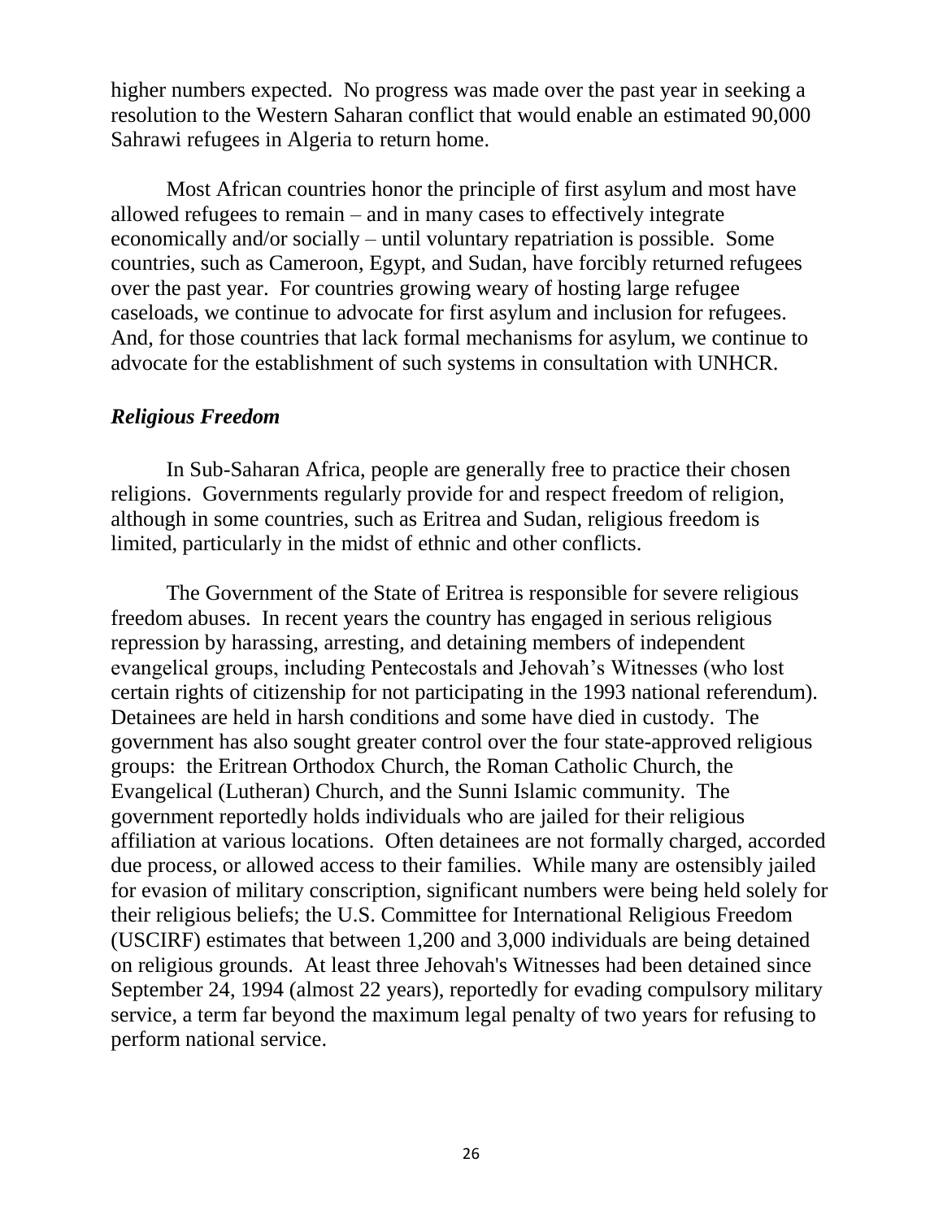higher numbers expected. No progress was made over the past year in seeking a resolution to the Western Saharan conflict that would enable an estimated 90,000 Sahrawi refugees in Algeria to return home.

Most African countries honor the principle of first asylum and most have allowed refugees to remain – and in many cases to effectively integrate economically and/or socially – until voluntary repatriation is possible. Some countries, such as Cameroon, Egypt, and Sudan, have forcibly returned refugees over the past year. For countries growing weary of hosting large refugee caseloads, we continue to advocate for first asylum and inclusion for refugees. And, for those countries that lack formal mechanisms for asylum, we continue to advocate for the establishment of such systems in consultation with UNHCR.

### *Religious Freedom*

In Sub-Saharan Africa, people are generally free to practice their chosen religions. Governments regularly provide for and respect freedom of religion, although in some countries, such as Eritrea and Sudan, religious freedom is limited, particularly in the midst of ethnic and other conflicts.

The Government of the State of Eritrea is responsible for severe religious freedom abuses. In recent years the country has engaged in serious religious repression by harassing, arresting, and detaining members of independent evangelical groups, including Pentecostals and Jehovah's Witnesses (who lost certain rights of citizenship for not participating in the 1993 national referendum). Detainees are held in harsh conditions and some have died in custody. The government has also sought greater control over the four state-approved religious groups: the Eritrean Orthodox Church, the Roman Catholic Church, the Evangelical (Lutheran) Church, and the Sunni Islamic community. The government reportedly holds individuals who are jailed for their religious affiliation at various locations. Often detainees are not formally charged, accorded due process, or allowed access to their families. While many are ostensibly jailed for evasion of military conscription, significant numbers were being held solely for their religious beliefs; the U.S. Committee for International Religious Freedom (USCIRF) estimates that between 1,200 and 3,000 individuals are being detained on religious grounds. At least three Jehovah's Witnesses had been detained since September 24, 1994 (almost 22 years), reportedly for evading compulsory military service, a term far beyond the maximum legal penalty of two years for refusing to perform national service.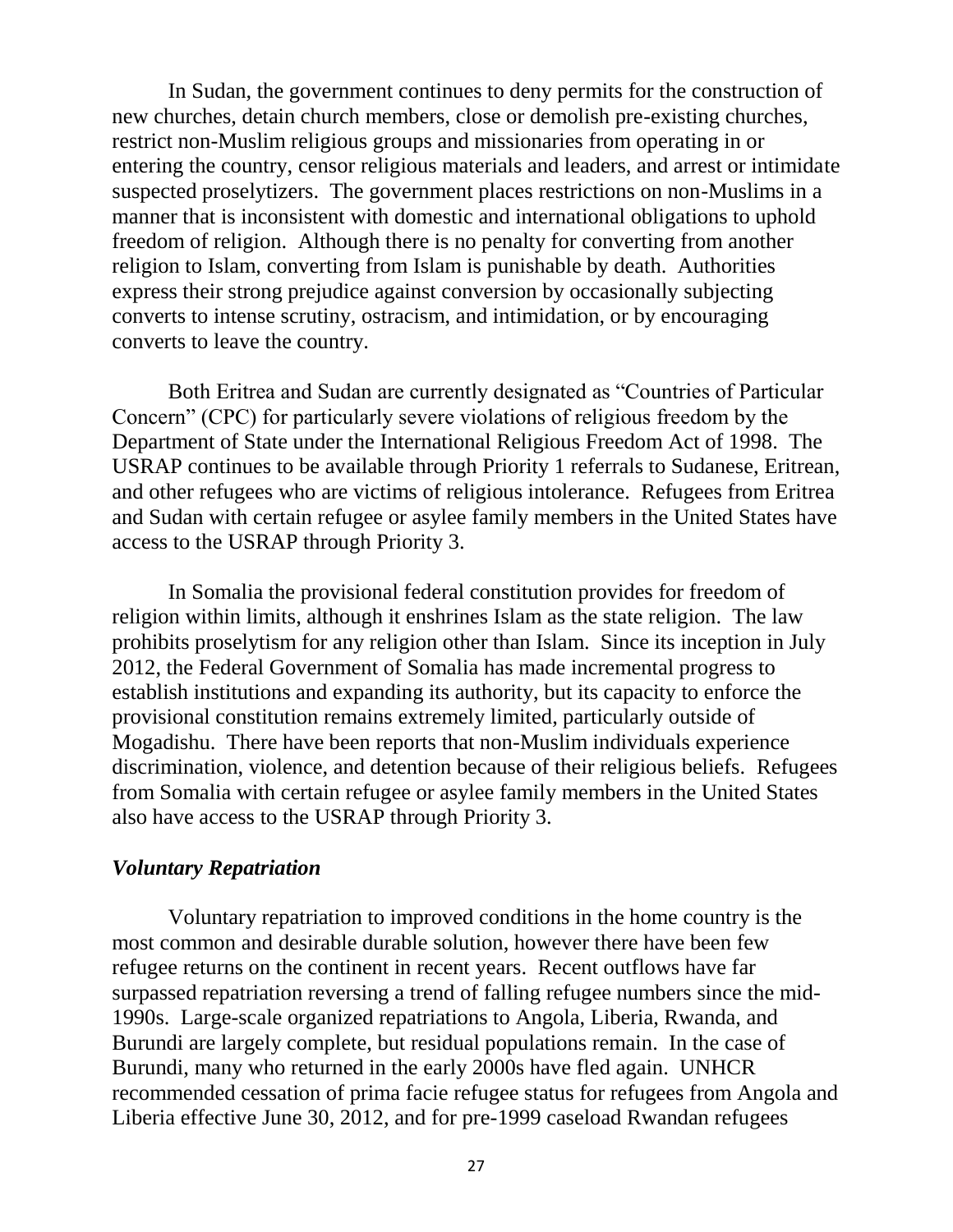In Sudan, the government continues to deny permits for the construction of new churches, detain church members, close or demolish pre-existing churches, restrict non-Muslim religious groups and missionaries from operating in or entering the country, censor religious materials and leaders, and arrest or intimidate suspected proselytizers. The government places restrictions on non-Muslims in a manner that is inconsistent with domestic and international obligations to uphold freedom of religion. Although there is no penalty for converting from another religion to Islam, converting from Islam is punishable by death. Authorities express their strong prejudice against conversion by occasionally subjecting converts to intense scrutiny, ostracism, and intimidation, or by encouraging converts to leave the country.

Both Eritrea and Sudan are currently designated as "Countries of Particular Concern" (CPC) for particularly severe violations of religious freedom by the Department of State under the International Religious Freedom Act of 1998. The USRAP continues to be available through Priority 1 referrals to Sudanese, Eritrean, and other refugees who are victims of religious intolerance. Refugees from Eritrea and Sudan with certain refugee or asylee family members in the United States have access to the USRAP through Priority 3.

In Somalia the provisional federal constitution provides for freedom of religion within limits, although it enshrines Islam as the state religion. The law prohibits proselytism for any religion other than Islam. Since its inception in July 2012, the Federal Government of Somalia has made incremental progress to establish institutions and expanding its authority, but its capacity to enforce the provisional constitution remains extremely limited, particularly outside of Mogadishu. There have been reports that non-Muslim individuals experience discrimination, violence, and detention because of their religious beliefs. Refugees from Somalia with certain refugee or asylee family members in the United States also have access to the USRAP through Priority 3.

### *Voluntary Repatriation*

Voluntary repatriation to improved conditions in the home country is the most common and desirable durable solution, however there have been few refugee returns on the continent in recent years. Recent outflows have far surpassed repatriation reversing a trend of falling refugee numbers since the mid-1990s. Large-scale organized repatriations to Angola, Liberia, Rwanda, and Burundi are largely complete, but residual populations remain. In the case of Burundi, many who returned in the early 2000s have fled again. UNHCR recommended cessation of prima facie refugee status for refugees from Angola and Liberia effective June 30, 2012, and for pre-1999 caseload Rwandan refugees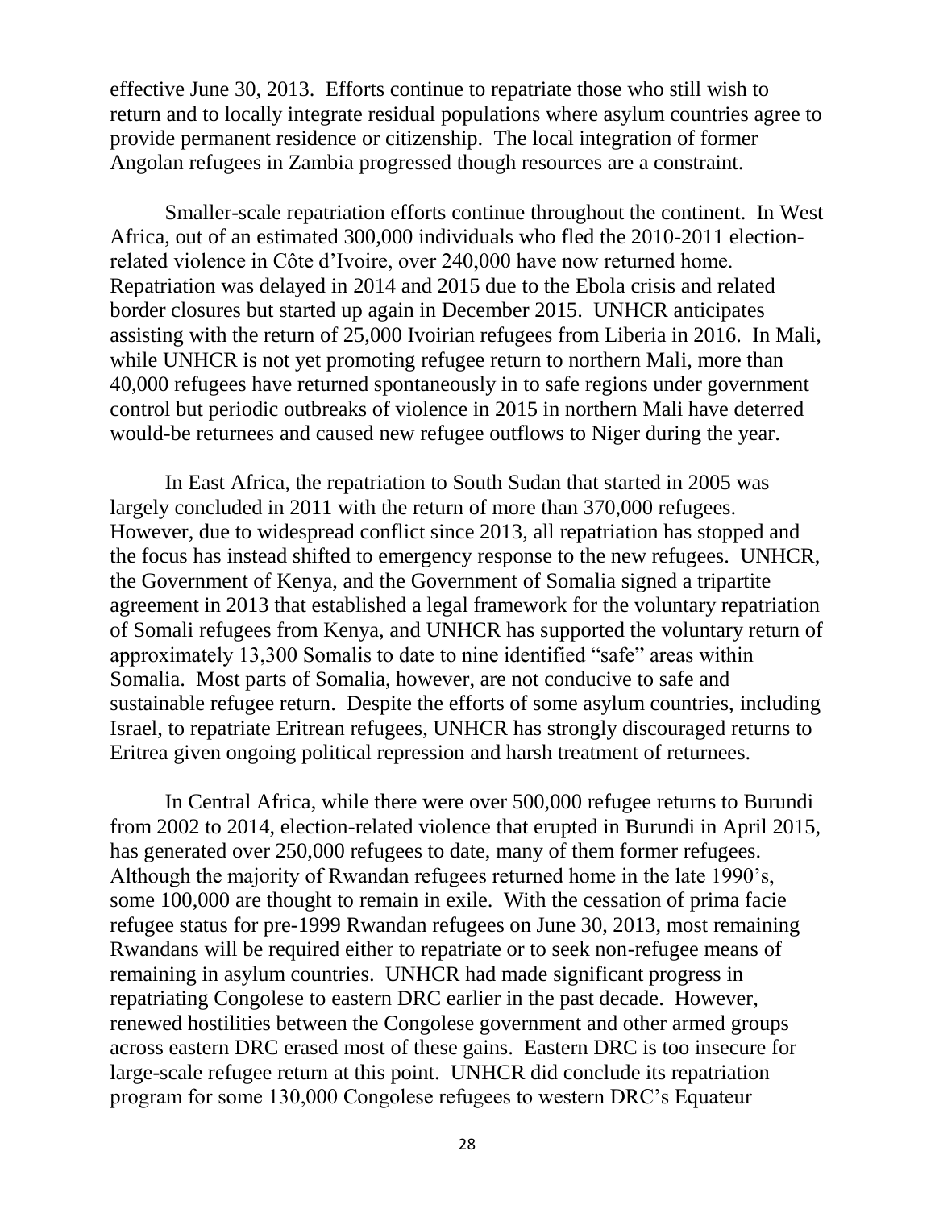effective June 30, 2013. Efforts continue to repatriate those who still wish to return and to locally integrate residual populations where asylum countries agree to provide permanent residence or citizenship. The local integration of former Angolan refugees in Zambia progressed though resources are a constraint.

Smaller-scale repatriation efforts continue throughout the continent. In West Africa, out of an estimated 300,000 individuals who fled the 2010-2011 election-related violence in Côte d'Ivoire, over 240,000 have now returned home. Repatriation was delayed in 2014 and 2015 due to the Ebola crisis and related border closures but started up again in December 2015. UNHCR anticipates assisting with the return of 25,000 Ivoirian refugees from Liberia in 2016. In Mali, while UNHCR is not yet promoting refugee return to northern Mali, more than 40,000 refugees have returned spontaneously in to safe regions under government control but periodic outbreaks of violence in 2015 in northern Mali have deterred would-be returnees and caused new refugee outflows to Niger during the year.

In East Africa, the repatriation to South Sudan that started in 2005 was largely concluded in 2011 with the return of more than 370,000 refugees. However, due to widespread conflict since 2013, all repatriation has stopped and the focus has instead shifted to emergency response to the new refugees. UNHCR, the Government of Kenya, and the Government of Somalia signed a tripartite agreement in 2013 that established a legal framework for the voluntary repatriation of Somali refugees from Kenya, and UNHCR has supported the voluntary return of approximately 13,300 Somalis to date to nine identified "safe" areas within Somalia. Most parts of Somalia, however, are not conducive to safe and sustainable refugee return. Despite the efforts of some asylum countries, including Israel, to repatriate Eritrean refugees, UNHCR has strongly discouraged returns to Eritrea given ongoing political repression and harsh treatment of returnees.

In Central Africa, while there were over 500,000 refugee returns to Burundi from 2002 to 2014, election-related violence that erupted in Burundi in April 2015, has generated over 250,000 refugees to date, many of them former refugees. Although the majority of Rwandan refugees returned home in the late 1990's, some 100,000 are thought to remain in exile. With the cessation of prima facie refugee status for pre-1999 Rwandan refugees on June 30, 2013, most remaining Rwandans will be required either to repatriate or to seek non-refugee means of remaining in asylum countries. UNHCR had made significant progress in repatriating Congolese to eastern DRC earlier in the past decade. However, renewed hostilities between the Congolese government and other armed groups across eastern DRC erased most of these gains. Eastern DRC is too insecure for large-scale refugee return at this point. UNHCR did conclude its repatriation program for some 130,000 Congolese refugees to western DRC's Equateur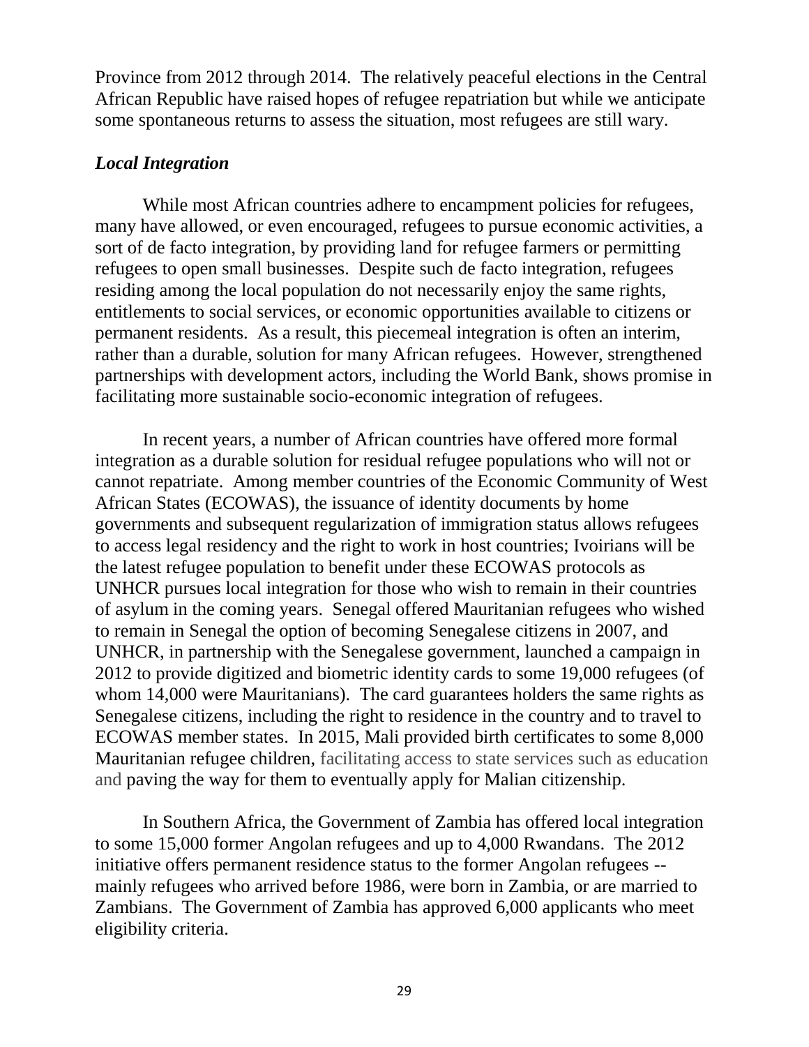Province from 2012 through 2014. The relatively peaceful elections in the Central African Republic have raised hopes of refugee repatriation but while we anticipate some spontaneous returns to assess the situation, most refugees are still wary.

***Local Integration***

While most African countries adhere to encampment policies for refugees, many have allowed, or even encouraged, refugees to pursue economic activities, a sort of de facto integration, by providing land for refugee farmers or permitting refugees to open small businesses. Despite such de facto integration, refugees residing among the local population do not necessarily enjoy the same rights, entitlements to social services, or economic opportunities available to citizens or permanent residents. As a result, this piecemeal integration is often an interim, rather than a durable, solution for many African refugees. However, strengthened partnerships with development actors, including the World Bank, shows promise in facilitating more sustainable socio-economic integration of refugees.

In recent years, a number of African countries have offered more formal integration as a durable solution for residual refugee populations who will not or cannot repatriate. Among member countries of the Economic Community of West African States (ECOWAS), the issuance of identity documents by home governments and subsequent regularization of immigration status allows refugees to access legal residency and the right to work in host countries; Ivoirians will be the latest refugee population to benefit under these ECOWAS protocols as UNHCR pursues local integration for those who wish to remain in their countries of asylum in the coming years. Senegal offered Mauritanian refugees who wished to remain in Senegal the option of becoming Senegalese citizens in 2007, and UNHCR, in partnership with the Senegalese government, launched a campaign in 2012 to provide digitized and biometric identity cards to some 19,000 refugees (of whom 14,000 were Mauritanians). The card guarantees holders the same rights as Senegalese citizens, including the right to residence in the country and to travel to ECOWAS member states. In 2015, Mali provided birth certificates to some 8,000 Mauritanian refugee children, facilitating access to state services such as education and paving the way for them to eventually apply for Malian citizenship.

In Southern Africa, the Government of Zambia has offered local integration to some 15,000 former Angolan refugees and up to 4,000 Rwandans. The 2012 initiative offers permanent residence status to the former Angolan refugees -- mainly refugees who arrived before 1986, were born in Zambia, or are married to Zambians. The Government of Zambia has approved 6,000 applicants who meet eligibility criteria.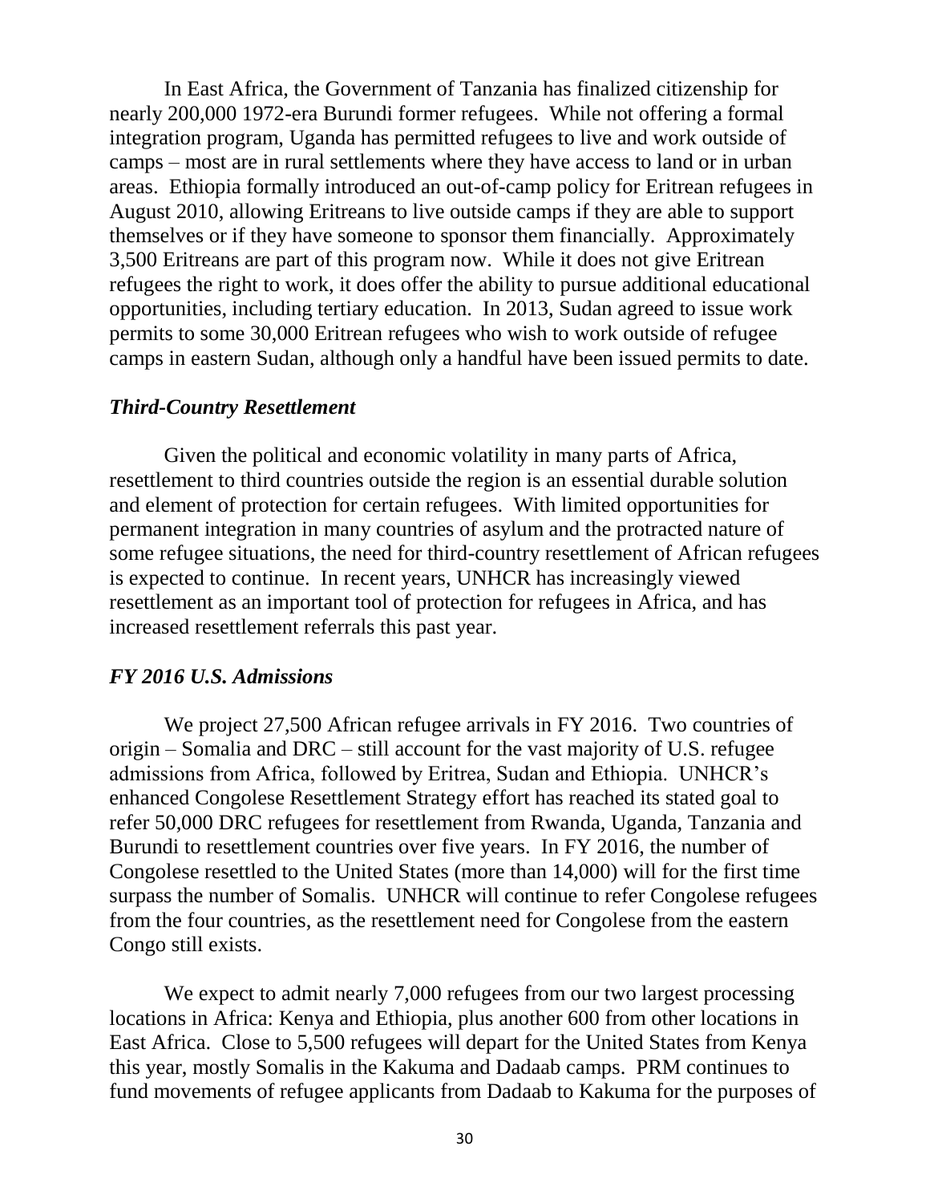In East Africa, the Government of Tanzania has finalized citizenship for nearly 200,000 1972-era Burundi former refugees. While not offering a formal integration program, Uganda has permitted refugees to live and work outside of camps – most are in rural settlements where they have access to land or in urban areas. Ethiopia formally introduced an out-of-camp policy for Eritrean refugees in August 2010, allowing Eritreans to live outside camps if they are able to support themselves or if they have someone to sponsor them financially. Approximately 3,500 Eritreans are part of this program now. While it does not give Eritrean refugees the right to work, it does offer the ability to pursue additional educational opportunities, including tertiary education. In 2013, Sudan agreed to issue work permits to some 30,000 Eritrean refugees who wish to work outside of refugee camps in eastern Sudan, although only a handful have been issued permits to date.

### *Third-Country Resettlement*

Given the political and economic volatility in many parts of Africa, resettlement to third countries outside the region is an essential durable solution and element of protection for certain refugees. With limited opportunities for permanent integration in many countries of asylum and the protracted nature of some refugee situations, the need for third-country resettlement of African refugees is expected to continue. In recent years, UNHCR has increasingly viewed resettlement as an important tool of protection for refugees in Africa, and has increased resettlement referrals this past year.

### *FY 2016 U.S. Admissions*

We project 27,500 African refugee arrivals in FY 2016. Two countries of origin – Somalia and DRC – still account for the vast majority of U.S. refugee admissions from Africa, followed by Eritrea, Sudan and Ethiopia. UNHCR's enhanced Congolese Resettlement Strategy effort has reached its stated goal to refer 50,000 DRC refugees for resettlement from Rwanda, Uganda, Tanzania and Burundi to resettlement countries over five years. In FY 2016, the number of Congolese resettled to the United States (more than 14,000) will for the first time surpass the number of Somalis. UNHCR will continue to refer Congolese refugees from the four countries, as the resettlement need for Congolese from the eastern Congo still exists.

We expect to admit nearly 7,000 refugees from our two largest processing locations in Africa: Kenya and Ethiopia, plus another 600 from other locations in East Africa. Close to 5,500 refugees will depart for the United States from Kenya this year, mostly Somalis in the Kakuma and Dadaab camps. PRM continues to fund movements of refugee applicants from Dadaab to Kakuma for the purposes of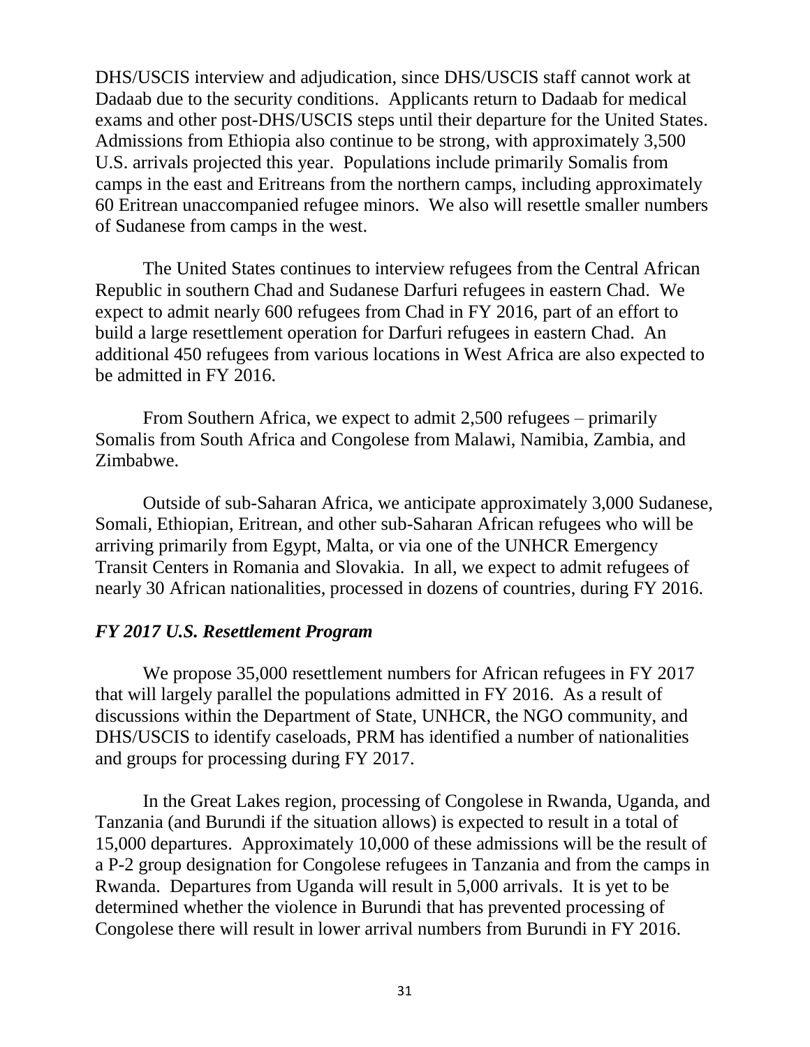DHS/USCIS interview and adjudication, since DHS/USCIS staff cannot work at Dadaab due to the security conditions. Applicants return to Dadaab for medical exams and other post-DHS/USCIS steps until their departure for the United States. Admissions from Ethiopia also continue to be strong, with approximately 3,500 U.S. arrivals projected this year. Populations include primarily Somalis from camps in the east and Eritreans from the northern camps, including approximately 60 Eritrean unaccompanied refugee minors. We also will resettle smaller numbers of Sudanese from camps in the west.

The United States continues to interview refugees from the Central African Republic in southern Chad and Sudanese Darfuri refugees in eastern Chad. We expect to admit nearly 600 refugees from Chad in FY 2016, part of an effort to build a large resettlement operation for Darfuri refugees in eastern Chad. An additional 450 refugees from various locations in West Africa are also expected to be admitted in FY 2016.

From Southern Africa, we expect to admit 2,500 refugees – primarily Somalis from South Africa and Congolese from Malawi, Namibia, Zambia, and Zimbabwe.

Outside of sub-Saharan Africa, we anticipate approximately 3,000 Sudanese, Somali, Ethiopian, Eritrean, and other sub-Saharan African refugees who will be arriving primarily from Egypt, Malta, or via one of the UNHCR Emergency Transit Centers in Romania and Slovakia. In all, we expect to admit refugees of nearly 30 African nationalities, processed in dozens of countries, during FY 2016.

### *FY 2017 U.S. Resettlement Program*

We propose 35,000 resettlement numbers for African refugees in FY 2017 that will largely parallel the populations admitted in FY 2016. As a result of discussions within the Department of State, UNHCR, the NGO community, and DHS/USCIS to identify caseloads, PRM has identified a number of nationalities and groups for processing during FY 2017.

In the Great Lakes region, processing of Congolese in Rwanda, Uganda, and Tanzania (and Burundi if the situation allows) is expected to result in a total of 15,000 departures. Approximately 10,000 of these admissions will be the result of a P-2 group designation for Congolese refugees in Tanzania and from the camps in Rwanda. Departures from Uganda will result in 5,000 arrivals. It is yet to be determined whether the violence in Burundi that has prevented processing of Congolese there will result in lower arrival numbers from Burundi in FY 2016.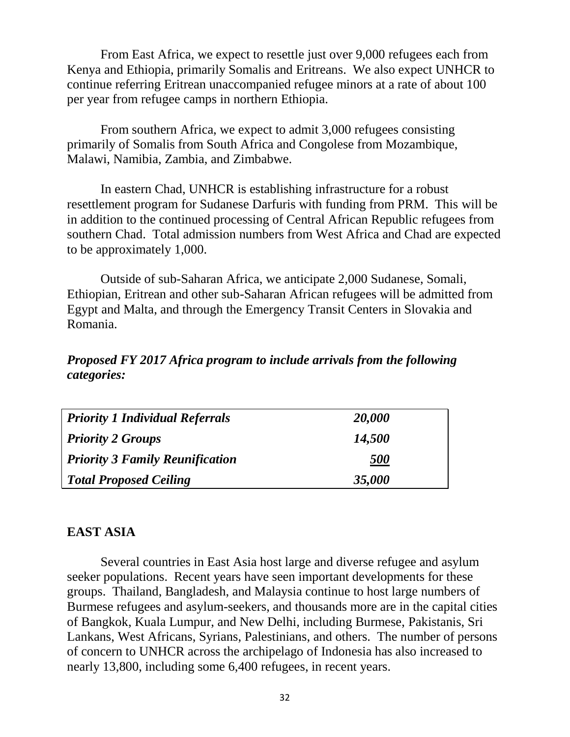From East Africa, we expect to resettle just over 9,000 refugees each from Kenya and Ethiopia, primarily Somalis and Eritreans. We also expect UNHCR to continue referring Eritrean unaccompanied refugee minors at a rate of about 100 per year from refugee camps in northern Ethiopia.

From southern Africa, we expect to admit 3,000 refugees consisting primarily of Somalis from South Africa and Congolese from Mozambique, Malawi, Namibia, Zambia, and Zimbabwe.

In eastern Chad, UNHCR is establishing infrastructure for a robust resettlement program for Sudanese Darfuris with funding from PRM. This will be in addition to the continued processing of Central African Republic refugees from southern Chad. Total admission numbers from West Africa and Chad are expected to be approximately 1,000.

Outside of sub-Saharan Africa, we anticipate 2,000 Sudanese, Somali, Ethiopian, Eritrean and other sub-Saharan African refugees will be admitted from Egypt and Malta, and through the Emergency Transit Centers in Slovakia and Romania.

***Proposed FY 2017 Africa program to include arrivals from the following categories:***

| | |
|---|---|
| ***Priority 1 Individual Referrals*** | ***20,000*** |
| ***Priority 2 Groups*** | ***14,500*** |
| ***Priority 3 Family Reunification*** | ***500*** |
| ***Total Proposed Ceiling*** | ***35,000*** |

## EAST ASIA

Several countries in East Asia host large and diverse refugee and asylum seeker populations. Recent years have seen important developments for these groups. Thailand, Bangladesh, and Malaysia continue to host large numbers of Burmese refugees and asylum-seekers, and thousands more are in the capital cities of Bangkok, Kuala Lumpur, and New Delhi, including Burmese, Pakistanis, Sri Lankans, West Africans, Syrians, Palestinians, and others. The number of persons of concern to UNHCR across the archipelago of Indonesia has also increased to nearly 13,800, including some 6,400 refugees, in recent years.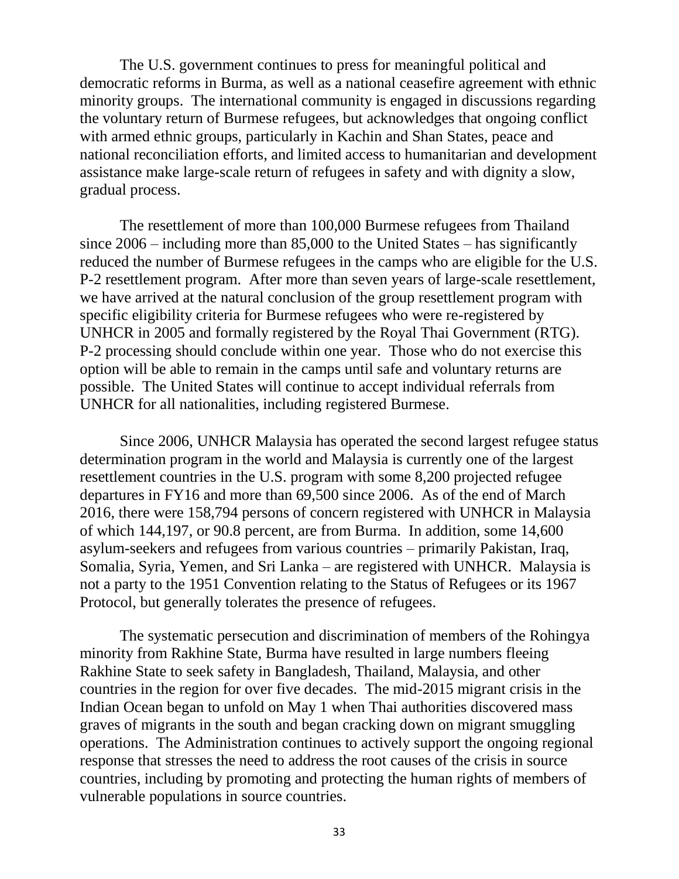The U.S. government continues to press for meaningful political and democratic reforms in Burma, as well as a national ceasefire agreement with ethnic minority groups. The international community is engaged in discussions regarding the voluntary return of Burmese refugees, but acknowledges that ongoing conflict with armed ethnic groups, particularly in Kachin and Shan States, peace and national reconciliation efforts, and limited access to humanitarian and development assistance make large-scale return of refugees in safety and with dignity a slow, gradual process.

The resettlement of more than 100,000 Burmese refugees from Thailand since 2006 – including more than 85,000 to the United States – has significantly reduced the number of Burmese refugees in the camps who are eligible for the U.S. P-2 resettlement program. After more than seven years of large-scale resettlement, we have arrived at the natural conclusion of the group resettlement program with specific eligibility criteria for Burmese refugees who were re-registered by UNHCR in 2005 and formally registered by the Royal Thai Government (RTG). P-2 processing should conclude within one year. Those who do not exercise this option will be able to remain in the camps until safe and voluntary returns are possible. The United States will continue to accept individual referrals from UNHCR for all nationalities, including registered Burmese.

Since 2006, UNHCR Malaysia has operated the second largest refugee status determination program in the world and Malaysia is currently one of the largest resettlement countries in the U.S. program with some 8,200 projected refugee departures in FY16 and more than 69,500 since 2006. As of the end of March 2016, there were 158,794 persons of concern registered with UNHCR in Malaysia of which 144,197, or 90.8 percent, are from Burma. In addition, some 14,600 asylum-seekers and refugees from various countries – primarily Pakistan, Iraq, Somalia, Syria, Yemen, and Sri Lanka – are registered with UNHCR. Malaysia is not a party to the 1951 Convention relating to the Status of Refugees or its 1967 Protocol, but generally tolerates the presence of refugees.

The systematic persecution and discrimination of members of the Rohingya minority from Rakhine State, Burma have resulted in large numbers fleeing Rakhine State to seek safety in Bangladesh, Thailand, Malaysia, and other countries in the region for over five decades. The mid-2015 migrant crisis in the Indian Ocean began to unfold on May 1 when Thai authorities discovered mass graves of migrants in the south and began cracking down on migrant smuggling operations. The Administration continues to actively support the ongoing regional response that stresses the need to address the root causes of the crisis in source countries, including by promoting and protecting the human rights of members of vulnerable populations in source countries.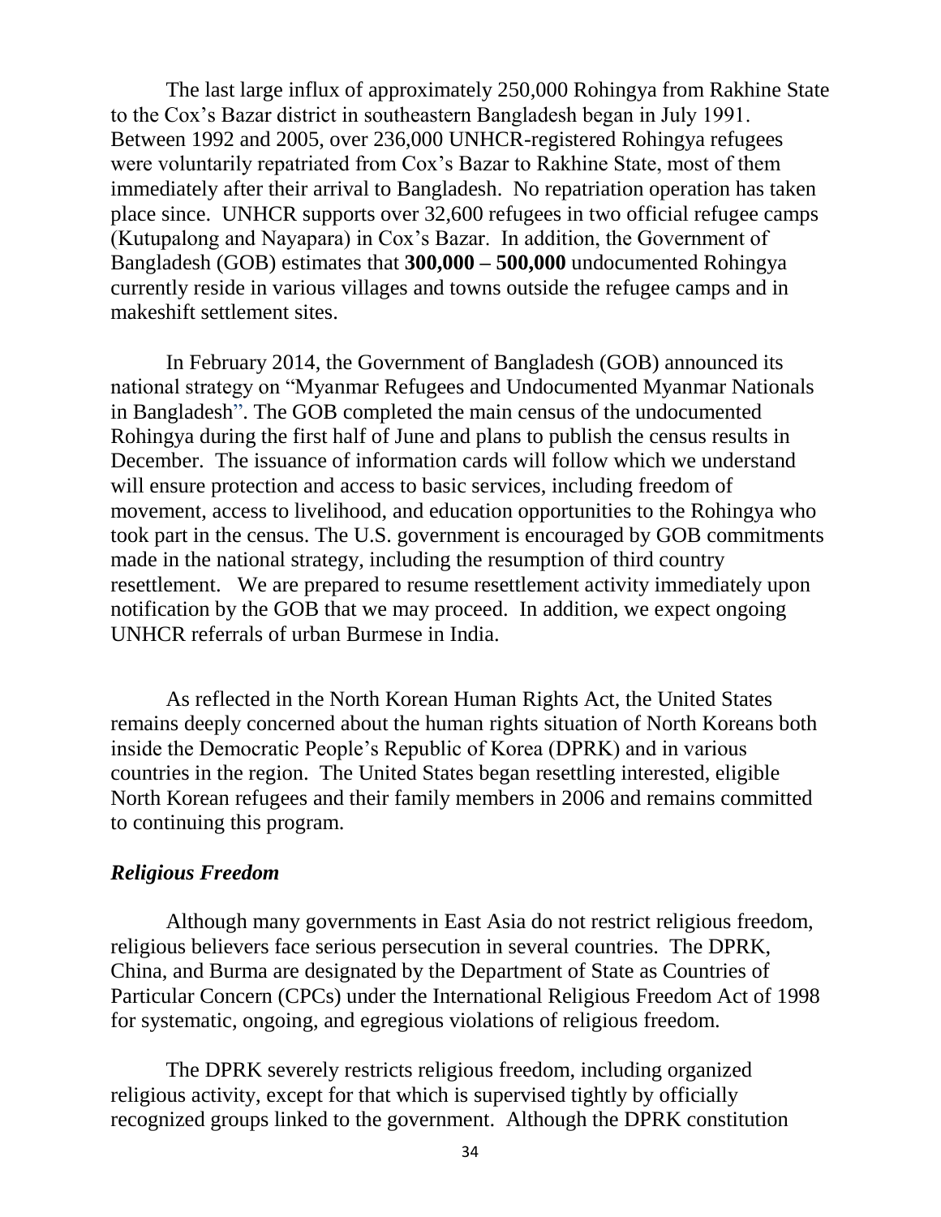The last large influx of approximately 250,000 Rohingya from Rakhine State to the Cox's Bazar district in southeastern Bangladesh began in July 1991. Between 1992 and 2005, over 236,000 UNHCR-registered Rohingya refugees were voluntarily repatriated from Cox's Bazar to Rakhine State, most of them immediately after their arrival to Bangladesh. No repatriation operation has taken place since. UNHCR supports over 32,600 refugees in two official refugee camps (Kutupalong and Nayapara) in Cox's Bazar. In addition, the Government of Bangladesh (GOB) estimates that **300,000 – 500,000** undocumented Rohingya currently reside in various villages and towns outside the refugee camps and in makeshift settlement sites.

In February 2014, the Government of Bangladesh (GOB) announced its national strategy on "Myanmar Refugees and Undocumented Myanmar Nationals in Bangladesh". The GOB completed the main census of the undocumented Rohingya during the first half of June and plans to publish the census results in December. The issuance of information cards will follow which we understand will ensure protection and access to basic services, including freedom of movement, access to livelihood, and education opportunities to the Rohingya who took part in the census. The U.S. government is encouraged by GOB commitments made in the national strategy, including the resumption of third country resettlement. We are prepared to resume resettlement activity immediately upon notification by the GOB that we may proceed. In addition, we expect ongoing UNHCR referrals of urban Burmese in India.

As reflected in the North Korean Human Rights Act, the United States remains deeply concerned about the human rights situation of North Koreans both inside the Democratic People's Republic of Korea (DPRK) and in various countries in the region. The United States began resettling interested, eligible North Korean refugees and their family members in 2006 and remains committed to continuing this program.

### *Religious Freedom*

Although many governments in East Asia do not restrict religious freedom, religious believers face serious persecution in several countries. The DPRK, China, and Burma are designated by the Department of State as Countries of Particular Concern (CPCs) under the International Religious Freedom Act of 1998 for systematic, ongoing, and egregious violations of religious freedom.

The DPRK severely restricts religious freedom, including organized religious activity, except for that which is supervised tightly by officially recognized groups linked to the government. Although the DPRK constitution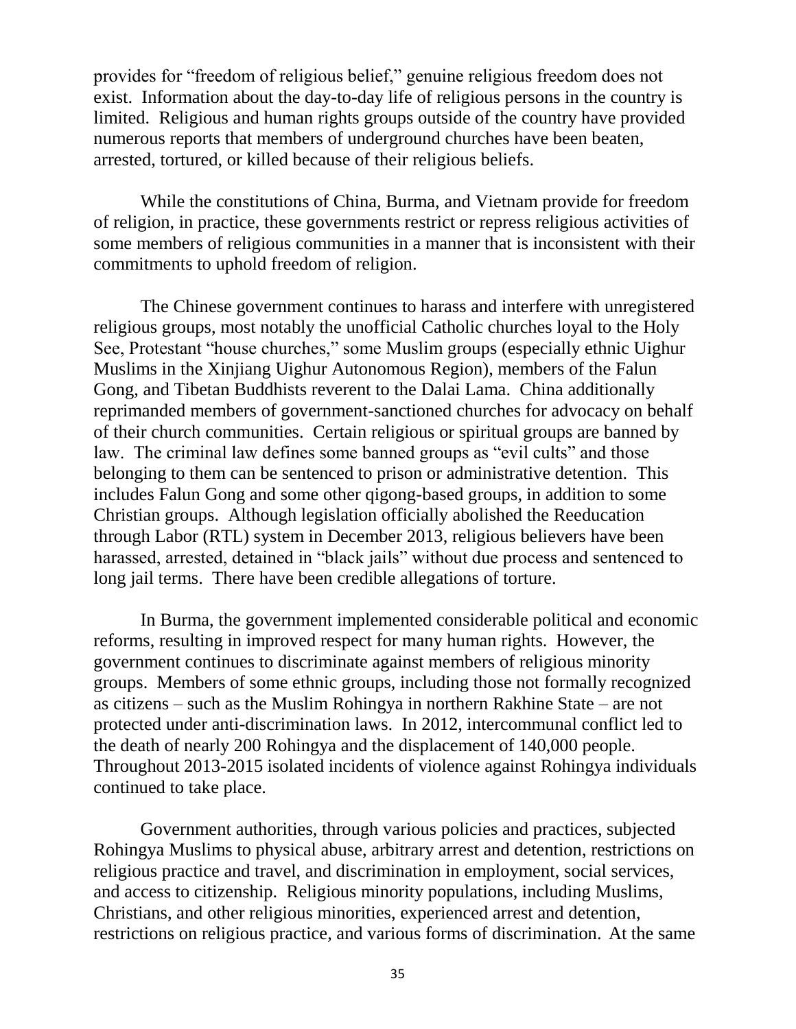provides for "freedom of religious belief," genuine religious freedom does not exist. Information about the day-to-day life of religious persons in the country is limited. Religious and human rights groups outside of the country have provided numerous reports that members of underground churches have been beaten, arrested, tortured, or killed because of their religious beliefs.

While the constitutions of China, Burma, and Vietnam provide for freedom of religion, in practice, these governments restrict or repress religious activities of some members of religious communities in a manner that is inconsistent with their commitments to uphold freedom of religion.

The Chinese government continues to harass and interfere with unregistered religious groups, most notably the unofficial Catholic churches loyal to the Holy See, Protestant "house churches," some Muslim groups (especially ethnic Uighur Muslims in the Xinjiang Uighur Autonomous Region), members of the Falun Gong, and Tibetan Buddhists reverent to the Dalai Lama. China additionally reprimanded members of government-sanctioned churches for advocacy on behalf of their church communities. Certain religious or spiritual groups are banned by law. The criminal law defines some banned groups as "evil cults" and those belonging to them can be sentenced to prison or administrative detention. This includes Falun Gong and some other qigong-based groups, in addition to some Christian groups. Although legislation officially abolished the Reeducation through Labor (RTL) system in December 2013, religious believers have been harassed, arrested, detained in "black jails" without due process and sentenced to long jail terms. There have been credible allegations of torture.

In Burma, the government implemented considerable political and economic reforms, resulting in improved respect for many human rights. However, the government continues to discriminate against members of religious minority groups. Members of some ethnic groups, including those not formally recognized as citizens – such as the Muslim Rohingya in northern Rakhine State – are not protected under anti-discrimination laws. In 2012, intercommunal conflict led to the death of nearly 200 Rohingya and the displacement of 140,000 people. Throughout 2013-2015 isolated incidents of violence against Rohingya individuals continued to take place.

Government authorities, through various policies and practices, subjected Rohingya Muslims to physical abuse, arbitrary arrest and detention, restrictions on religious practice and travel, and discrimination in employment, social services, and access to citizenship. Religious minority populations, including Muslims, Christians, and other religious minorities, experienced arrest and detention, restrictions on religious practice, and various forms of discrimination. At the same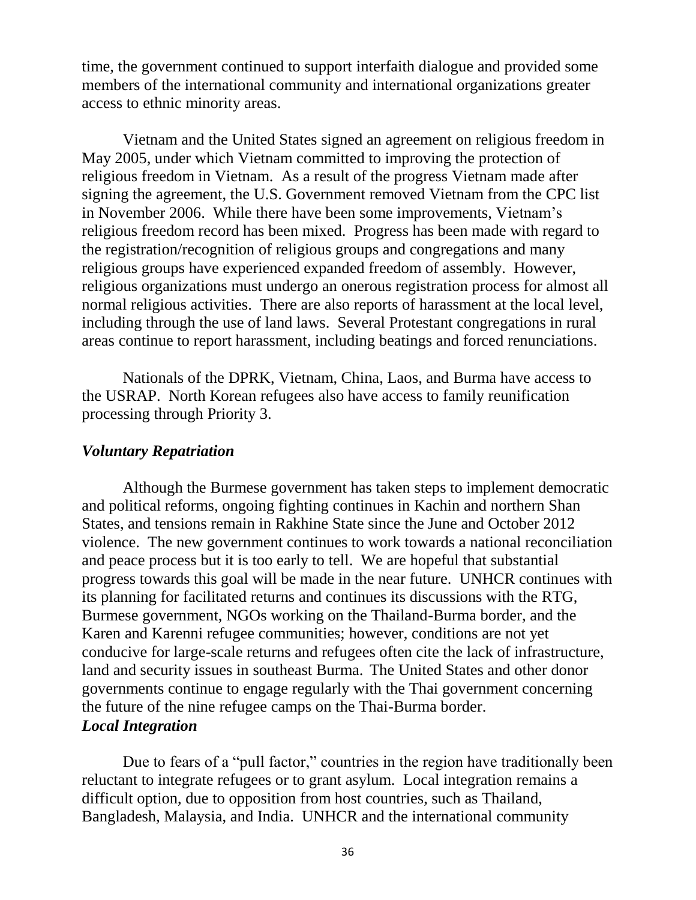time, the government continued to support interfaith dialogue and provided some members of the international community and international organizations greater access to ethnic minority areas.

Vietnam and the United States signed an agreement on religious freedom in May 2005, under which Vietnam committed to improving the protection of religious freedom in Vietnam. As a result of the progress Vietnam made after signing the agreement, the U.S. Government removed Vietnam from the CPC list in November 2006. While there have been some improvements, Vietnam's religious freedom record has been mixed. Progress has been made with regard to the registration/recognition of religious groups and congregations and many religious groups have experienced expanded freedom of assembly. However, religious organizations must undergo an onerous registration process for almost all normal religious activities. There are also reports of harassment at the local level, including through the use of land laws. Several Protestant congregations in rural areas continue to report harassment, including beatings and forced renunciations.

Nationals of the DPRK, Vietnam, China, Laos, and Burma have access to the USRAP. North Korean refugees also have access to family reunification processing through Priority 3.

### *Voluntary Repatriation*

Although the Burmese government has taken steps to implement democratic and political reforms, ongoing fighting continues in Kachin and northern Shan States, and tensions remain in Rakhine State since the June and October 2012 violence. The new government continues to work towards a national reconciliation and peace process but it is too early to tell. We are hopeful that substantial progress towards this goal will be made in the near future. UNHCR continues with its planning for facilitated returns and continues its discussions with the RTG, Burmese government, NGOs working on the Thailand-Burma border, and the Karen and Karenni refugee communities; however, conditions are not yet conducive for large-scale returns and refugees often cite the lack of infrastructure, land and security issues in southeast Burma. The United States and other donor governments continue to engage regularly with the Thai government concerning the future of the nine refugee camps on the Thai-Burma border.

### *Local Integration*

Due to fears of a "pull factor," countries in the region have traditionally been reluctant to integrate refugees or to grant asylum. Local integration remains a difficult option, due to opposition from host countries, such as Thailand, Bangladesh, Malaysia, and India. UNHCR and the international community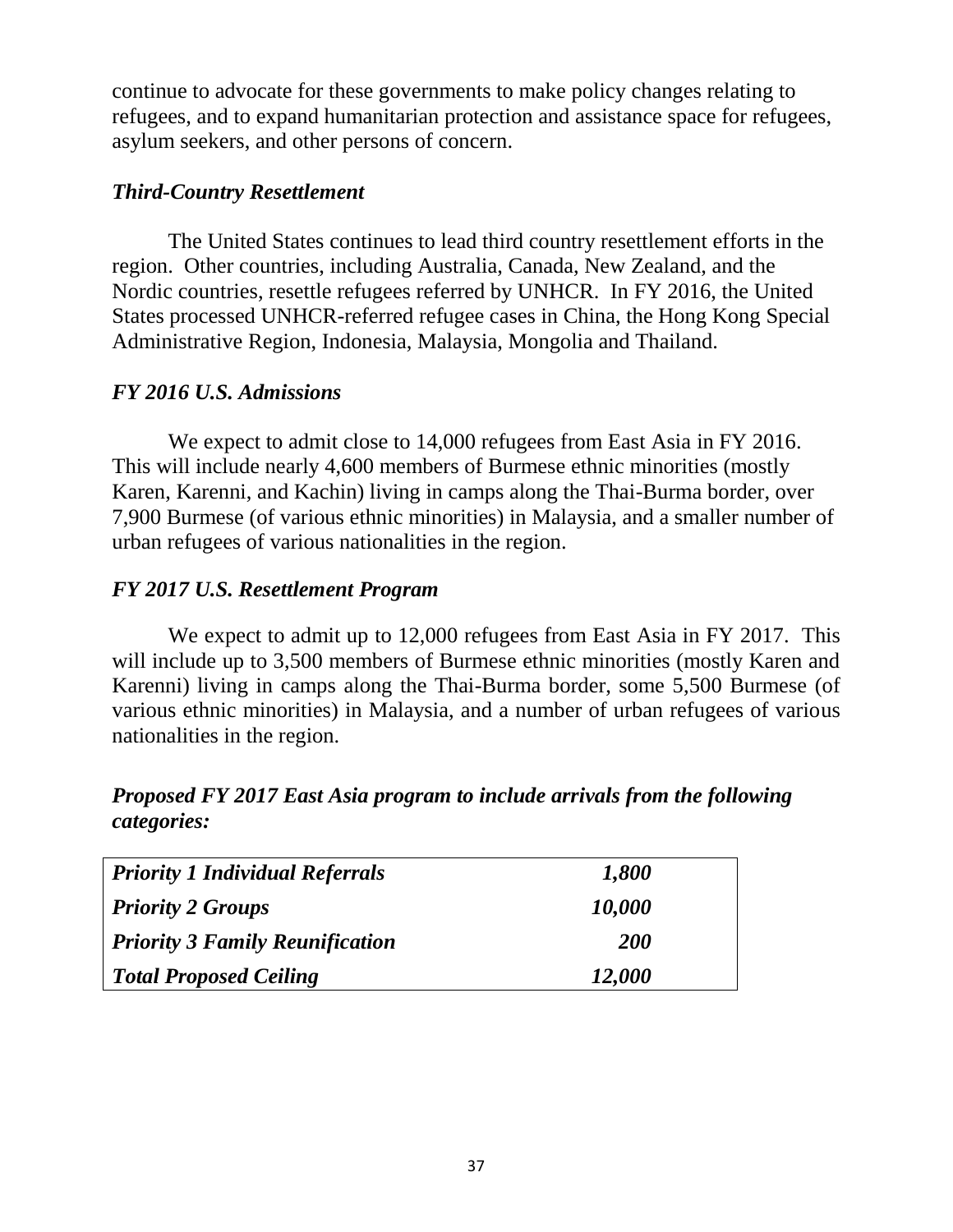continue to advocate for these governments to make policy changes relating to refugees, and to expand humanitarian protection and assistance space for refugees, asylum seekers, and other persons of concern.

### *Third-Country Resettlement*

The United States continues to lead third country resettlement efforts in the region. Other countries, including Australia, Canada, New Zealand, and the Nordic countries, resettle refugees referred by UNHCR. In FY 2016, the United States processed UNHCR-referred refugee cases in China, the Hong Kong Special Administrative Region, Indonesia, Malaysia, Mongolia and Thailand.

### *FY 2016 U.S. Admissions*

We expect to admit close to 14,000 refugees from East Asia in FY 2016. This will include nearly 4,600 members of Burmese ethnic minorities (mostly Karen, Karenni, and Kachin) living in camps along the Thai-Burma border, over 7,900 Burmese (of various ethnic minorities) in Malaysia, and a smaller number of urban refugees of various nationalities in the region.

### *FY 2017 U.S. Resettlement Program*

We expect to admit up to 12,000 refugees from East Asia in FY 2017. This will include up to 3,500 members of Burmese ethnic minorities (mostly Karen and Karenni) living in camps along the Thai-Burma border, some 5,500 Burmese (of various ethnic minorities) in Malaysia, and a number of urban refugees of various nationalities in the region.

### *Proposed FY 2017 East Asia program to include arrivals from the following categories:*

| | |
|---|---:|
| ***Priority 1 Individual Referrals*** | ***1,800*** |
| ***Priority 2 Groups*** | ***10,000*** |
| ***Priority 3 Family Reunification*** | ***200*** |
| ***Total Proposed Ceiling*** | ***12,000*** |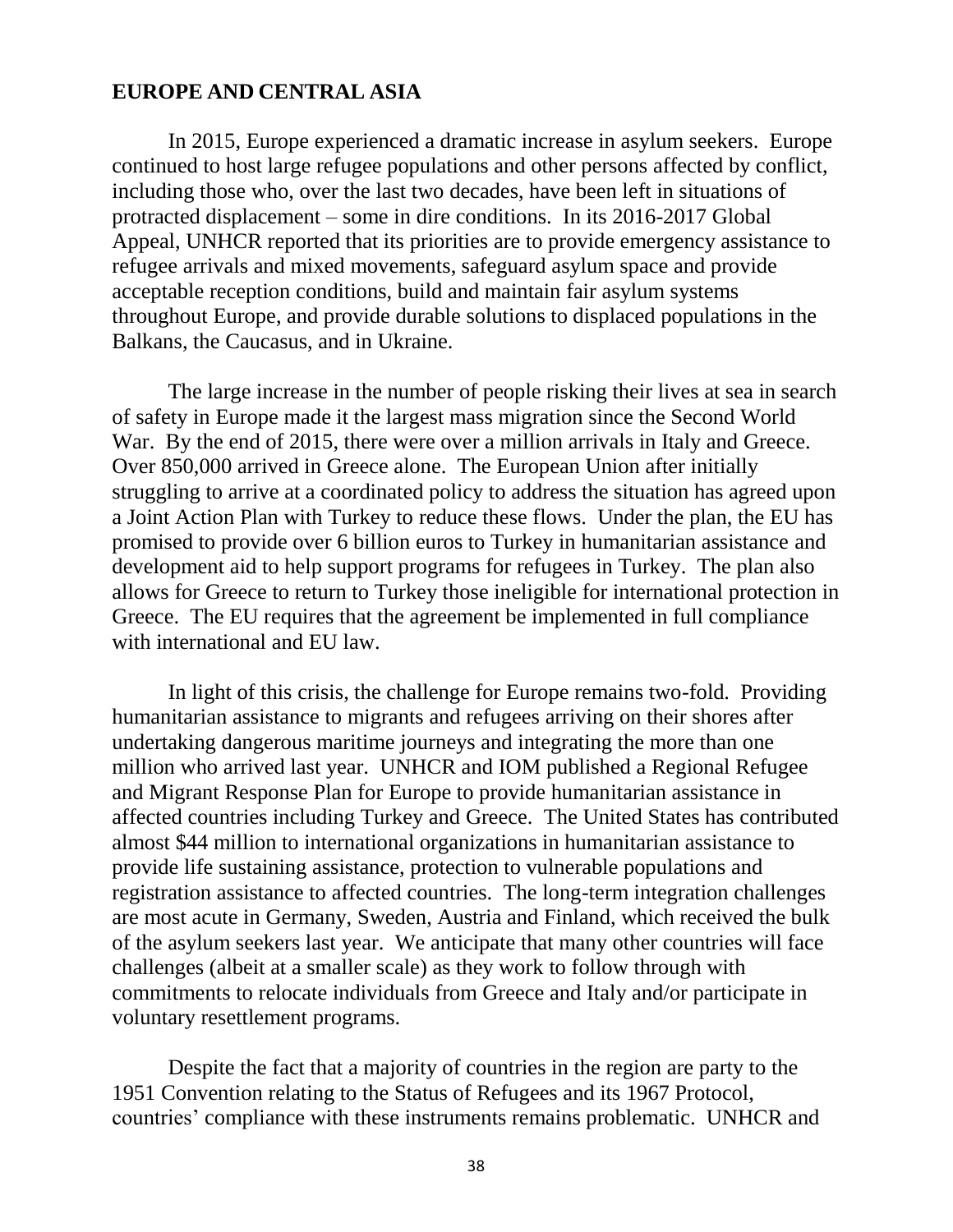## EUROPE AND CENTRAL ASIA

In 2015, Europe experienced a dramatic increase in asylum seekers. Europe continued to host large refugee populations and other persons affected by conflict, including those who, over the last two decades, have been left in situations of protracted displacement – some in dire conditions. In its 2016-2017 Global Appeal, UNHCR reported that its priorities are to provide emergency assistance to refugee arrivals and mixed movements, safeguard asylum space and provide acceptable reception conditions, build and maintain fair asylum systems throughout Europe, and provide durable solutions to displaced populations in the Balkans, the Caucasus, and in Ukraine.

The large increase in the number of people risking their lives at sea in search of safety in Europe made it the largest mass migration since the Second World War. By the end of 2015, there were over a million arrivals in Italy and Greece. Over 850,000 arrived in Greece alone. The European Union after initially struggling to arrive at a coordinated policy to address the situation has agreed upon a Joint Action Plan with Turkey to reduce these flows. Under the plan, the EU has promised to provide over 6 billion euros to Turkey in humanitarian assistance and development aid to help support programs for refugees in Turkey. The plan also allows for Greece to return to Turkey those ineligible for international protection in Greece. The EU requires that the agreement be implemented in full compliance with international and EU law.

In light of this crisis, the challenge for Europe remains two-fold. Providing humanitarian assistance to migrants and refugees arriving on their shores after undertaking dangerous maritime journeys and integrating the more than one million who arrived last year. UNHCR and IOM published a Regional Refugee and Migrant Response Plan for Europe to provide humanitarian assistance in affected countries including Turkey and Greece. The United States has contributed almost $44 million to international organizations in humanitarian assistance to provide life sustaining assistance, protection to vulnerable populations and registration assistance to affected countries. The long-term integration challenges are most acute in Germany, Sweden, Austria and Finland, which received the bulk of the asylum seekers last year. We anticipate that many other countries will face challenges (albeit at a smaller scale) as they work to follow through with commitments to relocate individuals from Greece and Italy and/or participate in voluntary resettlement programs.

Despite the fact that a majority of countries in the region are party to the 1951 Convention relating to the Status of Refugees and its 1967 Protocol, countries' compliance with these instruments remains problematic. UNHCR and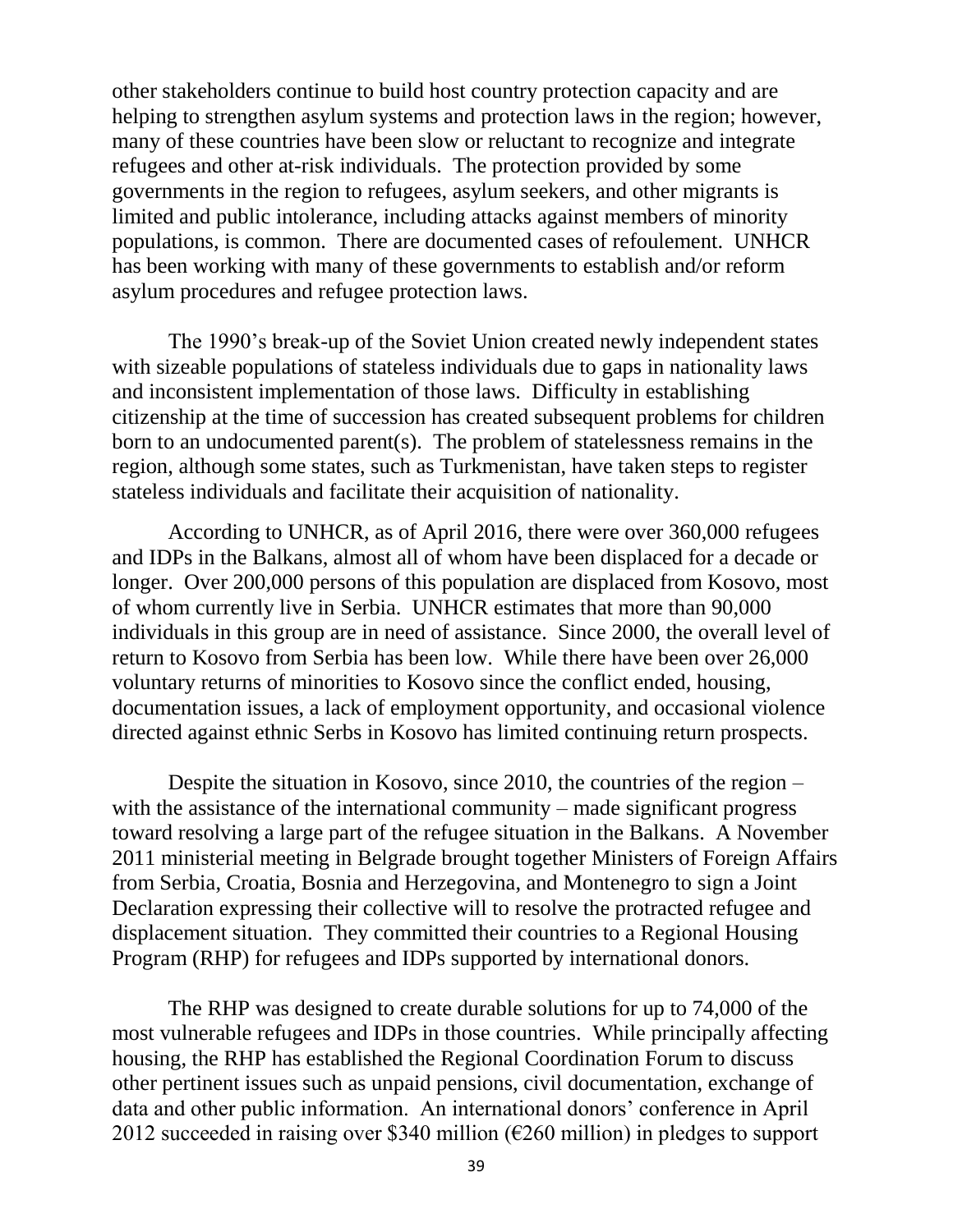other stakeholders continue to build host country protection capacity and are helping to strengthen asylum systems and protection laws in the region; however, many of these countries have been slow or reluctant to recognize and integrate refugees and other at-risk individuals. The protection provided by some governments in the region to refugees, asylum seekers, and other migrants is limited and public intolerance, including attacks against members of minority populations, is common. There are documented cases of refoulement. UNHCR has been working with many of these governments to establish and/or reform asylum procedures and refugee protection laws.

The 1990's break-up of the Soviet Union created newly independent states with sizeable populations of stateless individuals due to gaps in nationality laws and inconsistent implementation of those laws. Difficulty in establishing citizenship at the time of succession has created subsequent problems for children born to an undocumented parent(s). The problem of statelessness remains in the region, although some states, such as Turkmenistan, have taken steps to register stateless individuals and facilitate their acquisition of nationality.

According to UNHCR, as of April 2016, there were over 360,000 refugees and IDPs in the Balkans, almost all of whom have been displaced for a decade or longer. Over 200,000 persons of this population are displaced from Kosovo, most of whom currently live in Serbia. UNHCR estimates that more than 90,000 individuals in this group are in need of assistance. Since 2000, the overall level of return to Kosovo from Serbia has been low. While there have been over 26,000 voluntary returns of minorities to Kosovo since the conflict ended, housing, documentation issues, a lack of employment opportunity, and occasional violence directed against ethnic Serbs in Kosovo has limited continuing return prospects.

Despite the situation in Kosovo, since 2010, the countries of the region – with the assistance of the international community – made significant progress toward resolving a large part of the refugee situation in the Balkans. A November 2011 ministerial meeting in Belgrade brought together Ministers of Foreign Affairs from Serbia, Croatia, Bosnia and Herzegovina, and Montenegro to sign a Joint Declaration expressing their collective will to resolve the protracted refugee and displacement situation. They committed their countries to a Regional Housing Program (RHP) for refugees and IDPs supported by international donors.

The RHP was designed to create durable solutions for up to 74,000 of the most vulnerable refugees and IDPs in those countries. While principally affecting housing, the RHP has established the Regional Coordination Forum to discuss other pertinent issues such as unpaid pensions, civil documentation, exchange of data and other public information. An international donors' conference in April 2012 succeeded in raising over \$340 million (€260 million) in pledges to support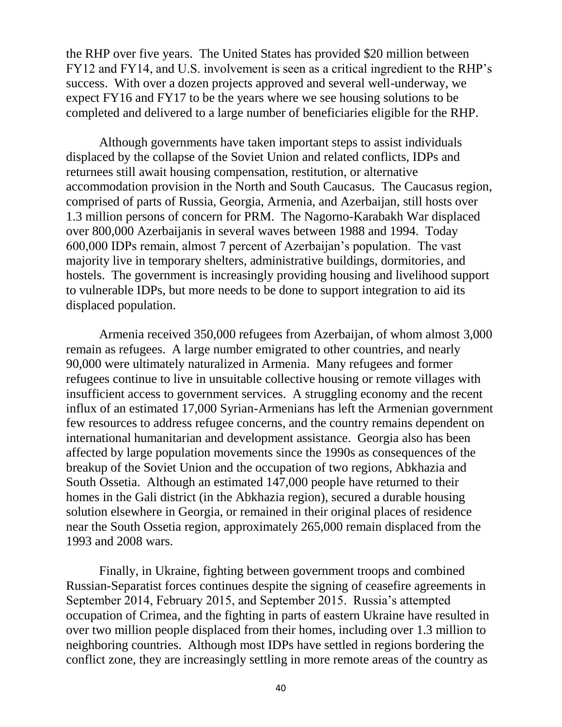the RHP over five years. The United States has provided $20 million between FY12 and FY14, and U.S. involvement is seen as a critical ingredient to the RHP's success. With over a dozen projects approved and several well-underway, we expect FY16 and FY17 to be the years where we see housing solutions to be completed and delivered to a large number of beneficiaries eligible for the RHP.

Although governments have taken important steps to assist individuals displaced by the collapse of the Soviet Union and related conflicts, IDPs and returnees still await housing compensation, restitution, or alternative accommodation provision in the North and South Caucasus. The Caucasus region, comprised of parts of Russia, Georgia, Armenia, and Azerbaijan, still hosts over 1.3 million persons of concern for PRM. The Nagorno-Karabakh War displaced over 800,000 Azerbaijanis in several waves between 1988 and 1994. Today 600,000 IDPs remain, almost 7 percent of Azerbaijan's population. The vast majority live in temporary shelters, administrative buildings, dormitories, and hostels. The government is increasingly providing housing and livelihood support to vulnerable IDPs, but more needs to be done to support integration to aid its displaced population.

Armenia received 350,000 refugees from Azerbaijan, of whom almost 3,000 remain as refugees. A large number emigrated to other countries, and nearly 90,000 were ultimately naturalized in Armenia. Many refugees and former refugees continue to live in unsuitable collective housing or remote villages with insufficient access to government services. A struggling economy and the recent influx of an estimated 17,000 Syrian-Armenians has left the Armenian government few resources to address refugee concerns, and the country remains dependent on international humanitarian and development assistance. Georgia also has been affected by large population movements since the 1990s as consequences of the breakup of the Soviet Union and the occupation of two regions, Abkhazia and South Ossetia. Although an estimated 147,000 people have returned to their homes in the Gali district (in the Abkhazia region), secured a durable housing solution elsewhere in Georgia, or remained in their original places of residence near the South Ossetia region, approximately 265,000 remain displaced from the 1993 and 2008 wars.

Finally, in Ukraine, fighting between government troops and combined Russian-Separatist forces continues despite the signing of ceasefire agreements in September 2014, February 2015, and September 2015. Russia's attempted occupation of Crimea, and the fighting in parts of eastern Ukraine have resulted in over two million people displaced from their homes, including over 1.3 million to neighboring countries. Although most IDPs have settled in regions bordering the conflict zone, they are increasingly settling in more remote areas of the country as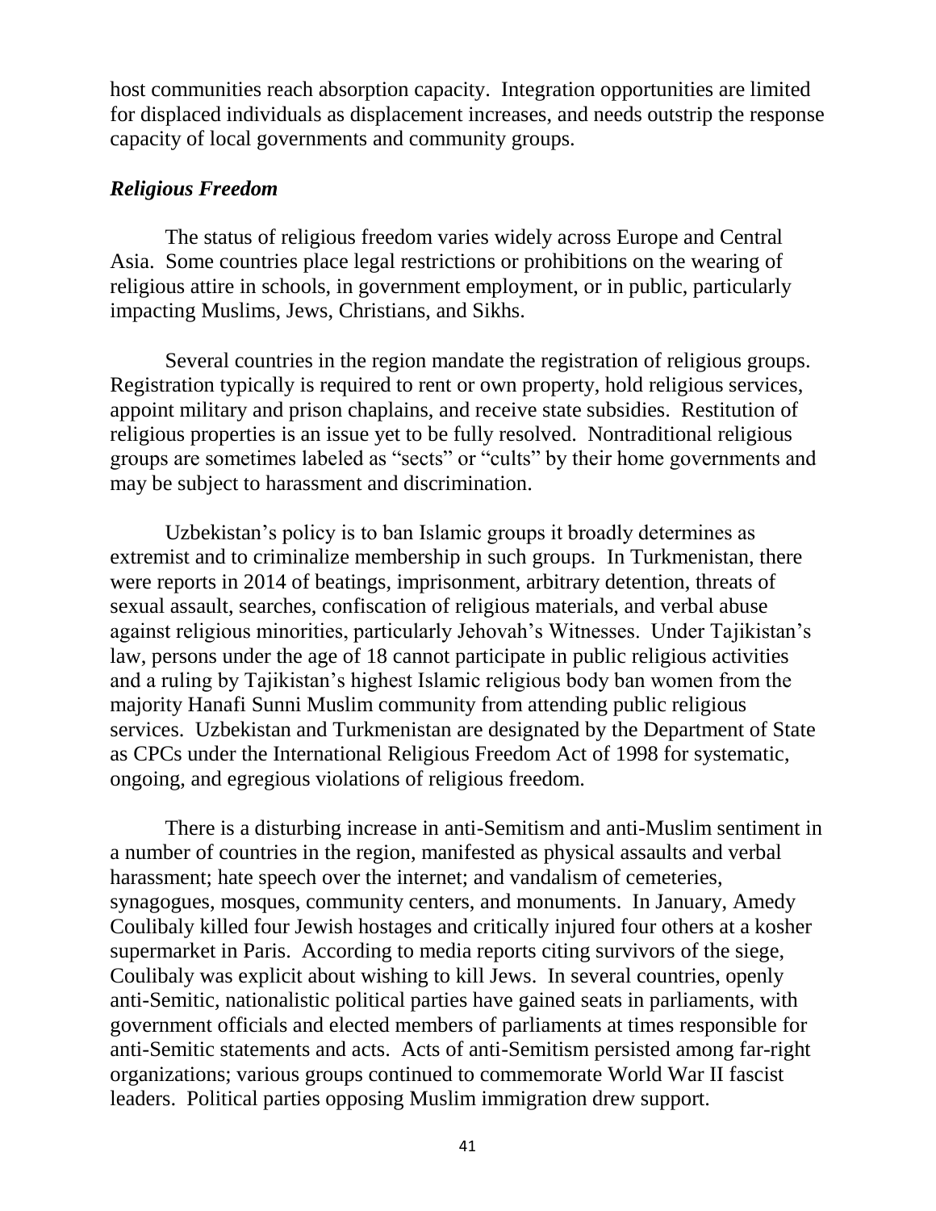host communities reach absorption capacity. Integration opportunities are limited for displaced individuals as displacement increases, and needs outstrip the response capacity of local governments and community groups.

***Religious Freedom***

The status of religious freedom varies widely across Europe and Central Asia. Some countries place legal restrictions or prohibitions on the wearing of religious attire in schools, in government employment, or in public, particularly impacting Muslims, Jews, Christians, and Sikhs.

Several countries in the region mandate the registration of religious groups. Registration typically is required to rent or own property, hold religious services, appoint military and prison chaplains, and receive state subsidies. Restitution of religious properties is an issue yet to be fully resolved. Nontraditional religious groups are sometimes labeled as "sects" or "cults" by their home governments and may be subject to harassment and discrimination.

Uzbekistan's policy is to ban Islamic groups it broadly determines as extremist and to criminalize membership in such groups. In Turkmenistan, there were reports in 2014 of beatings, imprisonment, arbitrary detention, threats of sexual assault, searches, confiscation of religious materials, and verbal abuse against religious minorities, particularly Jehovah's Witnesses. Under Tajikistan's law, persons under the age of 18 cannot participate in public religious activities and a ruling by Tajikistan's highest Islamic religious body ban women from the majority Hanafi Sunni Muslim community from attending public religious services. Uzbekistan and Turkmenistan are designated by the Department of State as CPCs under the International Religious Freedom Act of 1998 for systematic, ongoing, and egregious violations of religious freedom.

There is a disturbing increase in anti-Semitism and anti-Muslim sentiment in a number of countries in the region, manifested as physical assaults and verbal harassment; hate speech over the internet; and vandalism of cemeteries, synagogues, mosques, community centers, and monuments. In January, Amedy Coulibaly killed four Jewish hostages and critically injured four others at a kosher supermarket in Paris. According to media reports citing survivors of the siege, Coulibaly was explicit about wishing to kill Jews. In several countries, openly anti-Semitic, nationalistic political parties have gained seats in parliaments, with government officials and elected members of parliaments at times responsible for anti-Semitic statements and acts. Acts of anti-Semitism persisted among far-right organizations; various groups continued to commemorate World War II fascist leaders. Political parties opposing Muslim immigration drew support.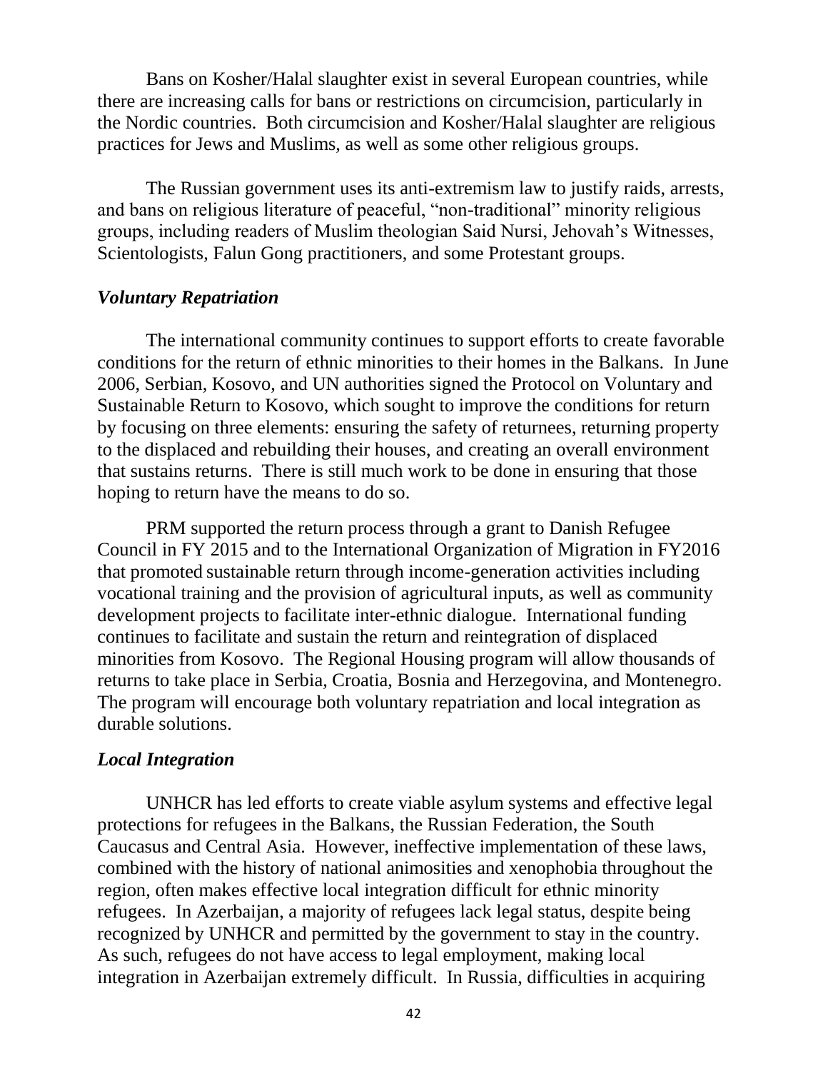Bans on Kosher/Halal slaughter exist in several European countries, while there are increasing calls for bans or restrictions on circumcision, particularly in the Nordic countries. Both circumcision and Kosher/Halal slaughter are religious practices for Jews and Muslims, as well as some other religious groups.

The Russian government uses its anti-extremism law to justify raids, arrests, and bans on religious literature of peaceful, "non-traditional" minority religious groups, including readers of Muslim theologian Said Nursi, Jehovah's Witnesses, Scientologists, Falun Gong practitioners, and some Protestant groups.

### *Voluntary Repatriation*

The international community continues to support efforts to create favorable conditions for the return of ethnic minorities to their homes in the Balkans. In June 2006, Serbian, Kosovo, and UN authorities signed the Protocol on Voluntary and Sustainable Return to Kosovo, which sought to improve the conditions for return by focusing on three elements: ensuring the safety of returnees, returning property to the displaced and rebuilding their houses, and creating an overall environment that sustains returns. There is still much work to be done in ensuring that those hoping to return have the means to do so.

PRM supported the return process through a grant to Danish Refugee Council in FY 2015 and to the International Organization of Migration in FY2016 that promoted sustainable return through income-generation activities including vocational training and the provision of agricultural inputs, as well as community development projects to facilitate inter-ethnic dialogue. International funding continues to facilitate and sustain the return and reintegration of displaced minorities from Kosovo. The Regional Housing program will allow thousands of returns to take place in Serbia, Croatia, Bosnia and Herzegovina, and Montenegro. The program will encourage both voluntary repatriation and local integration as durable solutions.

### *Local Integration*

UNHCR has led efforts to create viable asylum systems and effective legal protections for refugees in the Balkans, the Russian Federation, the South Caucasus and Central Asia. However, ineffective implementation of these laws, combined with the history of national animosities and xenophobia throughout the region, often makes effective local integration difficult for ethnic minority refugees. In Azerbaijan, a majority of refugees lack legal status, despite being recognized by UNHCR and permitted by the government to stay in the country. As such, refugees do not have access to legal employment, making local integration in Azerbaijan extremely difficult. In Russia, difficulties in acquiring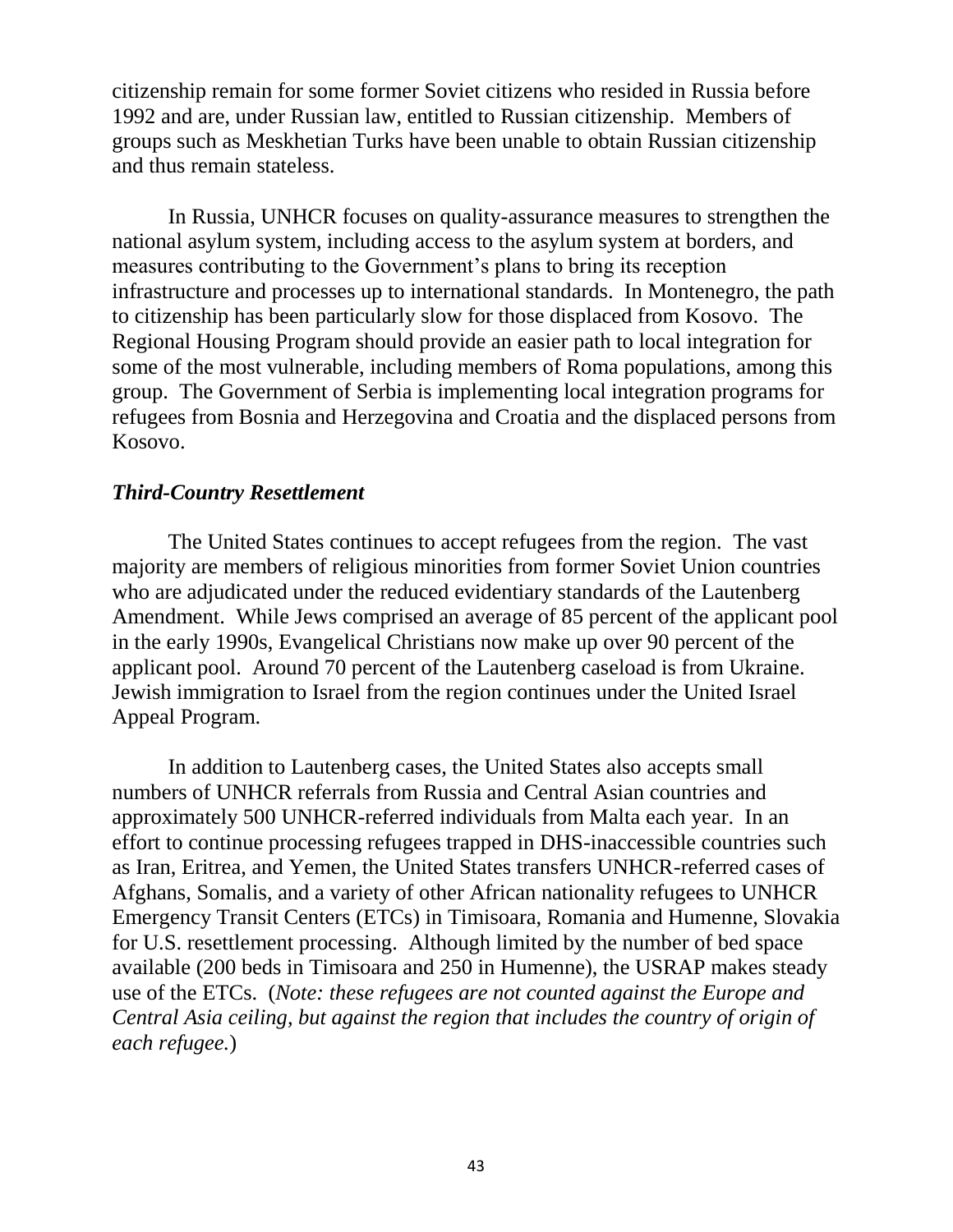citizenship remain for some former Soviet citizens who resided in Russia before 1992 and are, under Russian law, entitled to Russian citizenship. Members of groups such as Meskhetian Turks have been unable to obtain Russian citizenship and thus remain stateless.

In Russia, UNHCR focuses on quality-assurance measures to strengthen the national asylum system, including access to the asylum system at borders, and measures contributing to the Government's plans to bring its reception infrastructure and processes up to international standards. In Montenegro, the path to citizenship has been particularly slow for those displaced from Kosovo. The Regional Housing Program should provide an easier path to local integration for some of the most vulnerable, including members of Roma populations, among this group. The Government of Serbia is implementing local integration programs for refugees from Bosnia and Herzegovina and Croatia and the displaced persons from Kosovo.

### *Third-Country Resettlement*

The United States continues to accept refugees from the region. The vast majority are members of religious minorities from former Soviet Union countries who are adjudicated under the reduced evidentiary standards of the Lautenberg Amendment. While Jews comprised an average of 85 percent of the applicant pool in the early 1990s, Evangelical Christians now make up over 90 percent of the applicant pool. Around 70 percent of the Lautenberg caseload is from Ukraine. Jewish immigration to Israel from the region continues under the United Israel Appeal Program.

In addition to Lautenberg cases, the United States also accepts small numbers of UNHCR referrals from Russia and Central Asian countries and approximately 500 UNHCR-referred individuals from Malta each year. In an effort to continue processing refugees trapped in DHS-inaccessible countries such as Iran, Eritrea, and Yemen, the United States transfers UNHCR-referred cases of Afghans, Somalis, and a variety of other African nationality refugees to UNHCR Emergency Transit Centers (ETCs) in Timisoara, Romania and Humenne, Slovakia for U.S. resettlement processing. Although limited by the number of bed space available (200 beds in Timisoara and 250 in Humenne), the USRAP makes steady use of the ETCs. (*Note: these refugees are not counted against the Europe and Central Asia ceiling, but against the region that includes the country of origin of each refugee.*)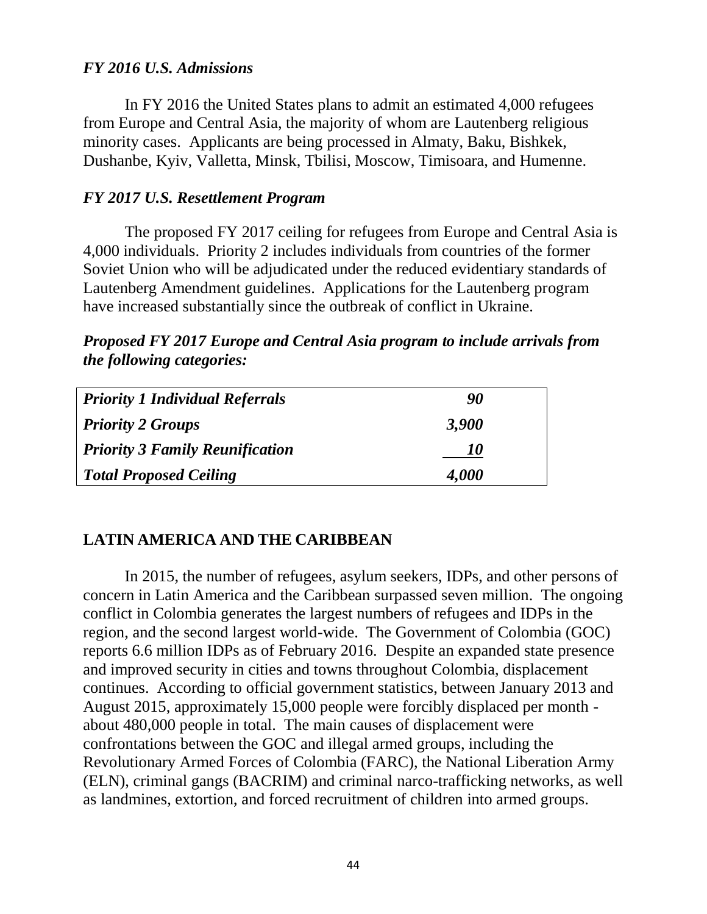### *FY 2016 U.S. Admissions*

In FY 2016 the United States plans to admit an estimated 4,000 refugees from Europe and Central Asia, the majority of whom are Lautenberg religious minority cases. Applicants are being processed in Almaty, Baku, Bishkek, Dushanbe, Kyiv, Valletta, Minsk, Tbilisi, Moscow, Timisoara, and Humenne.

### *FY 2017 U.S. Resettlement Program*

The proposed FY 2017 ceiling for refugees from Europe and Central Asia is 4,000 individuals. Priority 2 includes individuals from countries of the former Soviet Union who will be adjudicated under the reduced evidentiary standards of Lautenberg Amendment guidelines. Applications for the Lautenberg program have increased substantially since the outbreak of conflict in Ukraine.

### ***Proposed FY 2017 Europe and Central Asia program to include arrivals from the following categories:***

| Category | Number |
|---|---|
| ***Priority 1 Individual Referrals*** | ***90*** |
| ***Priority 2 Groups*** | ***3,900*** |
| ***Priority 3 Family Reunification*** | ***10*** |
| ***Total Proposed Ceiling*** | ***4,000*** |

## LATIN AMERICA AND THE CARIBBEAN

In 2015, the number of refugees, asylum seekers, IDPs, and other persons of concern in Latin America and the Caribbean surpassed seven million. The ongoing conflict in Colombia generates the largest numbers of refugees and IDPs in the region, and the second largest world-wide. The Government of Colombia (GOC) reports 6.6 million IDPs as of February 2016. Despite an expanded state presence and improved security in cities and towns throughout Colombia, displacement continues. According to official government statistics, between January 2013 and August 2015, approximately 15,000 people were forcibly displaced per month - about 480,000 people in total. The main causes of displacement were confrontations between the GOC and illegal armed groups, including the Revolutionary Armed Forces of Colombia (FARC), the National Liberation Army (ELN), criminal gangs (BACRIM) and criminal narco-trafficking networks, as well as landmines, extortion, and forced recruitment of children into armed groups.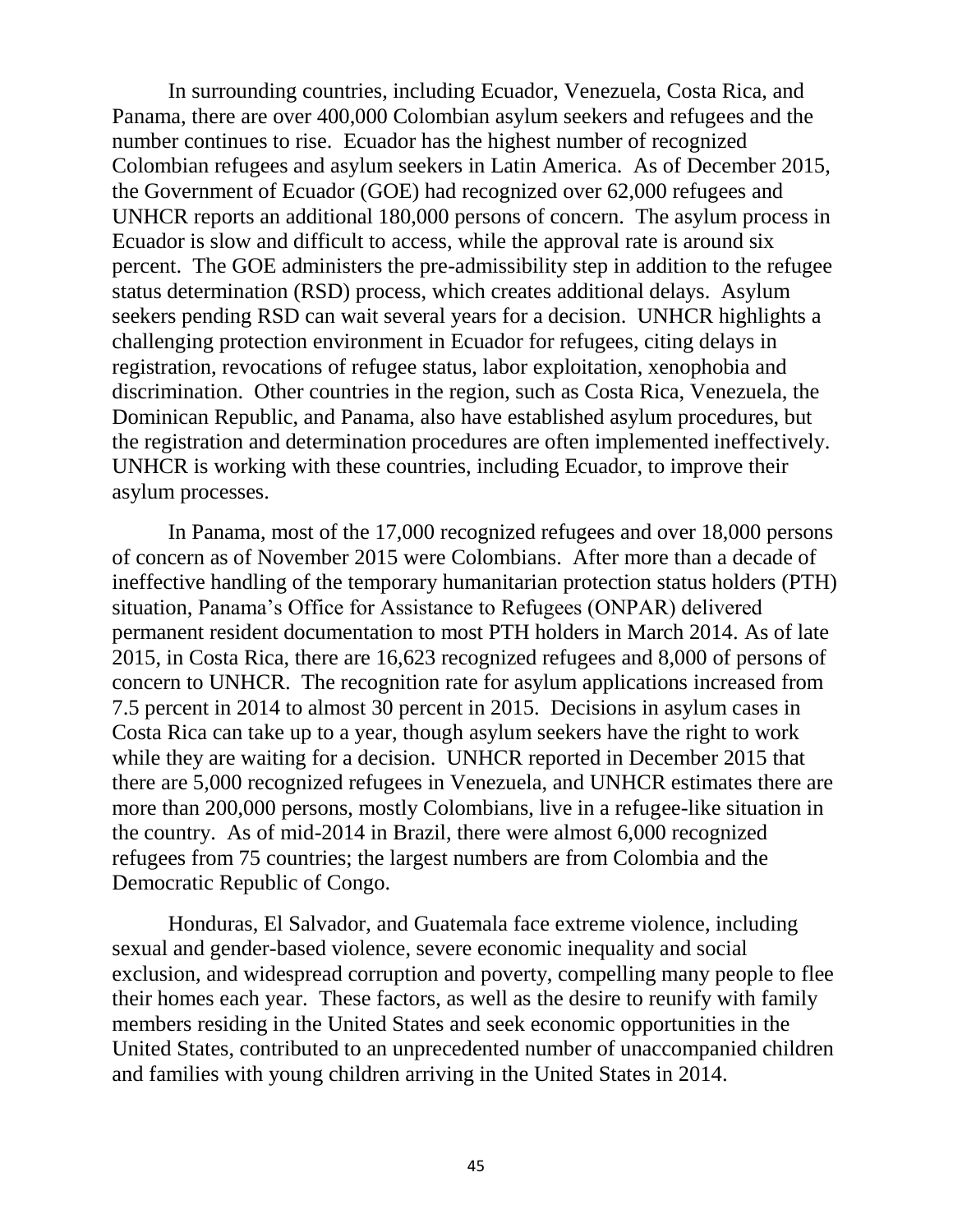In surrounding countries, including Ecuador, Venezuela, Costa Rica, and Panama, there are over 400,000 Colombian asylum seekers and refugees and the number continues to rise. Ecuador has the highest number of recognized Colombian refugees and asylum seekers in Latin America. As of December 2015, the Government of Ecuador (GOE) had recognized over 62,000 refugees and UNHCR reports an additional 180,000 persons of concern. The asylum process in Ecuador is slow and difficult to access, while the approval rate is around six percent. The GOE administers the pre-admissibility step in addition to the refugee status determination (RSD) process, which creates additional delays. Asylum seekers pending RSD can wait several years for a decision. UNHCR highlights a challenging protection environment in Ecuador for refugees, citing delays in registration, revocations of refugee status, labor exploitation, xenophobia and discrimination. Other countries in the region, such as Costa Rica, Venezuela, the Dominican Republic, and Panama, also have established asylum procedures, but the registration and determination procedures are often implemented ineffectively. UNHCR is working with these countries, including Ecuador, to improve their asylum processes.

In Panama, most of the 17,000 recognized refugees and over 18,000 persons of concern as of November 2015 were Colombians. After more than a decade of ineffective handling of the temporary humanitarian protection status holders (PTH) situation, Panama's Office for Assistance to Refugees (ONPAR) delivered permanent resident documentation to most PTH holders in March 2014. As of late 2015, in Costa Rica, there are 16,623 recognized refugees and 8,000 of persons of concern to UNHCR. The recognition rate for asylum applications increased from 7.5 percent in 2014 to almost 30 percent in 2015. Decisions in asylum cases in Costa Rica can take up to a year, though asylum seekers have the right to work while they are waiting for a decision. UNHCR reported in December 2015 that there are 5,000 recognized refugees in Venezuela, and UNHCR estimates there are more than 200,000 persons, mostly Colombians, live in a refugee-like situation in the country. As of mid-2014 in Brazil, there were almost 6,000 recognized refugees from 75 countries; the largest numbers are from Colombia and the Democratic Republic of Congo.

Honduras, El Salvador, and Guatemala face extreme violence, including sexual and gender-based violence, severe economic inequality and social exclusion, and widespread corruption and poverty, compelling many people to flee their homes each year. These factors, as well as the desire to reunify with family members residing in the United States and seek economic opportunities in the United States, contributed to an unprecedented number of unaccompanied children and families with young children arriving in the United States in 2014.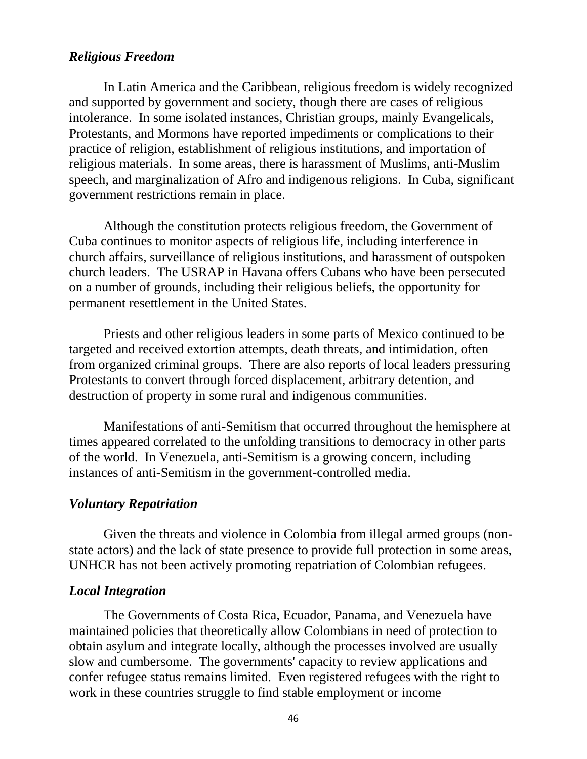### *Religious Freedom*

In Latin America and the Caribbean, religious freedom is widely recognized and supported by government and society, though there are cases of religious intolerance. In some isolated instances, Christian groups, mainly Evangelicals, Protestants, and Mormons have reported impediments or complications to their practice of religion, establishment of religious institutions, and importation of religious materials. In some areas, there is harassment of Muslims, anti-Muslim speech, and marginalization of Afro and indigenous religions. In Cuba, significant government restrictions remain in place.

Although the constitution protects religious freedom, the Government of Cuba continues to monitor aspects of religious life, including interference in church affairs, surveillance of religious institutions, and harassment of outspoken church leaders. The USRAP in Havana offers Cubans who have been persecuted on a number of grounds, including their religious beliefs, the opportunity for permanent resettlement in the United States.

Priests and other religious leaders in some parts of Mexico continued to be targeted and received extortion attempts, death threats, and intimidation, often from organized criminal groups. There are also reports of local leaders pressuring Protestants to convert through forced displacement, arbitrary detention, and destruction of property in some rural and indigenous communities.

Manifestations of anti-Semitism that occurred throughout the hemisphere at times appeared correlated to the unfolding transitions to democracy in other parts of the world. In Venezuela, anti-Semitism is a growing concern, including instances of anti-Semitism in the government-controlled media.

### *Voluntary Repatriation*

Given the threats and violence in Colombia from illegal armed groups (non-state actors) and the lack of state presence to provide full protection in some areas, UNHCR has not been actively promoting repatriation of Colombian refugees.

### *Local Integration*

The Governments of Costa Rica, Ecuador, Panama, and Venezuela have maintained policies that theoretically allow Colombians in need of protection to obtain asylum and integrate locally, although the processes involved are usually slow and cumbersome. The governments' capacity to review applications and confer refugee status remains limited. Even registered refugees with the right to work in these countries struggle to find stable employment or income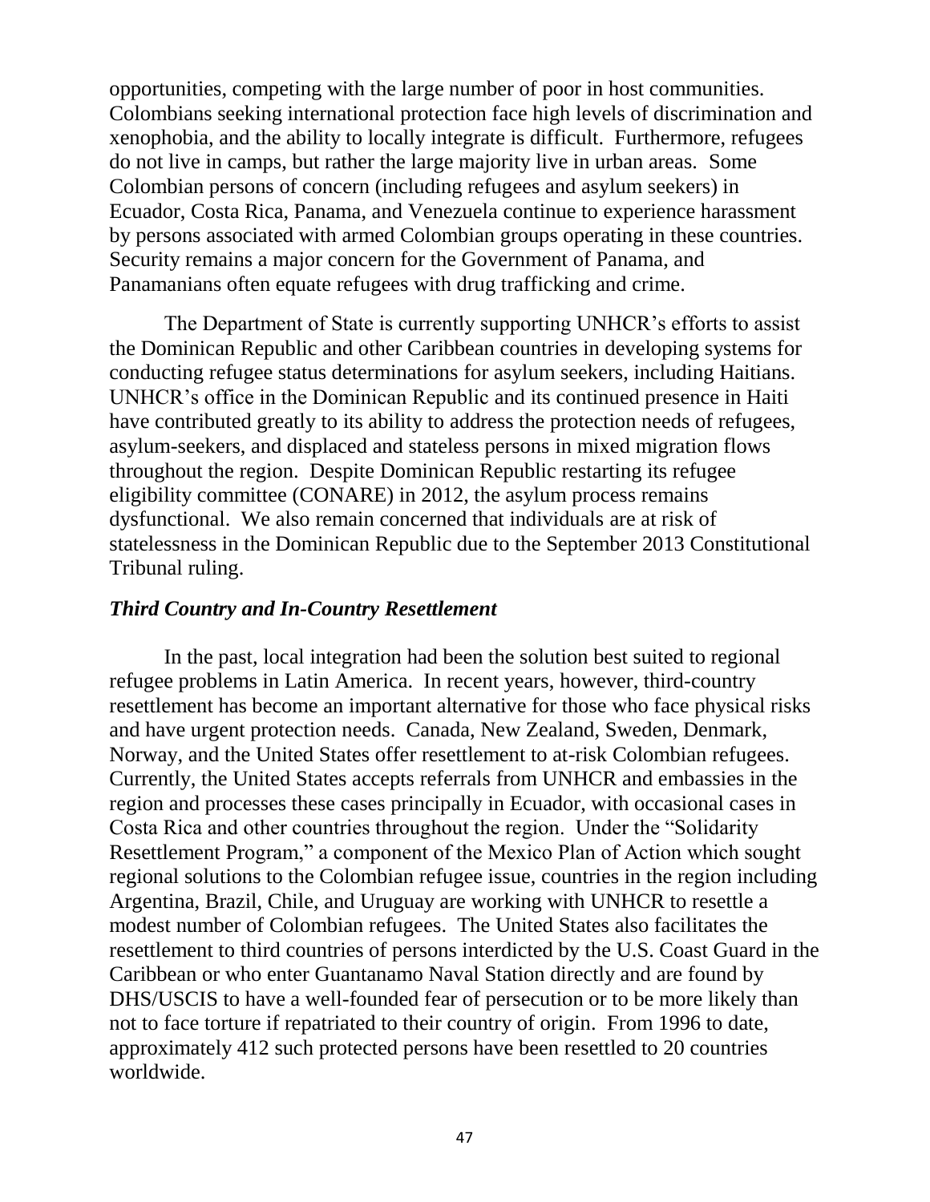opportunities, competing with the large number of poor in host communities. Colombians seeking international protection face high levels of discrimination and xenophobia, and the ability to locally integrate is difficult. Furthermore, refugees do not live in camps, but rather the large majority live in urban areas. Some Colombian persons of concern (including refugees and asylum seekers) in Ecuador, Costa Rica, Panama, and Venezuela continue to experience harassment by persons associated with armed Colombian groups operating in these countries. Security remains a major concern for the Government of Panama, and Panamanians often equate refugees with drug trafficking and crime.

The Department of State is currently supporting UNHCR's efforts to assist the Dominican Republic and other Caribbean countries in developing systems for conducting refugee status determinations for asylum seekers, including Haitians. UNHCR's office in the Dominican Republic and its continued presence in Haiti have contributed greatly to its ability to address the protection needs of refugees, asylum-seekers, and displaced and stateless persons in mixed migration flows throughout the region. Despite Dominican Republic restarting its refugee eligibility committee (CONARE) in 2012, the asylum process remains dysfunctional. We also remain concerned that individuals are at risk of statelessness in the Dominican Republic due to the September 2013 Constitutional Tribunal ruling.

### *Third Country and In-Country Resettlement*

In the past, local integration had been the solution best suited to regional refugee problems in Latin America. In recent years, however, third-country resettlement has become an important alternative for those who face physical risks and have urgent protection needs. Canada, New Zealand, Sweden, Denmark, Norway, and the United States offer resettlement to at-risk Colombian refugees. Currently, the United States accepts referrals from UNHCR and embassies in the region and processes these cases principally in Ecuador, with occasional cases in Costa Rica and other countries throughout the region. Under the "Solidarity Resettlement Program," a component of the Mexico Plan of Action which sought regional solutions to the Colombian refugee issue, countries in the region including Argentina, Brazil, Chile, and Uruguay are working with UNHCR to resettle a modest number of Colombian refugees. The United States also facilitates the resettlement to third countries of persons interdicted by the U.S. Coast Guard in the Caribbean or who enter Guantanamo Naval Station directly and are found by DHS/USCIS to have a well-founded fear of persecution or to be more likely than not to face torture if repatriated to their country of origin. From 1996 to date, approximately 412 such protected persons have been resettled to 20 countries worldwide.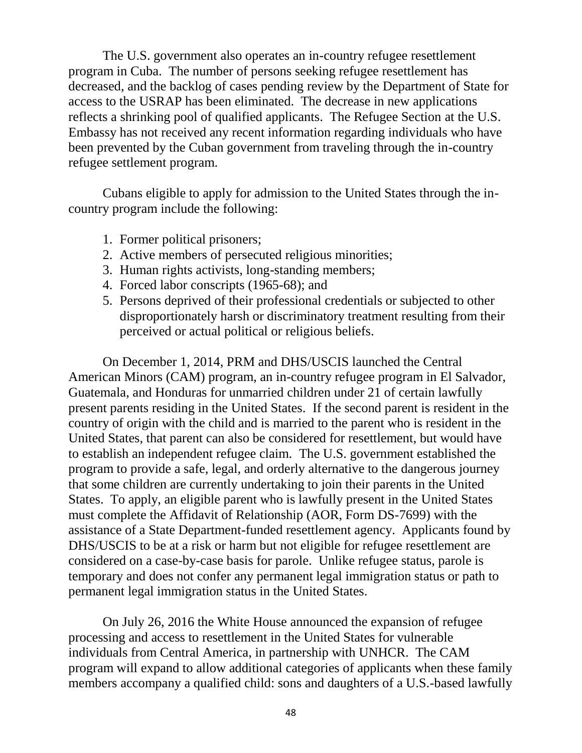The U.S. government also operates an in-country refugee resettlement program in Cuba. The number of persons seeking refugee resettlement has decreased, and the backlog of cases pending review by the Department of State for access to the USRAP has been eliminated. The decrease in new applications reflects a shrinking pool of qualified applicants. The Refugee Section at the U.S. Embassy has not received any recent information regarding individuals who have been prevented by the Cuban government from traveling through the in-country refugee settlement program.

Cubans eligible to apply for admission to the United States through the in-country program include the following:

1. Former political prisoners;
2. Active members of persecuted religious minorities;
3. Human rights activists, long-standing members;
4. Forced labor conscripts (1965-68); and
5. Persons deprived of their professional credentials or subjected to other disproportionately harsh or discriminatory treatment resulting from their perceived or actual political or religious beliefs.

On December 1, 2014, PRM and DHS/USCIS launched the Central American Minors (CAM) program, an in-country refugee program in El Salvador, Guatemala, and Honduras for unmarried children under 21 of certain lawfully present parents residing in the United States. If the second parent is resident in the country of origin with the child and is married to the parent who is resident in the United States, that parent can also be considered for resettlement, but would have to establish an independent refugee claim. The U.S. government established the program to provide a safe, legal, and orderly alternative to the dangerous journey that some children are currently undertaking to join their parents in the United States. To apply, an eligible parent who is lawfully present in the United States must complete the Affidavit of Relationship (AOR, Form DS-7699) with the assistance of a State Department-funded resettlement agency. Applicants found by DHS/USCIS to be at a risk or harm but not eligible for refugee resettlement are considered on a case-by-case basis for parole. Unlike refugee status, parole is temporary and does not confer any permanent legal immigration status or path to permanent legal immigration status in the United States.

On July 26, 2016 the White House announced the expansion of refugee processing and access to resettlement in the United States for vulnerable individuals from Central America, in partnership with UNHCR. The CAM program will expand to allow additional categories of applicants when these family members accompany a qualified child: sons and daughters of a U.S.-based lawfully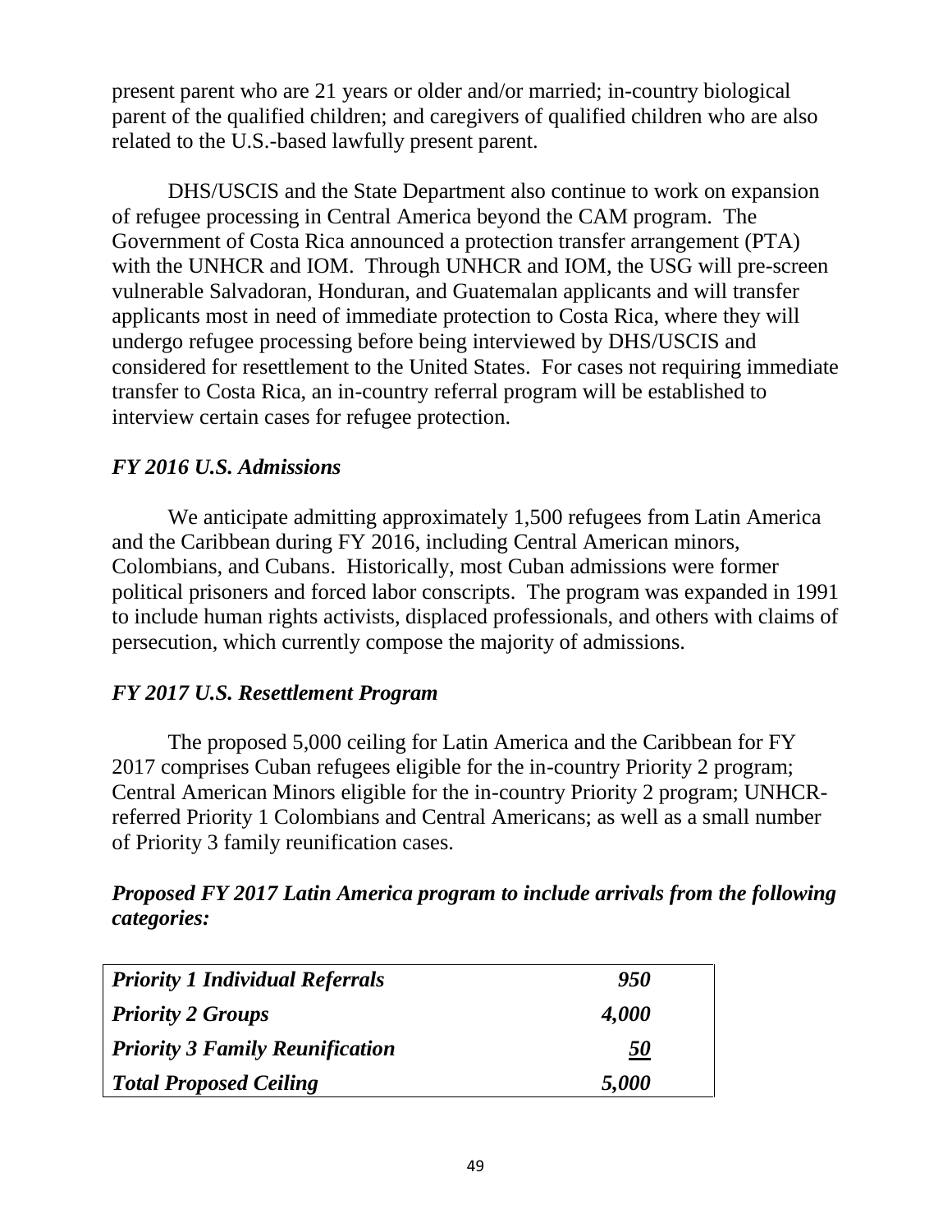present parent who are 21 years or older and/or married; in-country biological parent of the qualified children; and caregivers of qualified children who are also related to the U.S.-based lawfully present parent.

DHS/USCIS and the State Department also continue to work on expansion of refugee processing in Central America beyond the CAM program. The Government of Costa Rica announced a protection transfer arrangement (PTA) with the UNHCR and IOM. Through UNHCR and IOM, the USG will pre-screen vulnerable Salvadoran, Honduran, and Guatemalan applicants and will transfer applicants most in need of immediate protection to Costa Rica, where they will undergo refugee processing before being interviewed by DHS/USCIS and considered for resettlement to the United States. For cases not requiring immediate transfer to Costa Rica, an in-country referral program will be established to interview certain cases for refugee protection.

### *FY 2016 U.S. Admissions*

We anticipate admitting approximately 1,500 refugees from Latin America and the Caribbean during FY 2016, including Central American minors, Colombians, and Cubans. Historically, most Cuban admissions were former political prisoners and forced labor conscripts. The program was expanded in 1991 to include human rights activists, displaced professionals, and others with claims of persecution, which currently compose the majority of admissions.

### *FY 2017 U.S. Resettlement Program*

The proposed 5,000 ceiling for Latin America and the Caribbean for FY 2017 comprises Cuban refugees eligible for the in-country Priority 2 program; Central American Minors eligible for the in-country Priority 2 program; UNHCR-referred Priority 1 Colombians and Central Americans; as well as a small number of Priority 3 family reunification cases.

***Proposed FY 2017 Latin America program to include arrivals from the following categories:***

| | |
|---|---|
| ***Priority 1 Individual Referrals*** | ***950*** |
| ***Priority 2 Groups*** | ***4,000*** |
| ***Priority 3 Family Reunification*** | ***50*** |
| ***Total Proposed Ceiling*** | ***5,000*** |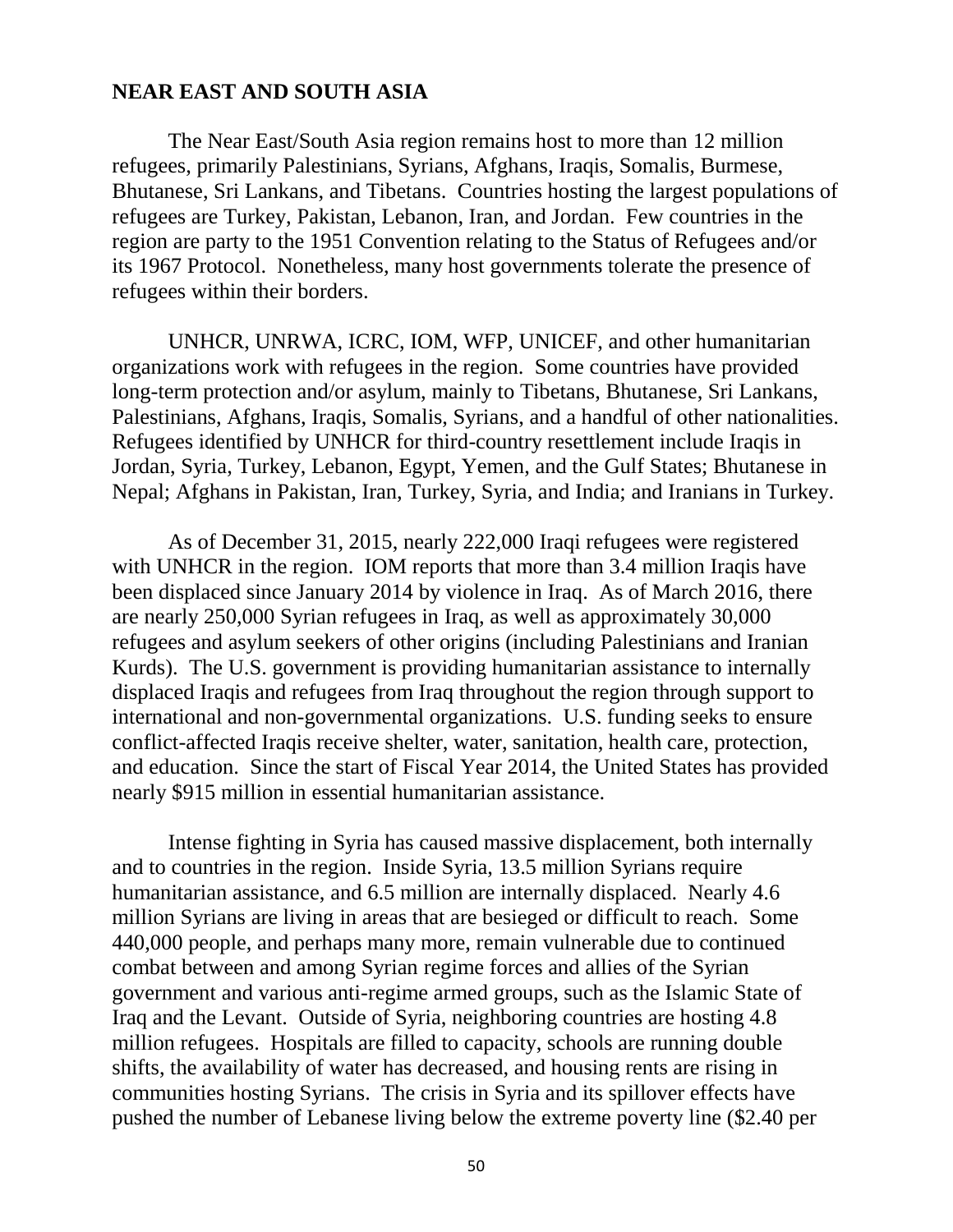## NEAR EAST AND SOUTH ASIA

The Near East/South Asia region remains host to more than 12 million refugees, primarily Palestinians, Syrians, Afghans, Iraqis, Somalis, Burmese, Bhutanese, Sri Lankans, and Tibetans. Countries hosting the largest populations of refugees are Turkey, Pakistan, Lebanon, Iran, and Jordan. Few countries in the region are party to the 1951 Convention relating to the Status of Refugees and/or its 1967 Protocol. Nonetheless, many host governments tolerate the presence of refugees within their borders.

UNHCR, UNRWA, ICRC, IOM, WFP, UNICEF, and other humanitarian organizations work with refugees in the region. Some countries have provided long-term protection and/or asylum, mainly to Tibetans, Bhutanese, Sri Lankans, Palestinians, Afghans, Iraqis, Somalis, Syrians, and a handful of other nationalities. Refugees identified by UNHCR for third-country resettlement include Iraqis in Jordan, Syria, Turkey, Lebanon, Egypt, Yemen, and the Gulf States; Bhutanese in Nepal; Afghans in Pakistan, Iran, Turkey, Syria, and India; and Iranians in Turkey.

As of December 31, 2015, nearly 222,000 Iraqi refugees were registered with UNHCR in the region. IOM reports that more than 3.4 million Iraqis have been displaced since January 2014 by violence in Iraq. As of March 2016, there are nearly 250,000 Syrian refugees in Iraq, as well as approximately 30,000 refugees and asylum seekers of other origins (including Palestinians and Iranian Kurds). The U.S. government is providing humanitarian assistance to internally displaced Iraqis and refugees from Iraq throughout the region through support to international and non-governmental organizations. U.S. funding seeks to ensure conflict-affected Iraqis receive shelter, water, sanitation, health care, protection, and education. Since the start of Fiscal Year 2014, the United States has provided nearly $915 million in essential humanitarian assistance.

Intense fighting in Syria has caused massive displacement, both internally and to countries in the region. Inside Syria, 13.5 million Syrians require humanitarian assistance, and 6.5 million are internally displaced. Nearly 4.6 million Syrians are living in areas that are besieged or difficult to reach. Some 440,000 people, and perhaps many more, remain vulnerable due to continued combat between and among Syrian regime forces and allies of the Syrian government and various anti-regime armed groups, such as the Islamic State of Iraq and the Levant. Outside of Syria, neighboring countries are hosting 4.8 million refugees. Hospitals are filled to capacity, schools are running double shifts, the availability of water has decreased, and housing rents are rising in communities hosting Syrians. The crisis in Syria and its spillover effects have pushed the number of Lebanese living below the extreme poverty line ($2.40 per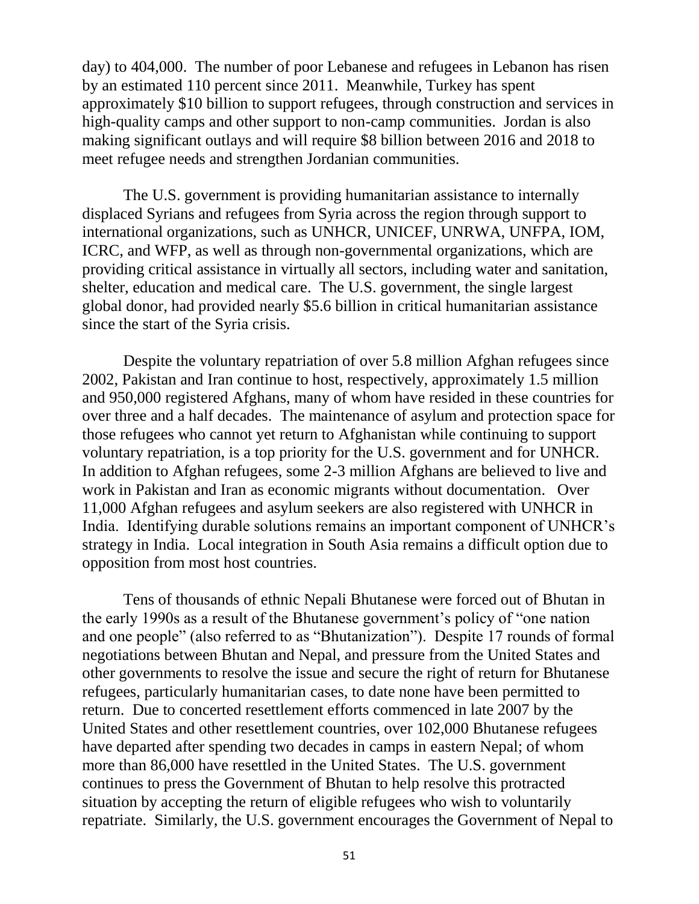day) to 404,000. The number of poor Lebanese and refugees in Lebanon has risen by an estimated 110 percent since 2011. Meanwhile, Turkey has spent approximately $10 billion to support refugees, through construction and services in high-quality camps and other support to non-camp communities. Jordan is also making significant outlays and will require $8 billion between 2016 and 2018 to meet refugee needs and strengthen Jordanian communities.

The U.S. government is providing humanitarian assistance to internally displaced Syrians and refugees from Syria across the region through support to international organizations, such as UNHCR, UNICEF, UNRWA, UNFPA, IOM, ICRC, and WFP, as well as through non-governmental organizations, which are providing critical assistance in virtually all sectors, including water and sanitation, shelter, education and medical care. The U.S. government, the single largest global donor, had provided nearly $5.6 billion in critical humanitarian assistance since the start of the Syria crisis.

Despite the voluntary repatriation of over 5.8 million Afghan refugees since 2002, Pakistan and Iran continue to host, respectively, approximately 1.5 million and 950,000 registered Afghans, many of whom have resided in these countries for over three and a half decades. The maintenance of asylum and protection space for those refugees who cannot yet return to Afghanistan while continuing to support voluntary repatriation, is a top priority for the U.S. government and for UNHCR. In addition to Afghan refugees, some 2-3 million Afghans are believed to live and work in Pakistan and Iran as economic migrants without documentation. Over 11,000 Afghan refugees and asylum seekers are also registered with UNHCR in India. Identifying durable solutions remains an important component of UNHCR's strategy in India. Local integration in South Asia remains a difficult option due to opposition from most host countries.

Tens of thousands of ethnic Nepali Bhutanese were forced out of Bhutan in the early 1990s as a result of the Bhutanese government's policy of "one nation and one people" (also referred to as "Bhutanization"). Despite 17 rounds of formal negotiations between Bhutan and Nepal, and pressure from the United States and other governments to resolve the issue and secure the right of return for Bhutanese refugees, particularly humanitarian cases, to date none have been permitted to return. Due to concerted resettlement efforts commenced in late 2007 by the United States and other resettlement countries, over 102,000 Bhutanese refugees have departed after spending two decades in camps in eastern Nepal; of whom more than 86,000 have resettled in the United States. The U.S. government continues to press the Government of Bhutan to help resolve this protracted situation by accepting the return of eligible refugees who wish to voluntarily repatriate. Similarly, the U.S. government encourages the Government of Nepal to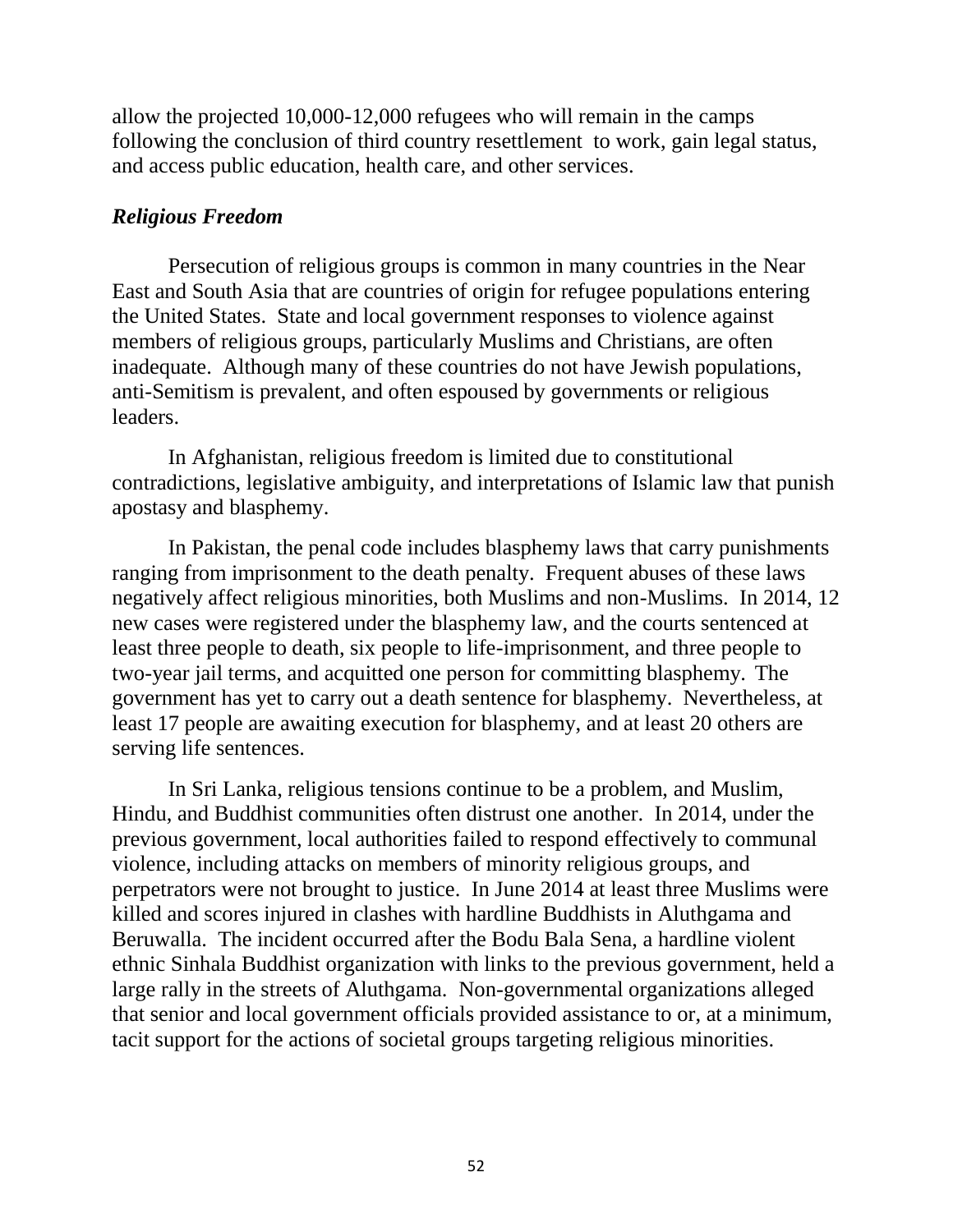allow the projected 10,000-12,000 refugees who will remain in the camps following the conclusion of third country resettlement to work, gain legal status, and access public education, health care, and other services.

### *Religious Freedom*

Persecution of religious groups is common in many countries in the Near East and South Asia that are countries of origin for refugee populations entering the United States. State and local government responses to violence against members of religious groups, particularly Muslims and Christians, are often inadequate. Although many of these countries do not have Jewish populations, anti-Semitism is prevalent, and often espoused by governments or religious leaders.

In Afghanistan, religious freedom is limited due to constitutional contradictions, legislative ambiguity, and interpretations of Islamic law that punish apostasy and blasphemy.

In Pakistan, the penal code includes blasphemy laws that carry punishments ranging from imprisonment to the death penalty. Frequent abuses of these laws negatively affect religious minorities, both Muslims and non-Muslims. In 2014, 12 new cases were registered under the blasphemy law, and the courts sentenced at least three people to death, six people to life-imprisonment, and three people to two-year jail terms, and acquitted one person for committing blasphemy. The government has yet to carry out a death sentence for blasphemy. Nevertheless, at least 17 people are awaiting execution for blasphemy, and at least 20 others are serving life sentences.

In Sri Lanka, religious tensions continue to be a problem, and Muslim, Hindu, and Buddhist communities often distrust one another. In 2014, under the previous government, local authorities failed to respond effectively to communal violence, including attacks on members of minority religious groups, and perpetrators were not brought to justice. In June 2014 at least three Muslims were killed and scores injured in clashes with hardline Buddhists in Aluthgama and Beruwalla. The incident occurred after the Bodu Bala Sena, a hardline violent ethnic Sinhala Buddhist organization with links to the previous government, held a large rally in the streets of Aluthgama. Non-governmental organizations alleged that senior and local government officials provided assistance to or, at a minimum, tacit support for the actions of societal groups targeting religious minorities.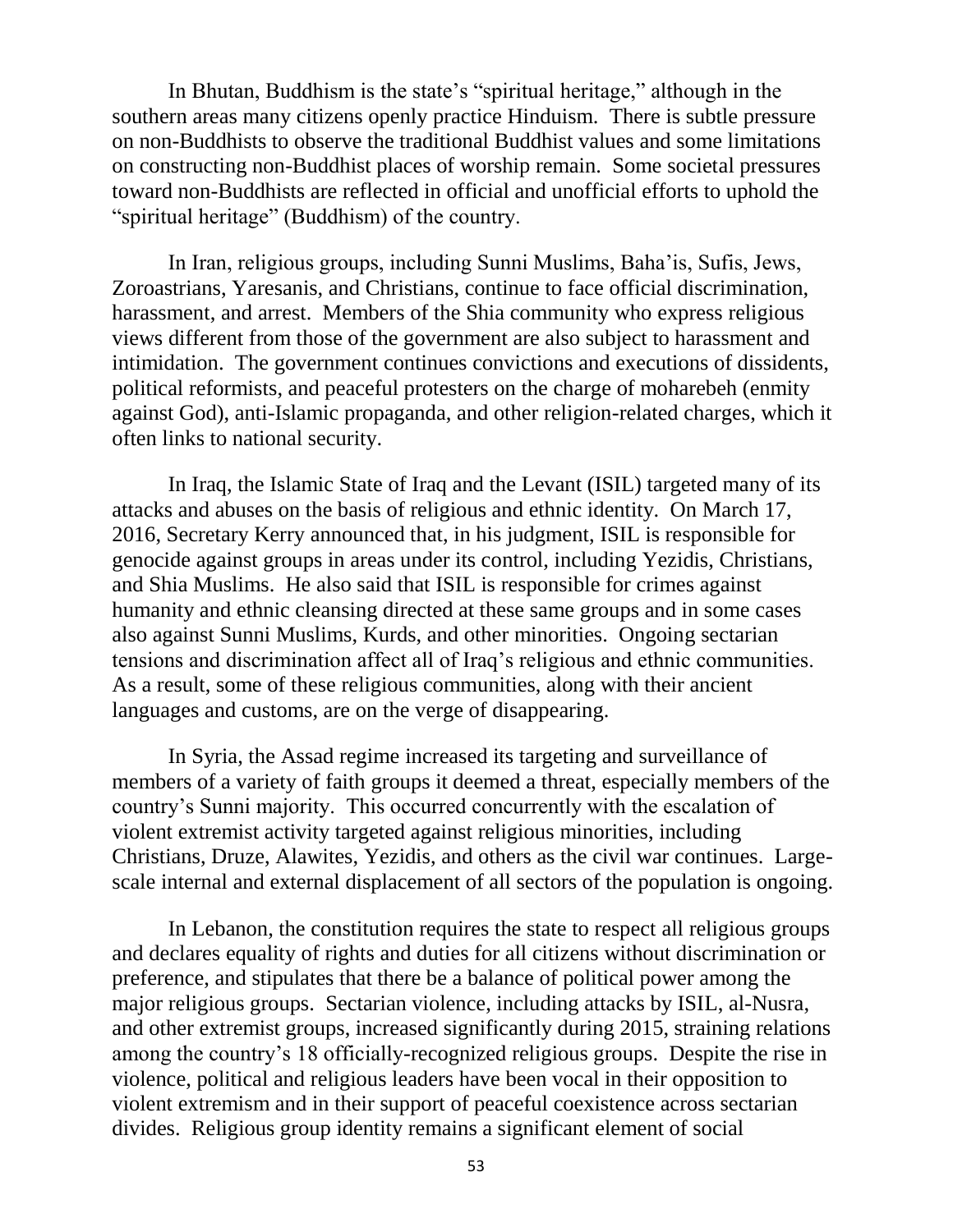In Bhutan, Buddhism is the state's "spiritual heritage," although in the southern areas many citizens openly practice Hinduism. There is subtle pressure on non-Buddhists to observe the traditional Buddhist values and some limitations on constructing non-Buddhist places of worship remain. Some societal pressures toward non-Buddhists are reflected in official and unofficial efforts to uphold the "spiritual heritage" (Buddhism) of the country.

In Iran, religious groups, including Sunni Muslims, Baha'is, Sufis, Jews, Zoroastrians, Yaresanis, and Christians, continue to face official discrimination, harassment, and arrest. Members of the Shia community who express religious views different from those of the government are also subject to harassment and intimidation. The government continues convictions and executions of dissidents, political reformists, and peaceful protesters on the charge of moharebeh (enmity against God), anti-Islamic propaganda, and other religion-related charges, which it often links to national security.

In Iraq, the Islamic State of Iraq and the Levant (ISIL) targeted many of its attacks and abuses on the basis of religious and ethnic identity. On March 17, 2016, Secretary Kerry announced that, in his judgment, ISIL is responsible for genocide against groups in areas under its control, including Yezidis, Christians, and Shia Muslims. He also said that ISIL is responsible for crimes against humanity and ethnic cleansing directed at these same groups and in some cases also against Sunni Muslims, Kurds, and other minorities. Ongoing sectarian tensions and discrimination affect all of Iraq's religious and ethnic communities. As a result, some of these religious communities, along with their ancient languages and customs, are on the verge of disappearing.

In Syria, the Assad regime increased its targeting and surveillance of members of a variety of faith groups it deemed a threat, especially members of the country's Sunni majority. This occurred concurrently with the escalation of violent extremist activity targeted against religious minorities, including Christians, Druze, Alawites, Yezidis, and others as the civil war continues. Large-scale internal and external displacement of all sectors of the population is ongoing.

In Lebanon, the constitution requires the state to respect all religious groups and declares equality of rights and duties for all citizens without discrimination or preference, and stipulates that there be a balance of political power among the major religious groups. Sectarian violence, including attacks by ISIL, al-Nusra, and other extremist groups, increased significantly during 2015, straining relations among the country's 18 officially-recognized religious groups. Despite the rise in violence, political and religious leaders have been vocal in their opposition to violent extremism and in their support of peaceful coexistence across sectarian divides. Religious group identity remains a significant element of social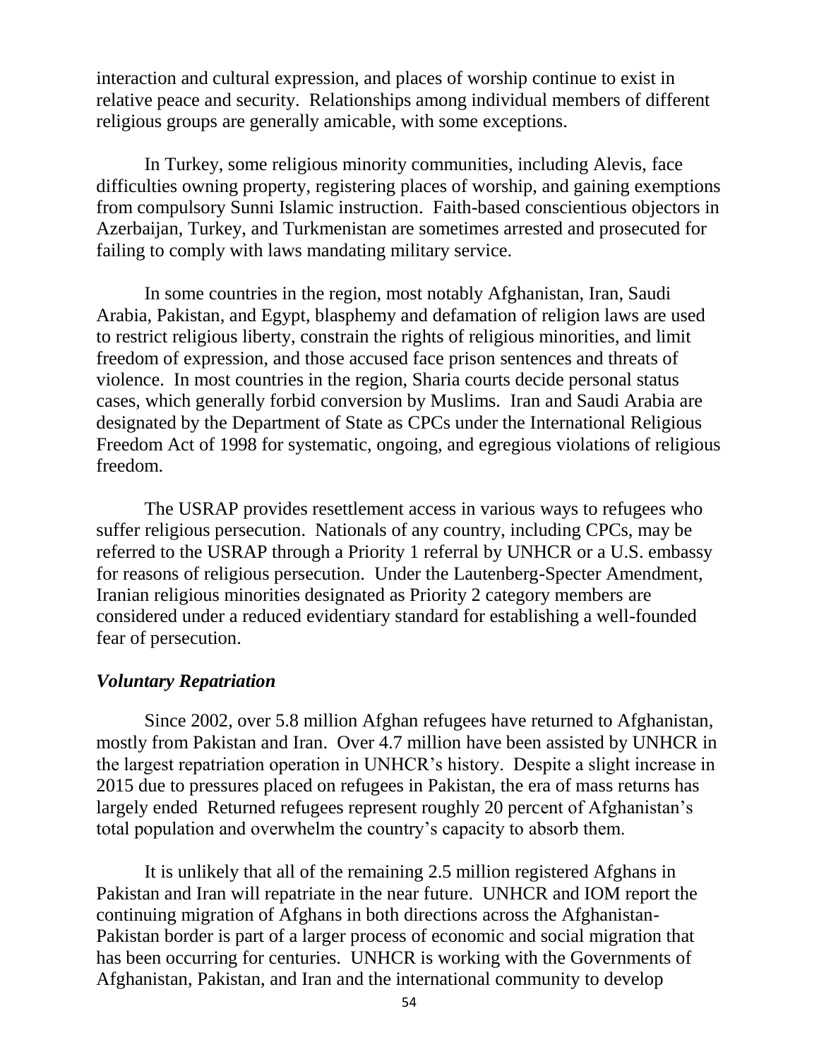interaction and cultural expression, and places of worship continue to exist in relative peace and security. Relationships among individual members of different religious groups are generally amicable, with some exceptions.

In Turkey, some religious minority communities, including Alevis, face difficulties owning property, registering places of worship, and gaining exemptions from compulsory Sunni Islamic instruction. Faith-based conscientious objectors in Azerbaijan, Turkey, and Turkmenistan are sometimes arrested and prosecuted for failing to comply with laws mandating military service.

In some countries in the region, most notably Afghanistan, Iran, Saudi Arabia, Pakistan, and Egypt, blasphemy and defamation of religion laws are used to restrict religious liberty, constrain the rights of religious minorities, and limit freedom of expression, and those accused face prison sentences and threats of violence. In most countries in the region, Sharia courts decide personal status cases, which generally forbid conversion by Muslims. Iran and Saudi Arabia are designated by the Department of State as CPCs under the International Religious Freedom Act of 1998 for systematic, ongoing, and egregious violations of religious freedom.

The USRAP provides resettlement access in various ways to refugees who suffer religious persecution. Nationals of any country, including CPCs, may be referred to the USRAP through a Priority 1 referral by UNHCR or a U.S. embassy for reasons of religious persecution. Under the Lautenberg-Specter Amendment, Iranian religious minorities designated as Priority 2 category members are considered under a reduced evidentiary standard for establishing a well-founded fear of persecution.

### *Voluntary Repatriation*

Since 2002, over 5.8 million Afghan refugees have returned to Afghanistan, mostly from Pakistan and Iran. Over 4.7 million have been assisted by UNHCR in the largest repatriation operation in UNHCR's history. Despite a slight increase in 2015 due to pressures placed on refugees in Pakistan, the era of mass returns has largely ended Returned refugees represent roughly 20 percent of Afghanistan's total population and overwhelm the country's capacity to absorb them.

It is unlikely that all of the remaining 2.5 million registered Afghans in Pakistan and Iran will repatriate in the near future. UNHCR and IOM report the continuing migration of Afghans in both directions across the Afghanistan-Pakistan border is part of a larger process of economic and social migration that has been occurring for centuries. UNHCR is working with the Governments of Afghanistan, Pakistan, and Iran and the international community to develop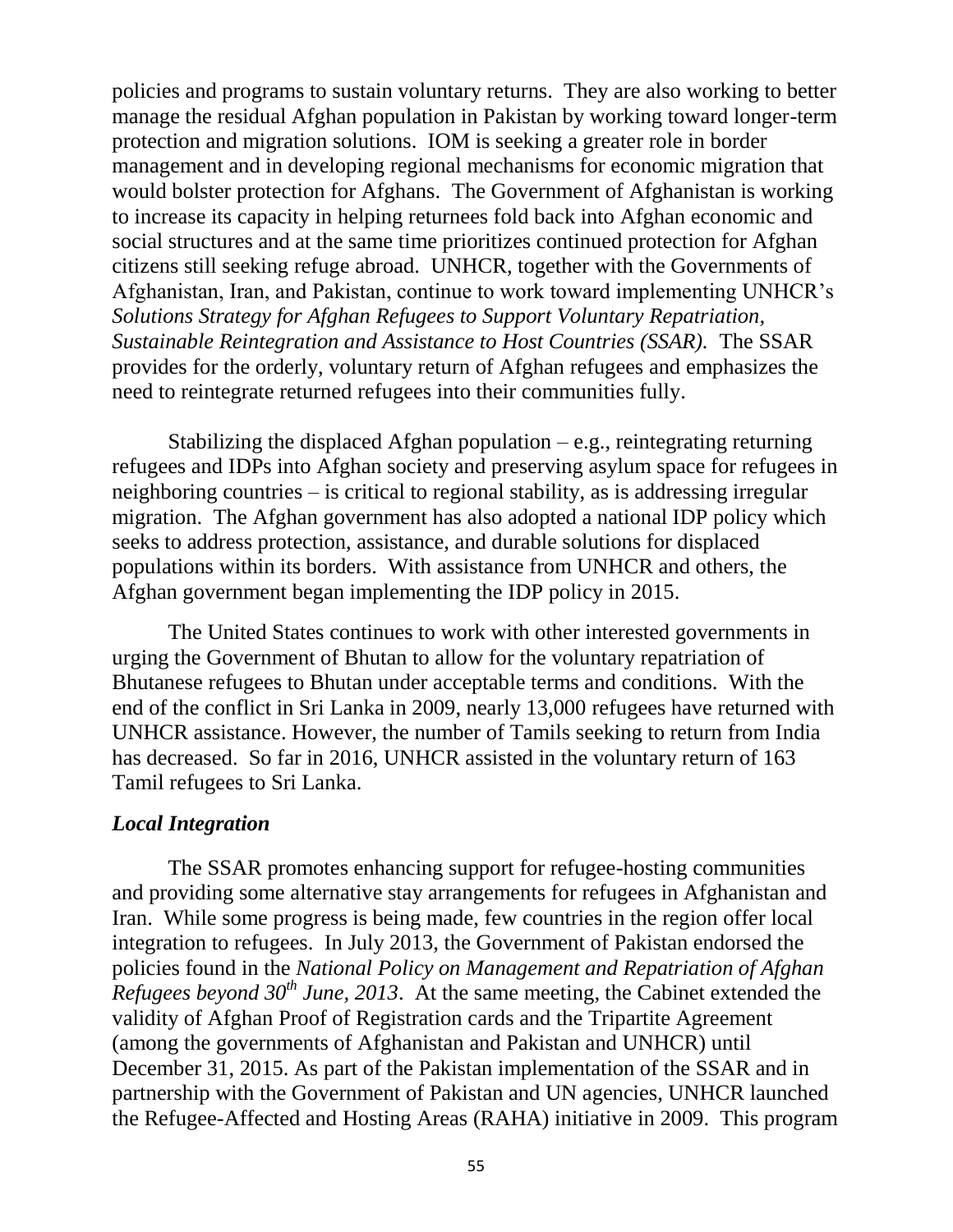policies and programs to sustain voluntary returns. They are also working to better manage the residual Afghan population in Pakistan by working toward longer-term protection and migration solutions. IOM is seeking a greater role in border management and in developing regional mechanisms for economic migration that would bolster protection for Afghans. The Government of Afghanistan is working to increase its capacity in helping returnees fold back into Afghan economic and social structures and at the same time prioritizes continued protection for Afghan citizens still seeking refuge abroad. UNHCR, together with the Governments of Afghanistan, Iran, and Pakistan, continue to work toward implementing UNHCR's *Solutions Strategy for Afghan Refugees to Support Voluntary Repatriation, Sustainable Reintegration and Assistance to Host Countries (SSAR).* The SSAR provides for the orderly, voluntary return of Afghan refugees and emphasizes the need to reintegrate returned refugees into their communities fully.

Stabilizing the displaced Afghan population – e.g., reintegrating returning refugees and IDPs into Afghan society and preserving asylum space for refugees in neighboring countries – is critical to regional stability, as is addressing irregular migration. The Afghan government has also adopted a national IDP policy which seeks to address protection, assistance, and durable solutions for displaced populations within its borders. With assistance from UNHCR and others, the Afghan government began implementing the IDP policy in 2015.

The United States continues to work with other interested governments in urging the Government of Bhutan to allow for the voluntary repatriation of Bhutanese refugees to Bhutan under acceptable terms and conditions. With the end of the conflict in Sri Lanka in 2009, nearly 13,000 refugees have returned with UNHCR assistance. However, the number of Tamils seeking to return from India has decreased. So far in 2016, UNHCR assisted in the voluntary return of 163 Tamil refugees to Sri Lanka.

### *Local Integration*

The SSAR promotes enhancing support for refugee-hosting communities and providing some alternative stay arrangements for refugees in Afghanistan and Iran. While some progress is being made, few countries in the region offer local integration to refugees. In July 2013, the Government of Pakistan endorsed the policies found in the *National Policy on Management and Repatriation of Afghan Refugees beyond 30th June, 2013*. At the same meeting, the Cabinet extended the validity of Afghan Proof of Registration cards and the Tripartite Agreement (among the governments of Afghanistan and Pakistan and UNHCR) until December 31, 2015. As part of the Pakistan implementation of the SSAR and in partnership with the Government of Pakistan and UN agencies, UNHCR launched the Refugee-Affected and Hosting Areas (RAHA) initiative in 2009. This program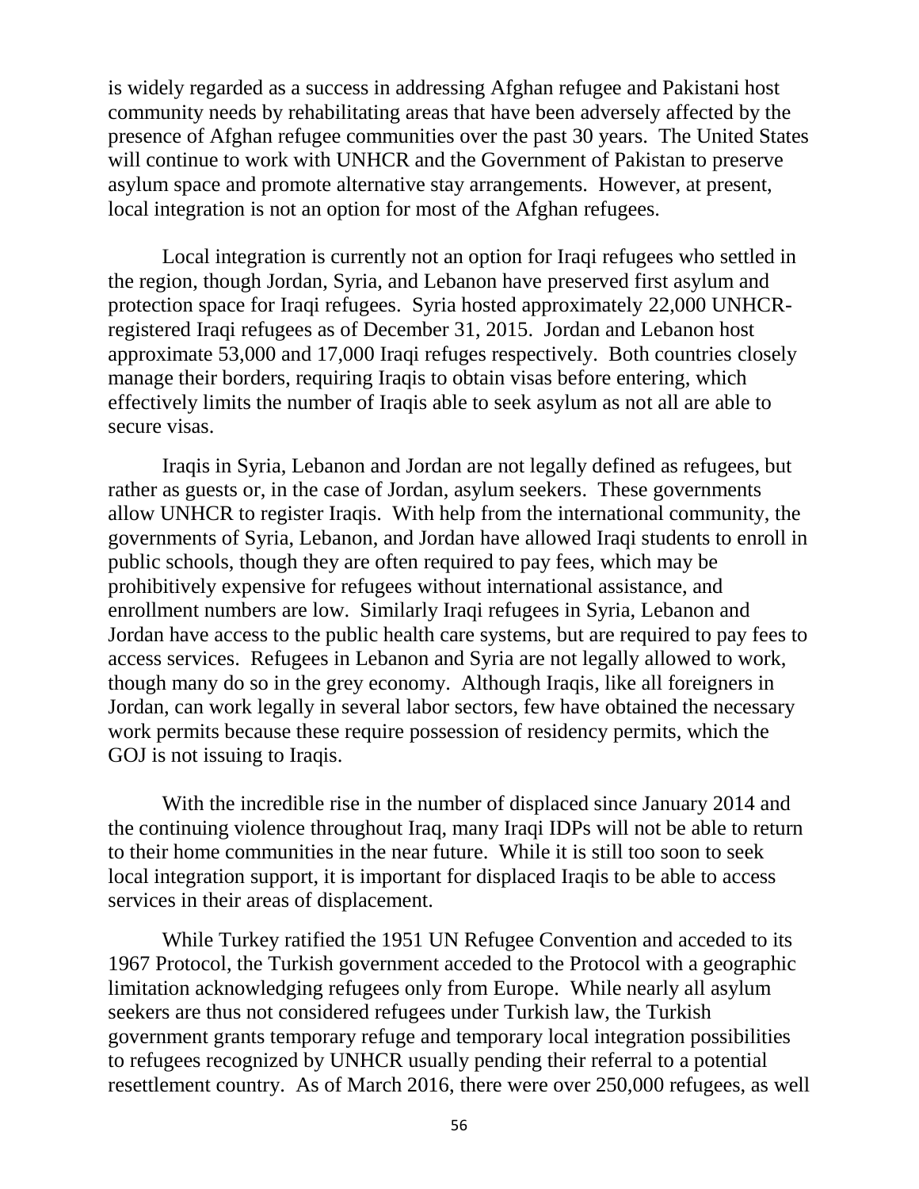is widely regarded as a success in addressing Afghan refugee and Pakistani host community needs by rehabilitating areas that have been adversely affected by the presence of Afghan refugee communities over the past 30 years. The United States will continue to work with UNHCR and the Government of Pakistan to preserve asylum space and promote alternative stay arrangements. However, at present, local integration is not an option for most of the Afghan refugees.

Local integration is currently not an option for Iraqi refugees who settled in the region, though Jordan, Syria, and Lebanon have preserved first asylum and protection space for Iraqi refugees. Syria hosted approximately 22,000 UNHCR-registered Iraqi refugees as of December 31, 2015. Jordan and Lebanon host approximate 53,000 and 17,000 Iraqi refuges respectively. Both countries closely manage their borders, requiring Iraqis to obtain visas before entering, which effectively limits the number of Iraqis able to seek asylum as not all are able to secure visas.

Iraqis in Syria, Lebanon and Jordan are not legally defined as refugees, but rather as guests or, in the case of Jordan, asylum seekers. These governments allow UNHCR to register Iraqis. With help from the international community, the governments of Syria, Lebanon, and Jordan have allowed Iraqi students to enroll in public schools, though they are often required to pay fees, which may be prohibitively expensive for refugees without international assistance, and enrollment numbers are low. Similarly Iraqi refugees in Syria, Lebanon and Jordan have access to the public health care systems, but are required to pay fees to access services. Refugees in Lebanon and Syria are not legally allowed to work, though many do so in the grey economy. Although Iraqis, like all foreigners in Jordan, can work legally in several labor sectors, few have obtained the necessary work permits because these require possession of residency permits, which the GOJ is not issuing to Iraqis.

With the incredible rise in the number of displaced since January 2014 and the continuing violence throughout Iraq, many Iraqi IDPs will not be able to return to their home communities in the near future. While it is still too soon to seek local integration support, it is important for displaced Iraqis to be able to access services in their areas of displacement.

While Turkey ratified the 1951 UN Refugee Convention and acceded to its 1967 Protocol, the Turkish government acceded to the Protocol with a geographic limitation acknowledging refugees only from Europe. While nearly all asylum seekers are thus not considered refugees under Turkish law, the Turkish government grants temporary refuge and temporary local integration possibilities to refugees recognized by UNHCR usually pending their referral to a potential resettlement country. As of March 2016, there were over 250,000 refugees, as well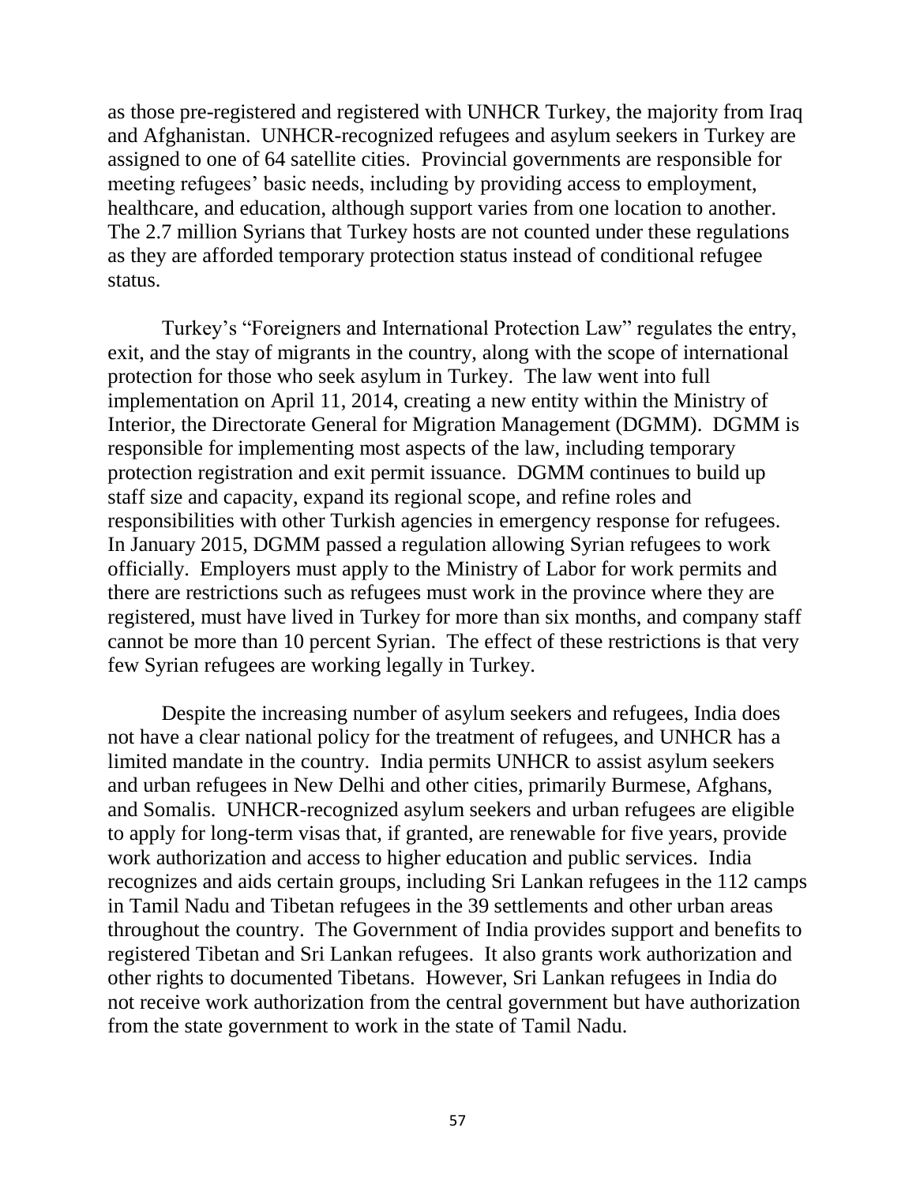as those pre-registered and registered with UNHCR Turkey, the majority from Iraq and Afghanistan. UNHCR-recognized refugees and asylum seekers in Turkey are assigned to one of 64 satellite cities. Provincial governments are responsible for meeting refugees' basic needs, including by providing access to employment, healthcare, and education, although support varies from one location to another. The 2.7 million Syrians that Turkey hosts are not counted under these regulations as they are afforded temporary protection status instead of conditional refugee status.

Turkey's "Foreigners and International Protection Law" regulates the entry, exit, and the stay of migrants in the country, along with the scope of international protection for those who seek asylum in Turkey. The law went into full implementation on April 11, 2014, creating a new entity within the Ministry of Interior, the Directorate General for Migration Management (DGMM). DGMM is responsible for implementing most aspects of the law, including temporary protection registration and exit permit issuance. DGMM continues to build up staff size and capacity, expand its regional scope, and refine roles and responsibilities with other Turkish agencies in emergency response for refugees. In January 2015, DGMM passed a regulation allowing Syrian refugees to work officially. Employers must apply to the Ministry of Labor for work permits and there are restrictions such as refugees must work in the province where they are registered, must have lived in Turkey for more than six months, and company staff cannot be more than 10 percent Syrian. The effect of these restrictions is that very few Syrian refugees are working legally in Turkey.

Despite the increasing number of asylum seekers and refugees, India does not have a clear national policy for the treatment of refugees, and UNHCR has a limited mandate in the country. India permits UNHCR to assist asylum seekers and urban refugees in New Delhi and other cities, primarily Burmese, Afghans, and Somalis. UNHCR-recognized asylum seekers and urban refugees are eligible to apply for long-term visas that, if granted, are renewable for five years, provide work authorization and access to higher education and public services. India recognizes and aids certain groups, including Sri Lankan refugees in the 112 camps in Tamil Nadu and Tibetan refugees in the 39 settlements and other urban areas throughout the country. The Government of India provides support and benefits to registered Tibetan and Sri Lankan refugees. It also grants work authorization and other rights to documented Tibetans. However, Sri Lankan refugees in India do not receive work authorization from the central government but have authorization from the state government to work in the state of Tamil Nadu.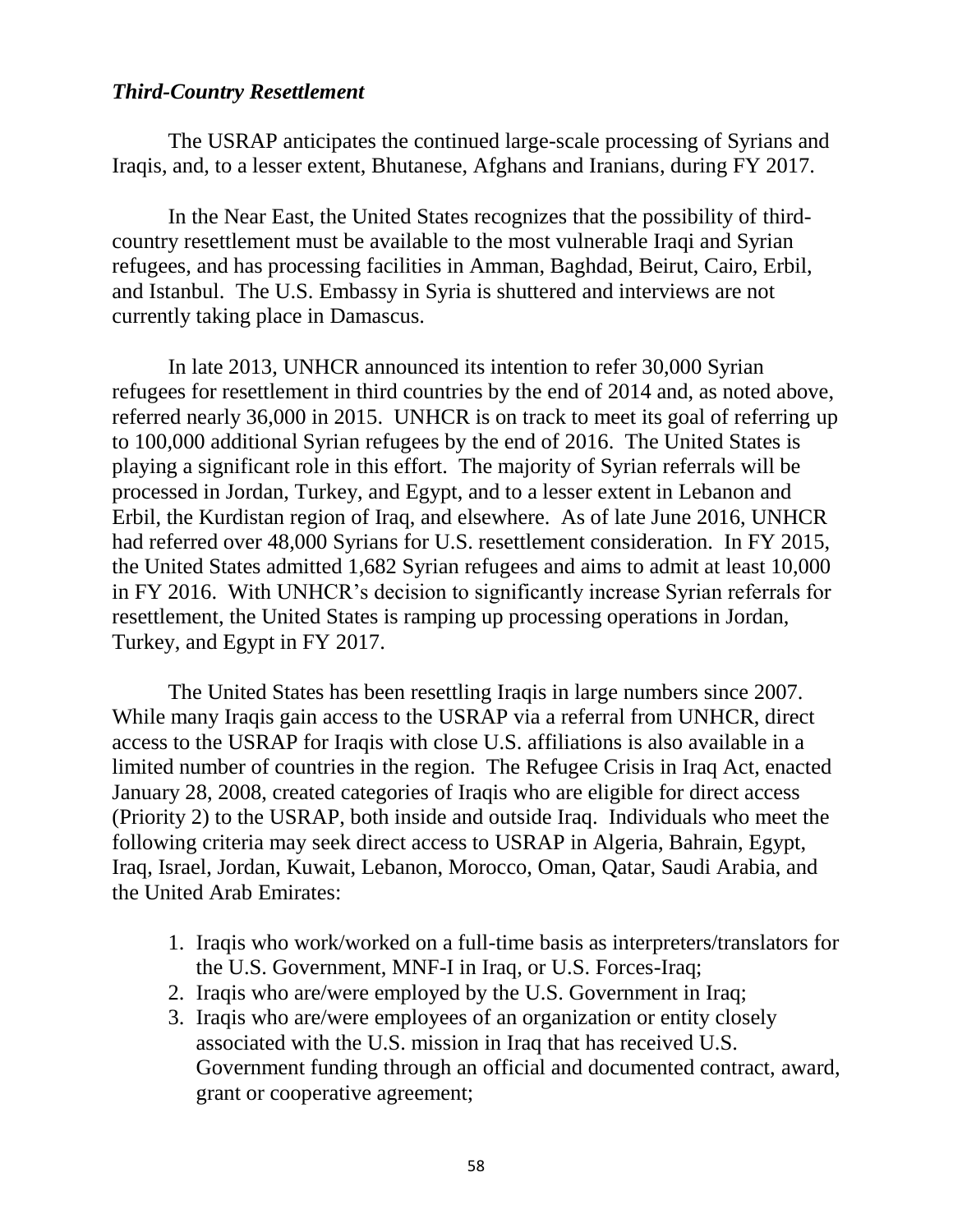***Third-Country Resettlement***

The USRAP anticipates the continued large-scale processing of Syrians and Iraqis, and, to a lesser extent, Bhutanese, Afghans and Iranians, during FY 2017.

In the Near East, the United States recognizes that the possibility of third-country resettlement must be available to the most vulnerable Iraqi and Syrian refugees, and has processing facilities in Amman, Baghdad, Beirut, Cairo, Erbil, and Istanbul. The U.S. Embassy in Syria is shuttered and interviews are not currently taking place in Damascus.

In late 2013, UNHCR announced its intention to refer 30,000 Syrian refugees for resettlement in third countries by the end of 2014 and, as noted above, referred nearly 36,000 in 2015. UNHCR is on track to meet its goal of referring up to 100,000 additional Syrian refugees by the end of 2016. The United States is playing a significant role in this effort. The majority of Syrian referrals will be processed in Jordan, Turkey, and Egypt, and to a lesser extent in Lebanon and Erbil, the Kurdistan region of Iraq, and elsewhere. As of late June 2016, UNHCR had referred over 48,000 Syrians for U.S. resettlement consideration. In FY 2015, the United States admitted 1,682 Syrian refugees and aims to admit at least 10,000 in FY 2016. With UNHCR's decision to significantly increase Syrian referrals for resettlement, the United States is ramping up processing operations in Jordan, Turkey, and Egypt in FY 2017.

The United States has been resettling Iraqis in large numbers since 2007. While many Iraqis gain access to the USRAP via a referral from UNHCR, direct access to the USRAP for Iraqis with close U.S. affiliations is also available in a limited number of countries in the region. The Refugee Crisis in Iraq Act, enacted January 28, 2008, created categories of Iraqis who are eligible for direct access (Priority 2) to the USRAP, both inside and outside Iraq. Individuals who meet the following criteria may seek direct access to USRAP in Algeria, Bahrain, Egypt, Iraq, Israel, Jordan, Kuwait, Lebanon, Morocco, Oman, Qatar, Saudi Arabia, and the United Arab Emirates:

1. Iraqis who work/worked on a full-time basis as interpreters/translators for the U.S. Government, MNF-I in Iraq, or U.S. Forces-Iraq;
2. Iraqis who are/were employed by the U.S. Government in Iraq;
3. Iraqis who are/were employees of an organization or entity closely associated with the U.S. mission in Iraq that has received U.S. Government funding through an official and documented contract, award, grant or cooperative agreement;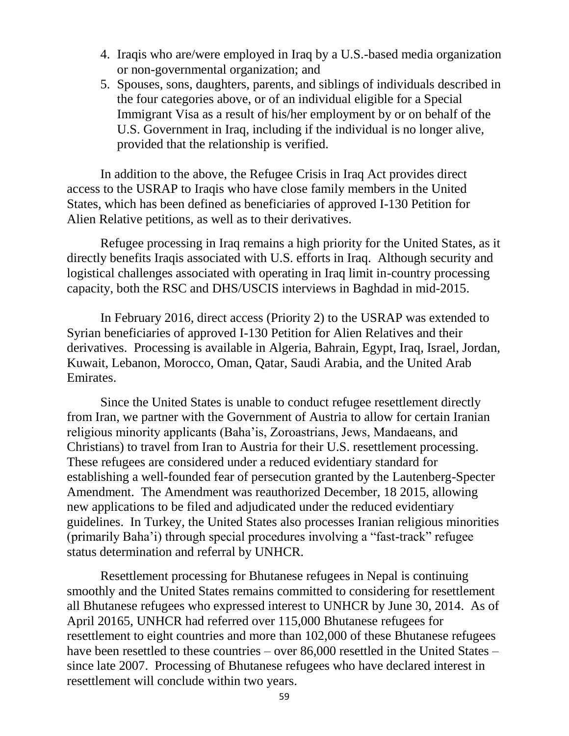4. Iraqis who are/were employed in Iraq by a U.S.-based media organization or non-governmental organization; and
5. Spouses, sons, daughters, parents, and siblings of individuals described in the four categories above, or of an individual eligible for a Special Immigrant Visa as a result of his/her employment by or on behalf of the U.S. Government in Iraq, including if the individual is no longer alive, provided that the relationship is verified.

In addition to the above, the Refugee Crisis in Iraq Act provides direct access to the USRAP to Iraqis who have close family members in the United States, which has been defined as beneficiaries of approved I-130 Petition for Alien Relative petitions, as well as to their derivatives.

Refugee processing in Iraq remains a high priority for the United States, as it directly benefits Iraqis associated with U.S. efforts in Iraq. Although security and logistical challenges associated with operating in Iraq limit in-country processing capacity, both the RSC and DHS/USCIS interviews in Baghdad in mid-2015.

In February 2016, direct access (Priority 2) to the USRAP was extended to Syrian beneficiaries of approved I-130 Petition for Alien Relatives and their derivatives. Processing is available in Algeria, Bahrain, Egypt, Iraq, Israel, Jordan, Kuwait, Lebanon, Morocco, Oman, Qatar, Saudi Arabia, and the United Arab Emirates.

Since the United States is unable to conduct refugee resettlement directly from Iran, we partner with the Government of Austria to allow for certain Iranian religious minority applicants (Baha'is, Zoroastrians, Jews, Mandaeans, and Christians) to travel from Iran to Austria for their U.S. resettlement processing. These refugees are considered under a reduced evidentiary standard for establishing a well-founded fear of persecution granted by the Lautenberg-Specter Amendment. The Amendment was reauthorized December, 18 2015, allowing new applications to be filed and adjudicated under the reduced evidentiary guidelines. In Turkey, the United States also processes Iranian religious minorities (primarily Baha'i) through special procedures involving a "fast-track" refugee status determination and referral by UNHCR.

Resettlement processing for Bhutanese refugees in Nepal is continuing smoothly and the United States remains committed to considering for resettlement all Bhutanese refugees who expressed interest to UNHCR by June 30, 2014. As of April 20165, UNHCR had referred over 115,000 Bhutanese refugees for resettlement to eight countries and more than 102,000 of these Bhutanese refugees have been resettled to these countries – over 86,000 resettled in the United States – since late 2007. Processing of Bhutanese refugees who have declared interest in resettlement will conclude within two years.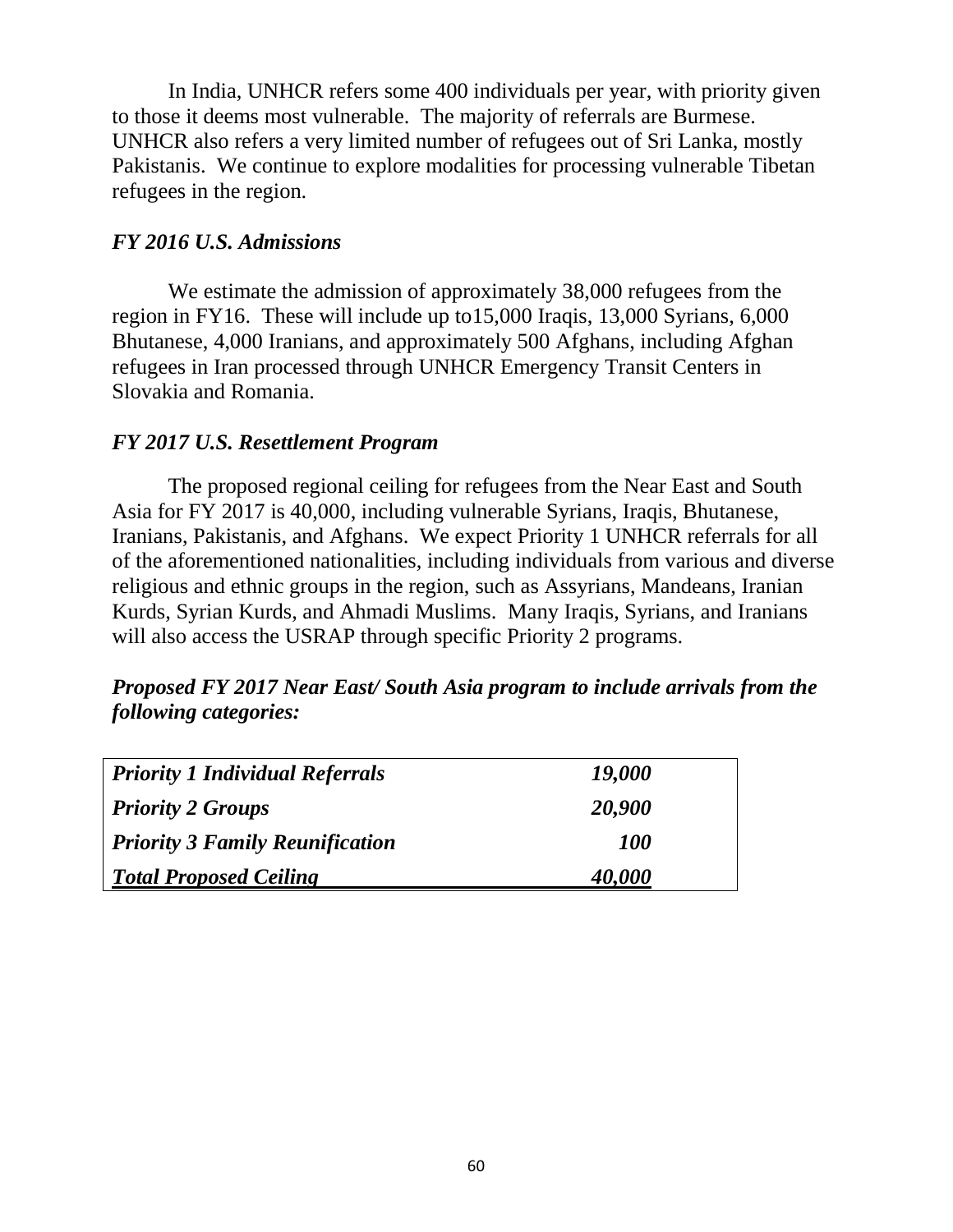In India, UNHCR refers some 400 individuals per year, with priority given to those it deems most vulnerable. The majority of referrals are Burmese. UNHCR also refers a very limited number of refugees out of Sri Lanka, mostly Pakistanis. We continue to explore modalities for processing vulnerable Tibetan refugees in the region.

### *FY 2016 U.S. Admissions*

We estimate the admission of approximately 38,000 refugees from the region in FY16. These will include up to15,000 Iraqis, 13,000 Syrians, 6,000 Bhutanese, 4,000 Iranians, and approximately 500 Afghans, including Afghan refugees in Iran processed through UNHCR Emergency Transit Centers in Slovakia and Romania.

### *FY 2017 U.S. Resettlement Program*

The proposed regional ceiling for refugees from the Near East and South Asia for FY 2017 is 40,000, including vulnerable Syrians, Iraqis, Bhutanese, Iranians, Pakistanis, and Afghans. We expect Priority 1 UNHCR referrals for all of the aforementioned nationalities, including individuals from various and diverse religious and ethnic groups in the region, such as Assyrians, Mandeans, Iranian Kurds, Syrian Kurds, and Ahmadi Muslims. Many Iraqis, Syrians, and Iranians will also access the USRAP through specific Priority 2 programs.

***Proposed FY 2017 Near East/ South Asia program to include arrivals from the following categories:***

| | |
|---|---|
| ***Priority 1 Individual Referrals*** | ***19,000*** |
| ***Priority 2 Groups*** | ***20,900*** |
| ***Priority 3 Family Reunification*** | ***100*** |
| ***Total Proposed Ceiling*** | ***40,000*** |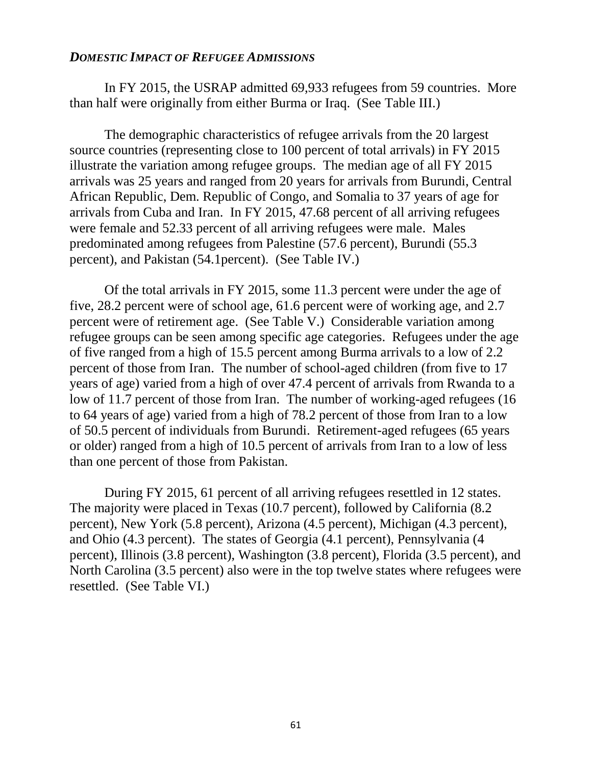***Domestic Impact of Refugee Admissions***

In FY 2015, the USRAP admitted 69,933 refugees from 59 countries. More than half were originally from either Burma or Iraq. (See Table III.)

The demographic characteristics of refugee arrivals from the 20 largest source countries (representing close to 100 percent of total arrivals) in FY 2015 illustrate the variation among refugee groups. The median age of all FY 2015 arrivals was 25 years and ranged from 20 years for arrivals from Burundi, Central African Republic, Dem. Republic of Congo, and Somalia to 37 years of age for arrivals from Cuba and Iran. In FY 2015, 47.68 percent of all arriving refugees were female and 52.33 percent of all arriving refugees were male. Males predominated among refugees from Palestine (57.6 percent), Burundi (55.3 percent), and Pakistan (54.1percent). (See Table IV.)

Of the total arrivals in FY 2015, some 11.3 percent were under the age of five, 28.2 percent were of school age, 61.6 percent were of working age, and 2.7 percent were of retirement age. (See Table V.) Considerable variation among refugee groups can be seen among specific age categories. Refugees under the age of five ranged from a high of 15.5 percent among Burma arrivals to a low of 2.2 percent of those from Iran. The number of school-aged children (from five to 17 years of age) varied from a high of over 47.4 percent of arrivals from Rwanda to a low of 11.7 percent of those from Iran. The number of working-aged refugees (16 to 64 years of age) varied from a high of 78.2 percent of those from Iran to a low of 50.5 percent of individuals from Burundi. Retirement-aged refugees (65 years or older) ranged from a high of 10.5 percent of arrivals from Iran to a low of less than one percent of those from Pakistan.

During FY 2015, 61 percent of all arriving refugees resettled in 12 states. The majority were placed in Texas (10.7 percent), followed by California (8.2 percent), New York (5.8 percent), Arizona (4.5 percent), Michigan (4.3 percent), and Ohio (4.3 percent). The states of Georgia (4.1 percent), Pennsylvania (4 percent), Illinois (3.8 percent), Washington (3.8 percent), Florida (3.5 percent), and North Carolina (3.5 percent) also were in the top twelve states where refugees were resettled. (See Table VI.)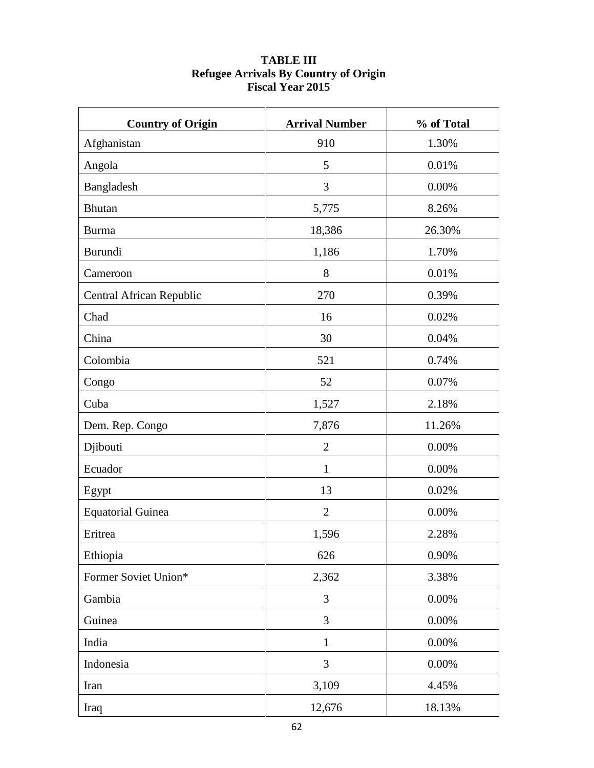**TABLE III**
**Refugee Arrivals By Country of Origin**
**Fiscal Year 2015**

| Country of Origin | Arrival Number | % of Total |
|---|---|---|
| Afghanistan | 910 | 1.30% |
| Angola | 5 | 0.01% |
| Bangladesh | 3 | 0.00% |
| Bhutan | 5,775 | 8.26% |
| Burma | 18,386 | 26.30% |
| Burundi | 1,186 | 1.70% |
| Cameroon | 8 | 0.01% |
| Central African Republic | 270 | 0.39% |
| Chad | 16 | 0.02% |
| China | 30 | 0.04% |
| Colombia | 521 | 0.74% |
| Congo | 52 | 0.07% |
| Cuba | 1,527 | 2.18% |
| Dem. Rep. Congo | 7,876 | 11.26% |
| Djibouti | 2 | 0.00% |
| Ecuador | 1 | 0.00% |
| Egypt | 13 | 0.02% |
| Equatorial Guinea | 2 | 0.00% |
| Eritrea | 1,596 | 2.28% |
| Ethiopia | 626 | 0.90% |
| Former Soviet Union* | 2,362 | 3.38% |
| Gambia | 3 | 0.00% |
| Guinea | 3 | 0.00% |
| India | 1 | 0.00% |
| Indonesia | 3 | 0.00% |
| Iran | 3,109 | 4.45% |
| Iraq | 12,676 | 18.13% |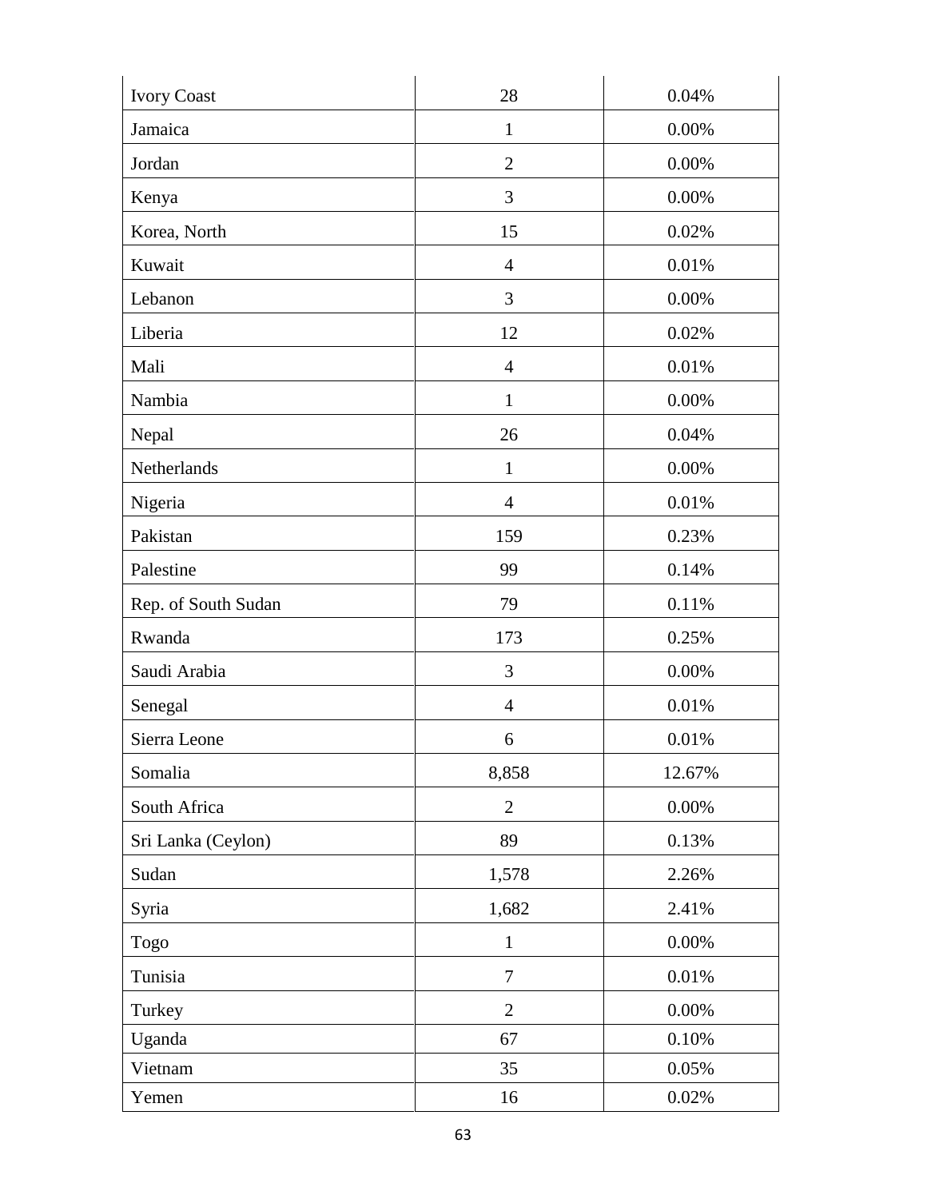| | | |
|---|---|---|
| Ivory Coast | 28 | 0.04% |
| Jamaica | 1 | 0.00% |
| Jordan | 2 | 0.00% |
| Kenya | 3 | 0.00% |
| Korea, North | 15 | 0.02% |
| Kuwait | 4 | 0.01% |
| Lebanon | 3 | 0.00% |
| Liberia | 12 | 0.02% |
| Mali | 4 | 0.01% |
| Nambia | 1 | 0.00% |
| Nepal | 26 | 0.04% |
| Netherlands | 1 | 0.00% |
| Nigeria | 4 | 0.01% |
| Pakistan | 159 | 0.23% |
| Palestine | 99 | 0.14% |
| Rep. of South Sudan | 79 | 0.11% |
| Rwanda | 173 | 0.25% |
| Saudi Arabia | 3 | 0.00% |
| Senegal | 4 | 0.01% |
| Sierra Leone | 6 | 0.01% |
| Somalia | 8,858 | 12.67% |
| South Africa | 2 | 0.00% |
| Sri Lanka (Ceylon) | 89 | 0.13% |
| Sudan | 1,578 | 2.26% |
| Syria | 1,682 | 2.41% |
| Togo | 1 | 0.00% |
| Tunisia | 7 | 0.01% |
| Turkey | 2 | 0.00% |
| Uganda | 67 | 0.10% |
| Vietnam | 35 | 0.05% |
| Yemen | 16 | 0.02% |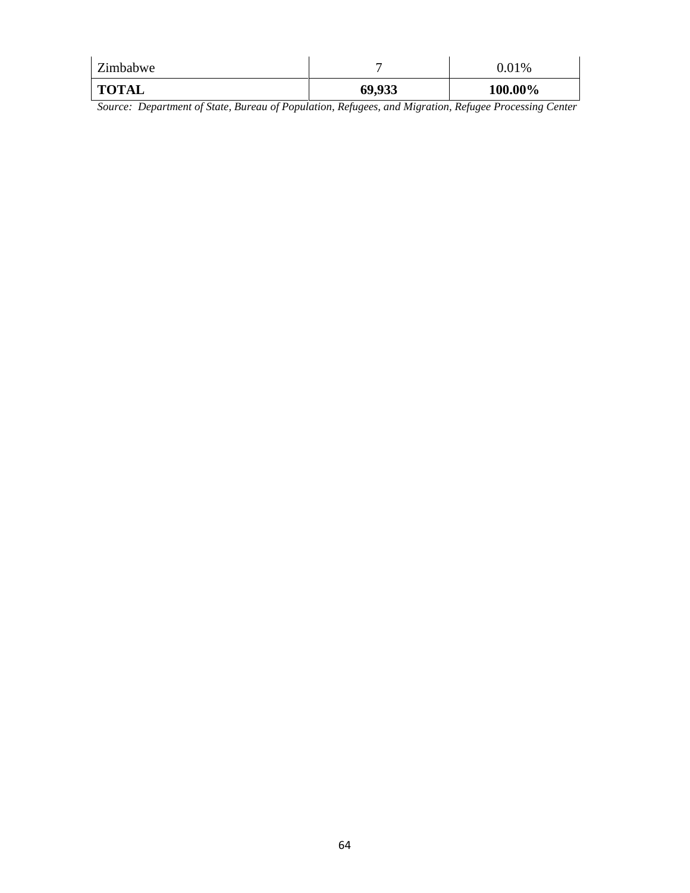| | | |
|---|---|---|
| Zimbabwe | 7 | 0.01% |
| **TOTAL** | **69,933** | **100.00%** |

*Source: Department of State, Bureau of Population, Refugees, and Migration, Refugee Processing Center*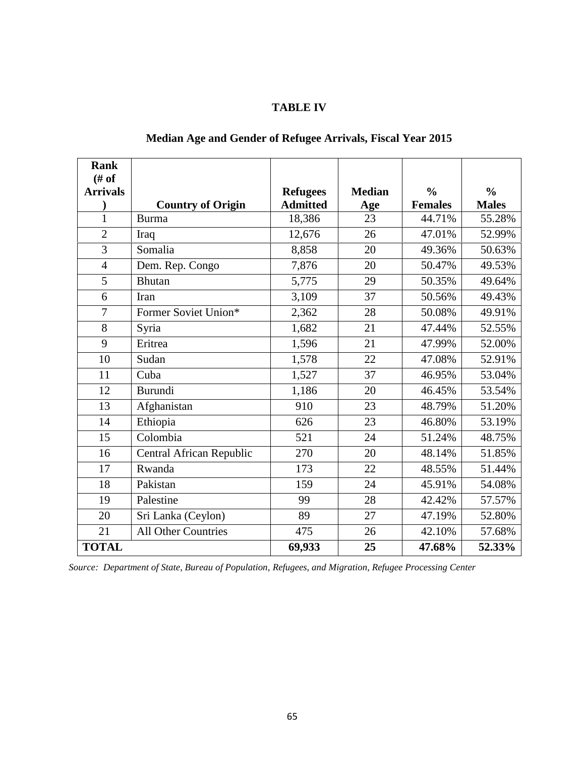**TABLE IV**

**Median Age and Gender of Refugee Arrivals, Fiscal Year 2015**

| Rank (# of Arrivals) | Country of Origin | Refugees Admitted | Median Age | % Females | % Males |
|---|---|---|---|---|---|
| 1 | Burma | 18,386 | 23 | 44.71% | 55.28% |
| 2 | Iraq | 12,676 | 26 | 47.01% | 52.99% |
| 3 | Somalia | 8,858 | 20 | 49.36% | 50.63% |
| 4 | Dem. Rep. Congo | 7,876 | 20 | 50.47% | 49.53% |
| 5 | Bhutan | 5,775 | 29 | 50.35% | 49.64% |
| 6 | Iran | 3,109 | 37 | 50.56% | 49.43% |
| 7 | Former Soviet Union* | 2,362 | 28 | 50.08% | 49.91% |
| 8 | Syria | 1,682 | 21 | 47.44% | 52.55% |
| 9 | Eritrea | 1,596 | 21 | 47.99% | 52.00% |
| 10 | Sudan | 1,578 | 22 | 47.08% | 52.91% |
| 11 | Cuba | 1,527 | 37 | 46.95% | 53.04% |
| 12 | Burundi | 1,186 | 20 | 46.45% | 53.54% |
| 13 | Afghanistan | 910 | 23 | 48.79% | 51.20% |
| 14 | Ethiopia | 626 | 23 | 46.80% | 53.19% |
| 15 | Colombia | 521 | 24 | 51.24% | 48.75% |
| 16 | Central African Republic | 270 | 20 | 48.14% | 51.85% |
| 17 | Rwanda | 173 | 22 | 48.55% | 51.44% |
| 18 | Pakistan | 159 | 24 | 45.91% | 54.08% |
| 19 | Palestine | 99 | 28 | 42.42% | 57.57% |
| 20 | Sri Lanka (Ceylon) | 89 | 27 | 47.19% | 52.80% |
| 21 | All Other Countries | 475 | 26 | 42.10% | 57.68% |
| **TOTAL** | | **69,933** | **25** | **47.68%** | **52.33%** |

*Source: Department of State, Bureau of Population, Refugees, and Migration, Refugee Processing Center*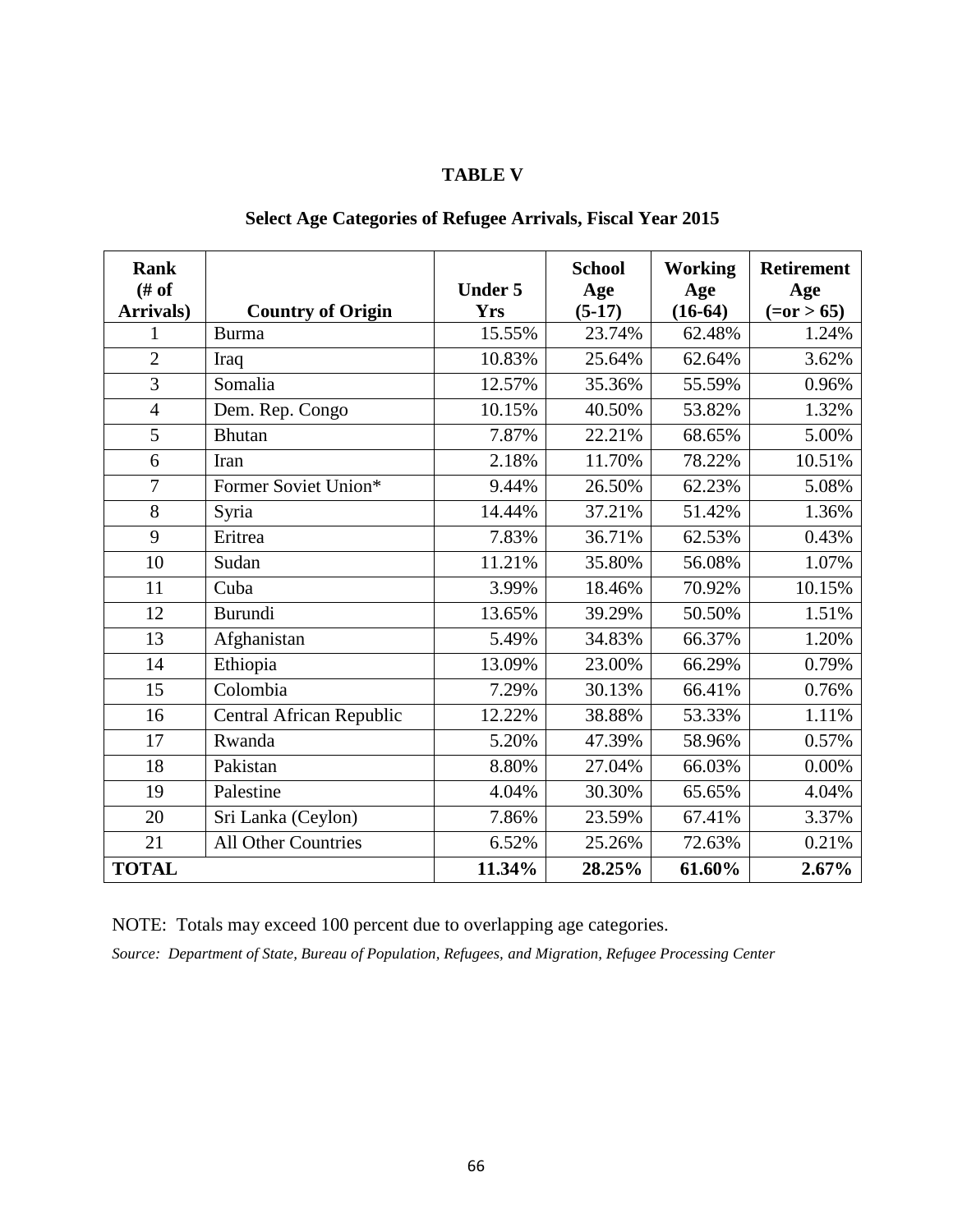**TABLE V**

**Select Age Categories of Refugee Arrivals, Fiscal Year 2015**

| Rank (# of Arrivals) | Country of Origin | Under 5 Yrs | School Age (5-17) | Working Age (16-64) | Retirement Age (=or > 65) |
|---|---|---|---|---|---|
| 1 | Burma | 15.55% | 23.74% | 62.48% | 1.24% |
| 2 | Iraq | 10.83% | 25.64% | 62.64% | 3.62% |
| 3 | Somalia | 12.57% | 35.36% | 55.59% | 0.96% |
| 4 | Dem. Rep. Congo | 10.15% | 40.50% | 53.82% | 1.32% |
| 5 | Bhutan | 7.87% | 22.21% | 68.65% | 5.00% |
| 6 | Iran | 2.18% | 11.70% | 78.22% | 10.51% |
| 7 | Former Soviet Union* | 9.44% | 26.50% | 62.23% | 5.08% |
| 8 | Syria | 14.44% | 37.21% | 51.42% | 1.36% |
| 9 | Eritrea | 7.83% | 36.71% | 62.53% | 0.43% |
| 10 | Sudan | 11.21% | 35.80% | 56.08% | 1.07% |
| 11 | Cuba | 3.99% | 18.46% | 70.92% | 10.15% |
| 12 | Burundi | 13.65% | 39.29% | 50.50% | 1.51% |
| 13 | Afghanistan | 5.49% | 34.83% | 66.37% | 1.20% |
| 14 | Ethiopia | 13.09% | 23.00% | 66.29% | 0.79% |
| 15 | Colombia | 7.29% | 30.13% | 66.41% | 0.76% |
| 16 | Central African Republic | 12.22% | 38.88% | 53.33% | 1.11% |
| 17 | Rwanda | 5.20% | 47.39% | 58.96% | 0.57% |
| 18 | Pakistan | 8.80% | 27.04% | 66.03% | 0.00% |
| 19 | Palestine | 4.04% | 30.30% | 65.65% | 4.04% |
| 20 | Sri Lanka (Ceylon) | 7.86% | 23.59% | 67.41% | 3.37% |
| 21 | All Other Countries | 6.52% | 25.26% | 72.63% | 0.21% |
| **TOTAL** | | **11.34%** | **28.25%** | **61.60%** | **2.67%** |

NOTE: Totals may exceed 100 percent due to overlapping age categories.

*Source: Department of State, Bureau of Population, Refugees, and Migration, Refugee Processing Center*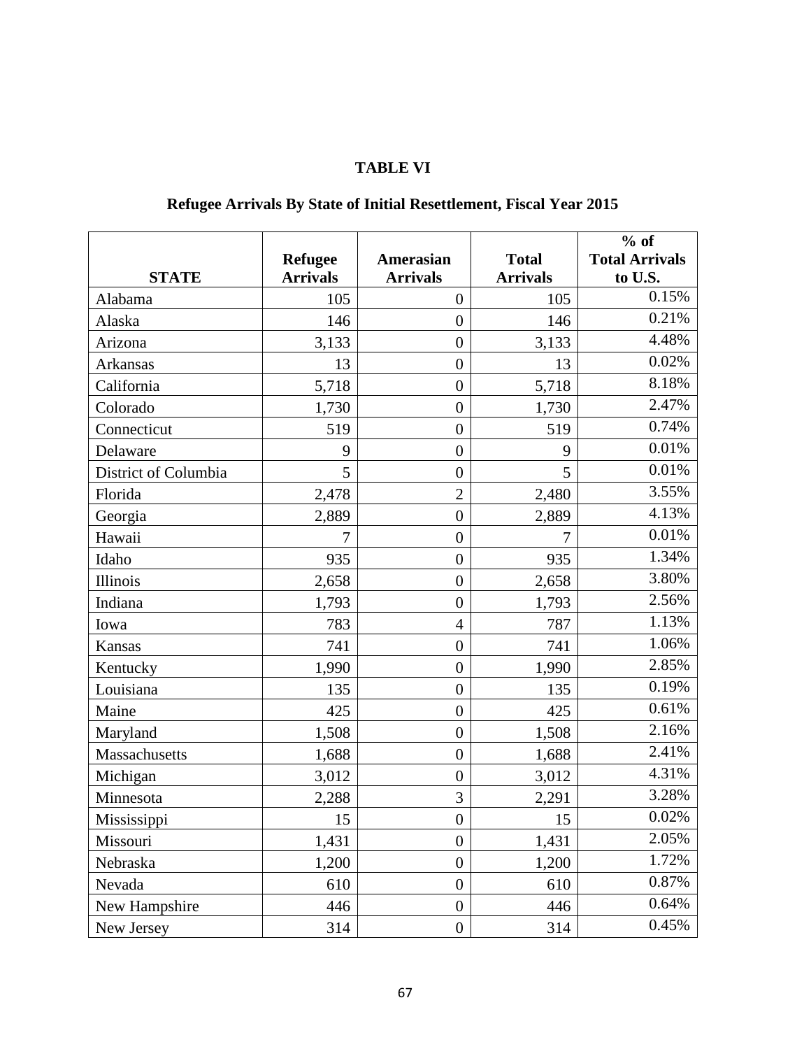**TABLE VI**

**Refugee Arrivals By State of Initial Resettlement, Fiscal Year 2015**

| STATE | Refugee Arrivals | Amerasian Arrivals | Total Arrivals | % of Total Arrivals to U.S. |
|---|---|---|---|---|
| Alabama | 105 | 0 | 105 | 0.15% |
| Alaska | 146 | 0 | 146 | 0.21% |
| Arizona | 3,133 | 0 | 3,133 | 4.48% |
| Arkansas | 13 | 0 | 13 | 0.02% |
| California | 5,718 | 0 | 5,718 | 8.18% |
| Colorado | 1,730 | 0 | 1,730 | 2.47% |
| Connecticut | 519 | 0 | 519 | 0.74% |
| Delaware | 9 | 0 | 9 | 0.01% |
| District of Columbia | 5 | 0 | 5 | 0.01% |
| Florida | 2,478 | 2 | 2,480 | 3.55% |
| Georgia | 2,889 | 0 | 2,889 | 4.13% |
| Hawaii | 7 | 0 | 7 | 0.01% |
| Idaho | 935 | 0 | 935 | 1.34% |
| Illinois | 2,658 | 0 | 2,658 | 3.80% |
| Indiana | 1,793 | 0 | 1,793 | 2.56% |
| Iowa | 783 | 4 | 787 | 1.13% |
| Kansas | 741 | 0 | 741 | 1.06% |
| Kentucky | 1,990 | 0 | 1,990 | 2.85% |
| Louisiana | 135 | 0 | 135 | 0.19% |
| Maine | 425 | 0 | 425 | 0.61% |
| Maryland | 1,508 | 0 | 1,508 | 2.16% |
| Massachusetts | 1,688 | 0 | 1,688 | 2.41% |
| Michigan | 3,012 | 0 | 3,012 | 4.31% |
| Minnesota | 2,288 | 3 | 2,291 | 3.28% |
| Mississippi | 15 | 0 | 15 | 0.02% |
| Missouri | 1,431 | 0 | 1,431 | 2.05% |
| Nebraska | 1,200 | 0 | 1,200 | 1.72% |
| Nevada | 610 | 0 | 610 | 0.87% |
| New Hampshire | 446 | 0 | 446 | 0.64% |
| New Jersey | 314 | 0 | 314 | 0.45% |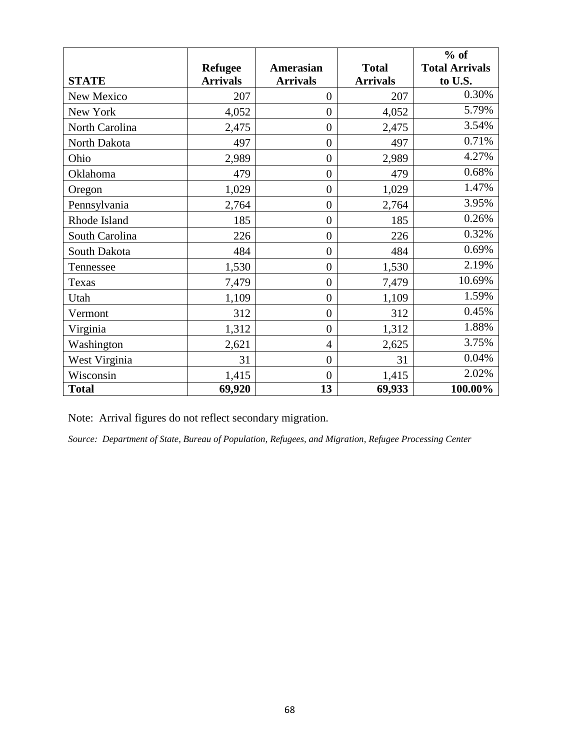| STATE | Refugee Arrivals | Amerasian Arrivals | Total Arrivals | % of Total Arrivals to U.S. |
|---|---|---|---|---|
| New Mexico | 207 | 0 | 207 | 0.30% |
| New York | 4,052 | 0 | 4,052 | 5.79% |
| North Carolina | 2,475 | 0 | 2,475 | 3.54% |
| North Dakota | 497 | 0 | 497 | 0.71% |
| Ohio | 2,989 | 0 | 2,989 | 4.27% |
| Oklahoma | 479 | 0 | 479 | 0.68% |
| Oregon | 1,029 | 0 | 1,029 | 1.47% |
| Pennsylvania | 2,764 | 0 | 2,764 | 3.95% |
| Rhode Island | 185 | 0 | 185 | 0.26% |
| South Carolina | 226 | 0 | 226 | 0.32% |
| South Dakota | 484 | 0 | 484 | 0.69% |
| Tennessee | 1,530 | 0 | 1,530 | 2.19% |
| Texas | 7,479 | 0 | 7,479 | 10.69% |
| Utah | 1,109 | 0 | 1,109 | 1.59% |
| Vermont | 312 | 0 | 312 | 0.45% |
| Virginia | 1,312 | 0 | 1,312 | 1.88% |
| Washington | 2,621 | 4 | 2,625 | 3.75% |
| West Virginia | 31 | 0 | 31 | 0.04% |
| Wisconsin | 1,415 | 0 | 1,415 | 2.02% |
| **Total** | **69,920** | **13** | **69,933** | **100.00%** |

Note: Arrival figures do not reflect secondary migration.

*Source: Department of State, Bureau of Population, Refugees, and Migration, Refugee Processing Center*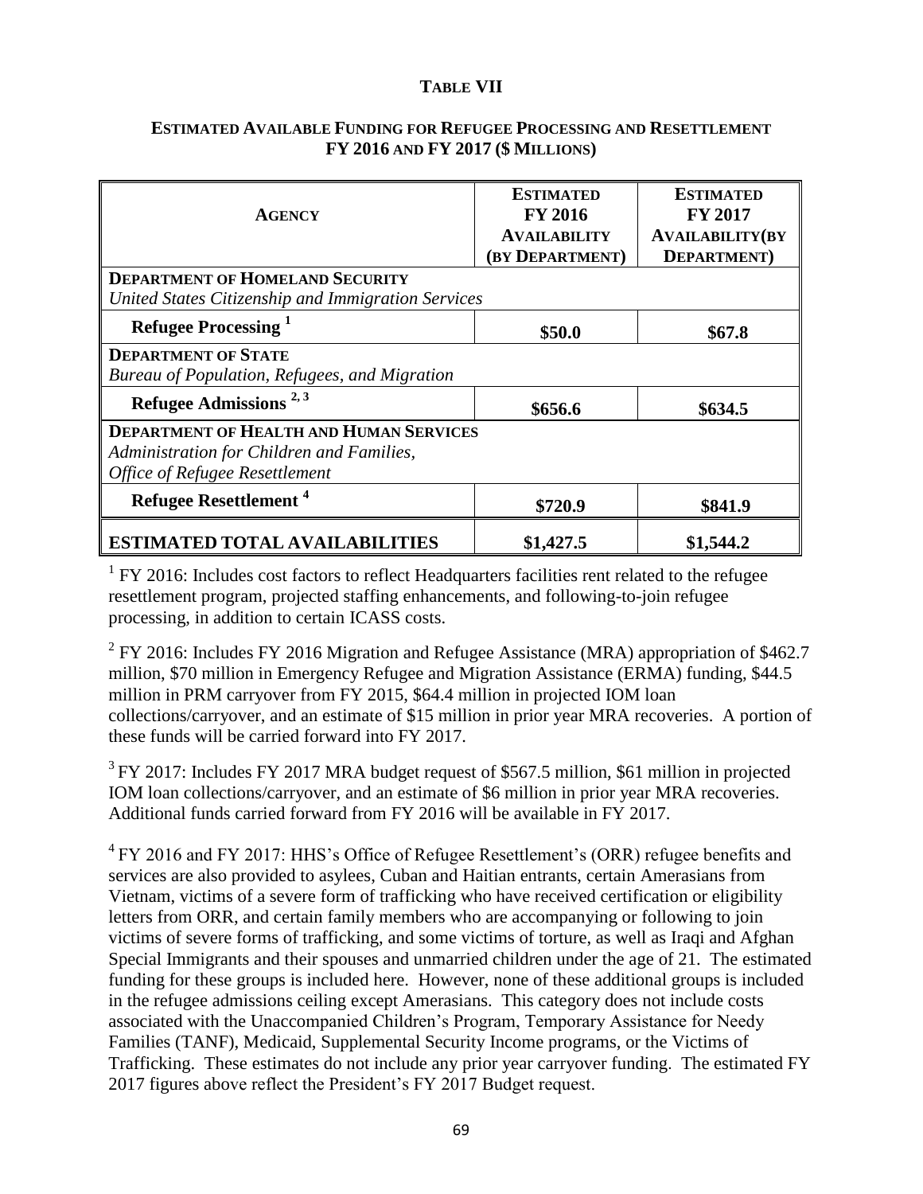# TABLE VII

## ESTIMATED AVAILABLE FUNDING FOR REFUGEE PROCESSING AND RESETTLEMENT FY 2016 AND FY 2017 ($ MILLIONS)

| AGENCY | ESTIMATED FY 2016 AVAILABILITY (BY DEPARTMENT) | ESTIMATED FY 2017 AVAILABILITY(BY DEPARTMENT) |
|---|---|---|
| **DEPARTMENT OF HOMELAND SECURITY** *United States Citizenship and Immigration Services* | | |
| **Refugee Processing** [1] | **$50.0** | **$67.8** |
| **DEPARTMENT OF STATE** *Bureau of Population, Refugees, and Migration* | | |
| **Refugee Admissions** [2, 3] | **$656.6** | **$634.5** |
| **DEPARTMENT OF HEALTH AND HUMAN SERVICES** *Administration for Children and Families, Office of Refugee Resettlement* | | |
| **Refugee Resettlement** [4] | **$720.9** | **$841.9** |
| **ESTIMATED TOTAL AVAILABILITIES** | **$1,427.5** | **$1,544.2** |

[1] FY 2016: Includes cost factors to reflect Headquarters facilities rent related to the refugee resettlement program, projected staffing enhancements, and following-to-join refugee processing, in addition to certain ICASS costs.

[2] FY 2016: Includes FY 2016 Migration and Refugee Assistance (MRA) appropriation of $462.7 million, $70 million in Emergency Refugee and Migration Assistance (ERMA) funding, $44.5 million in PRM carryover from FY 2015, $64.4 million in projected IOM loan collections/carryover, and an estimate of $15 million in prior year MRA recoveries. A portion of these funds will be carried forward into FY 2017.

[3] FY 2017: Includes FY 2017 MRA budget request of $567.5 million, $61 million in projected IOM loan collections/carryover, and an estimate of $6 million in prior year MRA recoveries. Additional funds carried forward from FY 2016 will be available in FY 2017.

[4] FY 2016 and FY 2017: HHS's Office of Refugee Resettlement's (ORR) refugee benefits and services are also provided to asylees, Cuban and Haitian entrants, certain Amerasians from Vietnam, victims of a severe form of trafficking who have received certification or eligibility letters from ORR, and certain family members who are accompanying or following to join victims of severe forms of trafficking, and some victims of torture, as well as Iraqi and Afghan Special Immigrants and their spouses and unmarried children under the age of 21. The estimated funding for these groups is included here. However, none of these additional groups is included in the refugee admissions ceiling except Amerasians. This category does not include costs associated with the Unaccompanied Children's Program, Temporary Assistance for Needy Families (TANF), Medicaid, Supplemental Security Income programs, or the Victims of Trafficking. These estimates do not include any prior year carryover funding. The estimated FY 2017 figures above reflect the President's FY 2017 Budget request.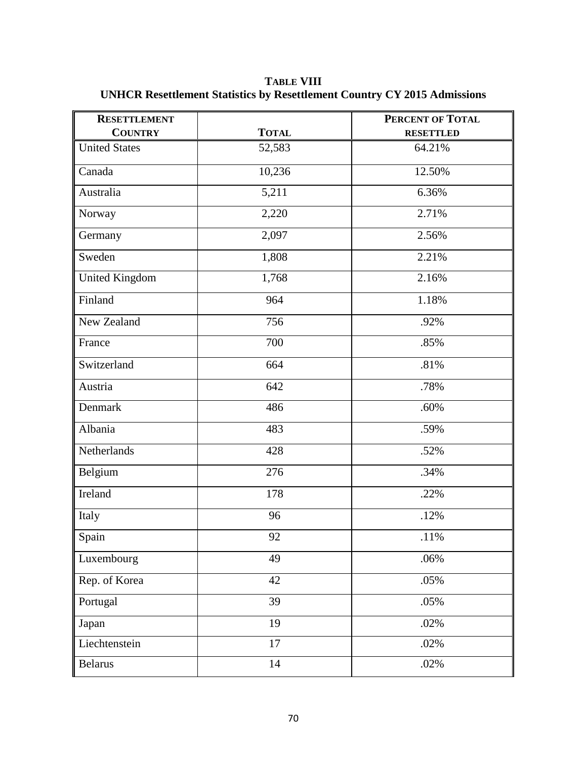**TABLE VIII**
**UNHCR Resettlement Statistics by Resettlement Country CY 2015 Admissions**

| RESETTLEMENT COUNTRY | TOTAL | PERCENT OF TOTAL RESETTLED |
|---|---|---|
| United States | 52,583 | 64.21% |
| Canada | 10,236 | 12.50% |
| Australia | 5,211 | 6.36% |
| Norway | 2,220 | 2.71% |
| Germany | 2,097 | 2.56% |
| Sweden | 1,808 | 2.21% |
| United Kingdom | 1,768 | 2.16% |
| Finland | 964 | 1.18% |
| New Zealand | 756 | .92% |
| France | 700 | .85% |
| Switzerland | 664 | .81% |
| Austria | 642 | .78% |
| Denmark | 486 | .60% |
| Albania | 483 | .59% |
| Netherlands | 428 | .52% |
| Belgium | 276 | .34% |
| Ireland | 178 | .22% |
| Italy | 96 | .12% |
| Spain | 92 | .11% |
| Luxembourg | 49 | .06% |
| Rep. of Korea | 42 | .05% |
| Portugal | 39 | .05% |
| Japan | 19 | .02% |
| Liechtenstein | 17 | .02% |
| Belarus | 14 | .02% |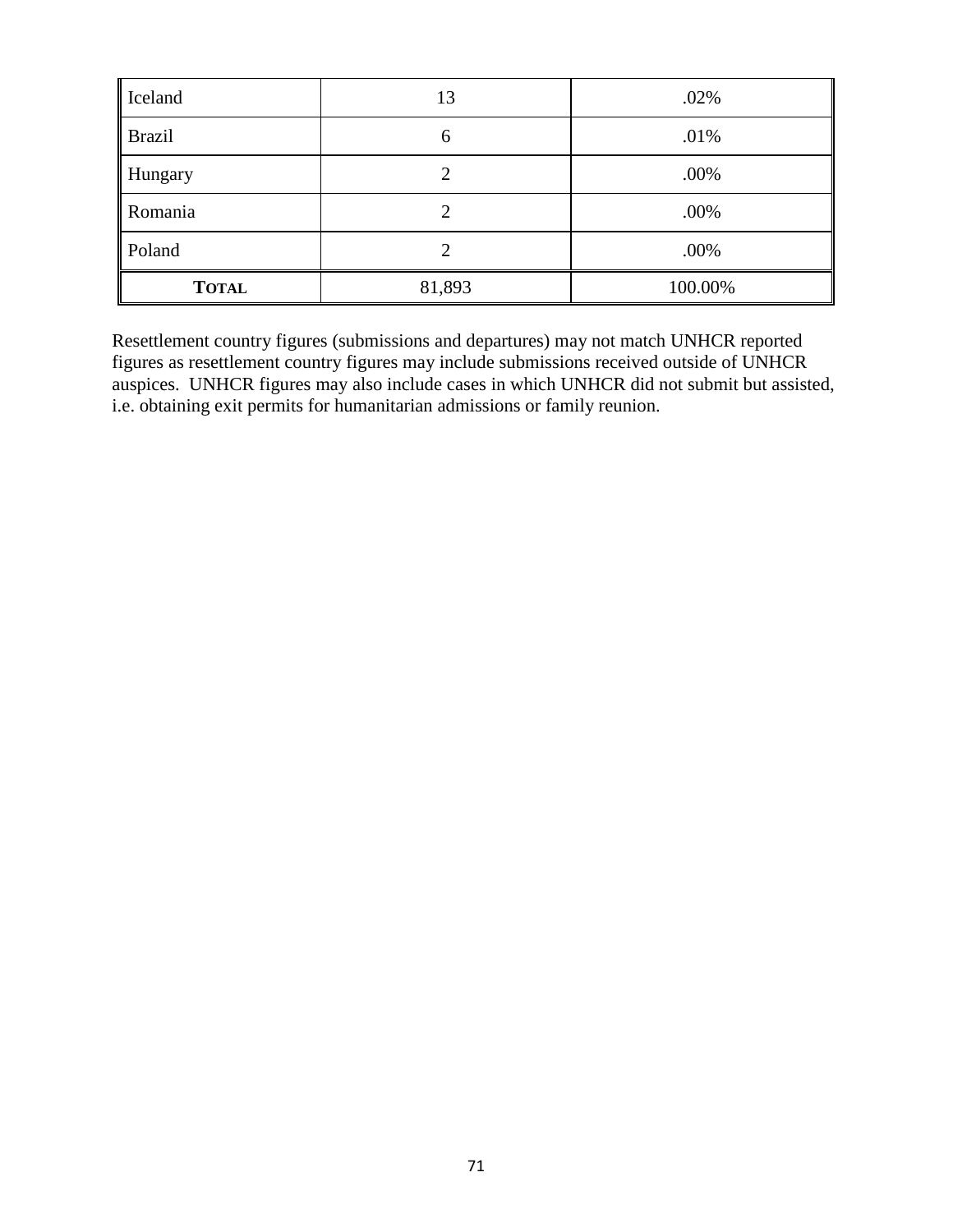| | | |
|---|---|---|
| Iceland | 13 | .02% |
| Brazil | 6 | .01% |
| Hungary | 2 | .00% |
| Romania | 2 | .00% |
| Poland | 2 | .00% |
| **TOTAL** | 81,893 | 100.00% |

Resettlement country figures (submissions and departures) may not match UNHCR reported figures as resettlement country figures may include submissions received outside of UNHCR auspices. UNHCR figures may also include cases in which UNHCR did not submit but assisted, i.e. obtaining exit permits for humanitarian admissions or family reunion.